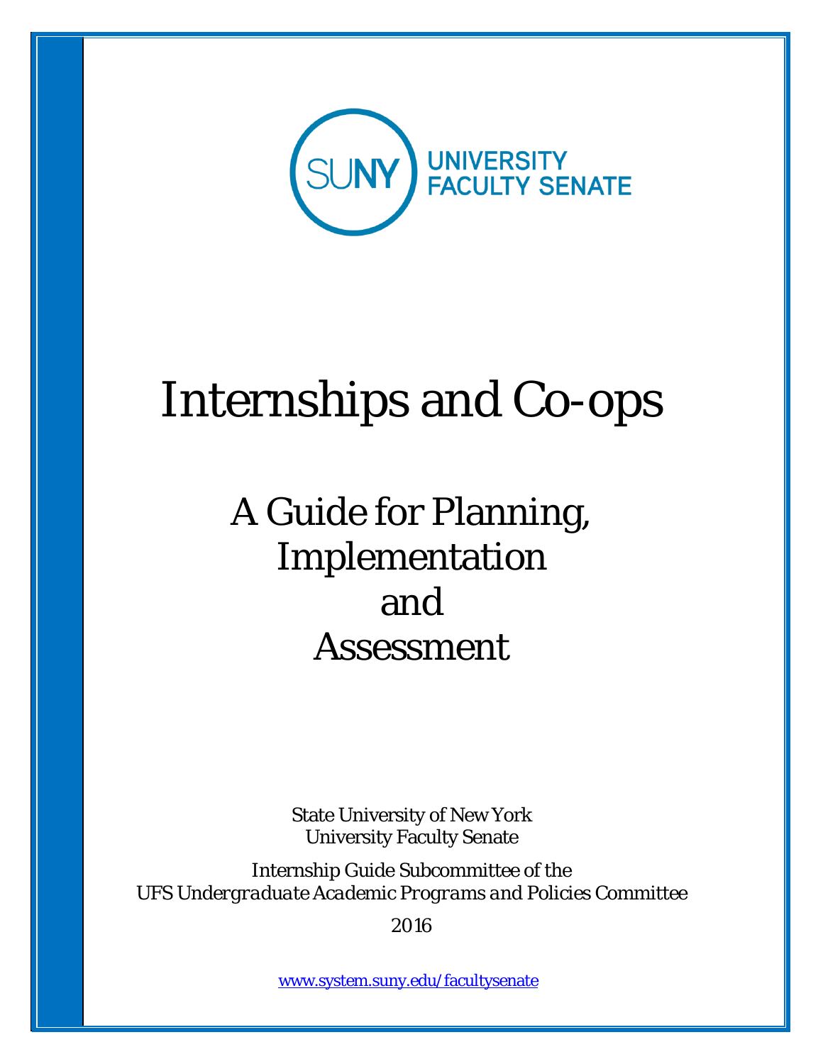SUNY UNIVERSITY FACULTY SENATE

# Internships and Co-ops

## A Guide for Planning, Implementation and Assessment

State University of New York
University Faculty Senate

Internship Guide Subcommittee of the
UFS *Undergraduate Academic Programs and Policies Committee*

2016

www.system.suny.edu/facultysenate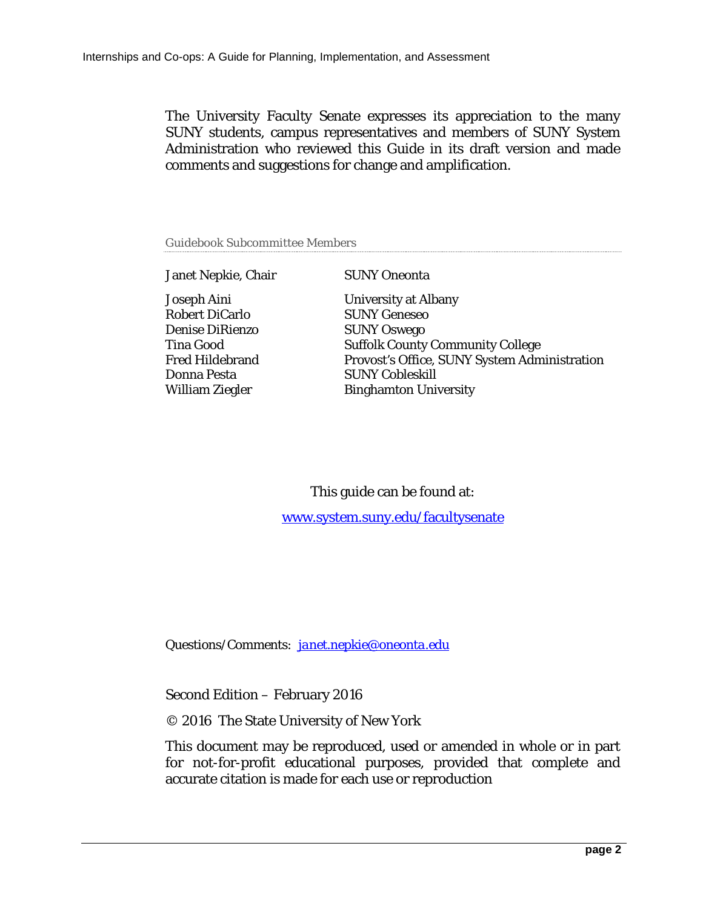The University Faculty Senate expresses its appreciation to the many SUNY students, campus representatives and members of SUNY System Administration who reviewed this Guide in its draft version and made comments and suggestions for change and amplification.

## Guidebook Subcommittee Members

| | |
|---|---|
| Janet Nepkie, Chair | SUNY Oneonta |
| Joseph Aini | University at Albany |
| Robert DiCarlo | SUNY Geneseo |
| Denise DiRienzo | SUNY Oswego |
| Tina Good | Suffolk County Community College |
| Fred Hildebrand | Provost's Office, SUNY System Administration |
| Donna Pesta | SUNY Cobleskill |
| William Ziegler | Binghamton University |

This guide can be found at:

www.system.suny.edu/facultysenate

Questions/Comments: *janet.nepkie@oneonta.edu*

Second Edition – February 2016

© 2016 The State University of New York

This document may be reproduced, used or amended in whole or in part for not-for-profit educational purposes, provided that complete and accurate citation is made for each use or reproduction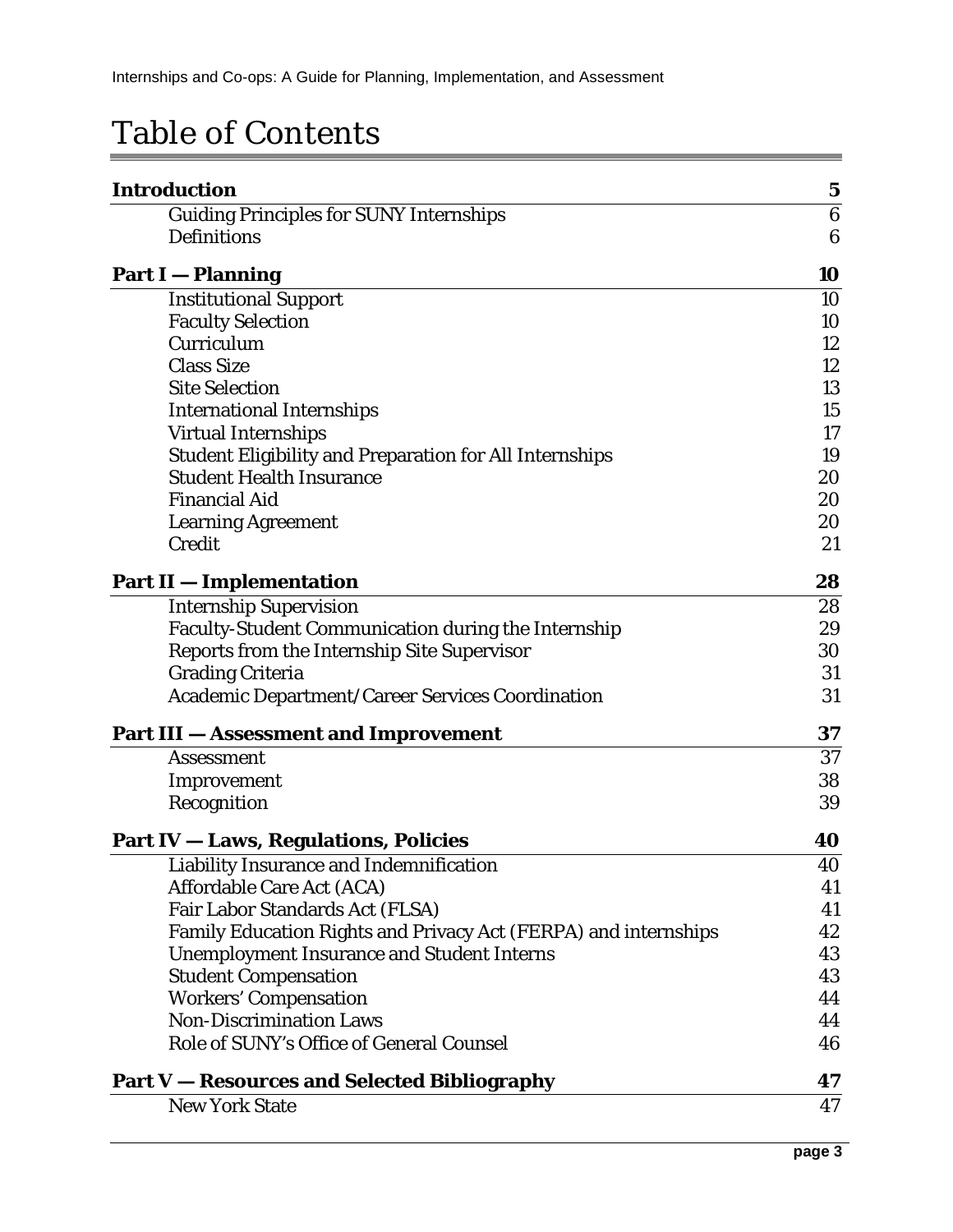# Table of Contents

| | |
|---|---|
| **Introduction** | **5** |
| Guiding Principles for SUNY Internships | 6 |
| Definitions | 6 |
| **Part I — Planning** | **10** |
| Institutional Support | 10 |
| Faculty Selection | 10 |
| Curriculum | 12 |
| Class Size | 12 |
| Site Selection | 13 |
| International Internships | 15 |
| Virtual Internships | 17 |
| Student Eligibility and Preparation for All Internships | 19 |
| Student Health Insurance | 20 |
| Financial Aid | 20 |
| Learning Agreement | 20 |
| Credit | 21 |
| **Part II — Implementation** | **28** |
| Internship Supervision | 28 |
| Faculty-Student Communication during the Internship | 29 |
| Reports from the Internship Site Supervisor | 30 |
| Grading Criteria | 31 |
| Academic Department/Career Services Coordination | 31 |
| **Part III — Assessment and Improvement** | **37** |
| Assessment | 37 |
| Improvement | 38 |
| Recognition | 39 |
| **Part IV — Laws, Regulations, Policies** | **40** |
| Liability Insurance and Indemnification | 40 |
| Affordable Care Act (ACA) | 41 |
| Fair Labor Standards Act (FLSA) | 41 |
| Family Education Rights and Privacy Act (FERPA) and internships | 42 |
| Unemployment Insurance and Student Interns | 43 |
| Student Compensation | 43 |
| Workers' Compensation | 44 |
| Non-Discrimination Laws | 44 |
| Role of SUNY's Office of General Counsel | 46 |
| **Part V — Resources and Selected Bibliography** | **47** |
| New York State | 47 |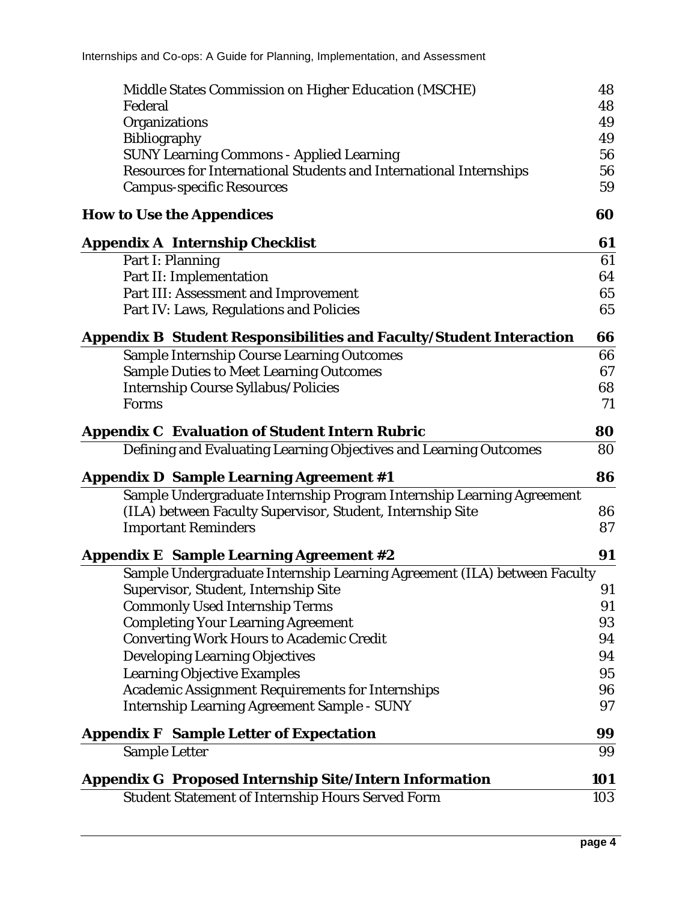| | |
|---|---|
| Middle States Commission on Higher Education (MSCHE) | 48 |
| Federal | 48 |
| Organizations | 49 |
| Bibliography | 49 |
| SUNY Learning Commons - Applied Learning | 56 |
| Resources for International Students and International Internships | 56 |
| Campus-specific Resources | 59 |
| **How to Use the Appendices** | **60** |
| **Appendix A Internship Checklist** | **61** |
| Part I: Planning | 61 |
| Part II: Implementation | 64 |
| Part III: Assessment and Improvement | 65 |
| Part IV: Laws, Regulations and Policies | 65 |
| **Appendix B Student Responsibilities and Faculty/Student Interaction** | **66** |
| Sample Internship Course Learning Outcomes | 66 |
| Sample Duties to Meet Learning Outcomes | 67 |
| Internship Course Syllabus/Policies | 68 |
| Forms | 71 |
| **Appendix C Evaluation of Student Intern Rubric** | **80** |
| Defining and Evaluating Learning Objectives and Learning Outcomes | 80 |
| **Appendix D Sample Learning Agreement #1** | **86** |
| Sample Undergraduate Internship Program Internship Learning Agreement (ILA) between Faculty Supervisor, Student, Internship Site | 86 |
| Important Reminders | 87 |
| **Appendix E Sample Learning Agreement #2** | **91** |
| Sample Undergraduate Internship Learning Agreement (ILA) between Faculty Supervisor, Student, Internship Site | 91 |
| Commonly Used Internship Terms | 91 |
| Completing Your Learning Agreement | 93 |
| Converting Work Hours to Academic Credit | 94 |
| Developing Learning Objectives | 94 |
| Learning Objective Examples | 95 |
| Academic Assignment Requirements for Internships | 96 |
| Internship Learning Agreement Sample - SUNY | 97 |
| **Appendix F Sample Letter of Expectation** | **99** |
| Sample Letter | 99 |
| **Appendix G Proposed Internship Site/Intern Information** | **101** |
| Student Statement of Internship Hours Served Form | 103 |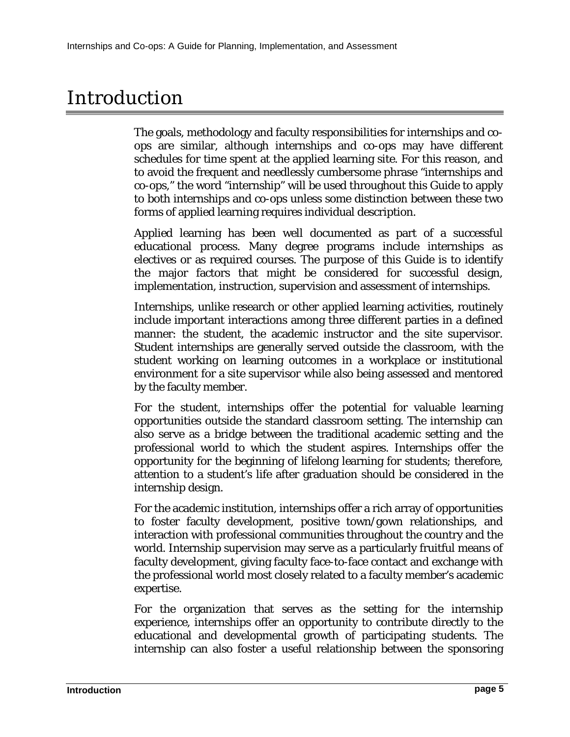# Introduction

The goals, methodology and faculty responsibilities for internships and co-ops are similar, although internships and co-ops may have different schedules for time spent at the applied learning site. For this reason, and to avoid the frequent and needlessly cumbersome phrase "internships and co-ops," the word "internship" will be used throughout this Guide to apply to both internships and co-ops unless some distinction between these two forms of applied learning requires individual description.

Applied learning has been well documented as part of a successful educational process. Many degree programs include internships as electives or as required courses. The purpose of this Guide is to identify the major factors that might be considered for successful design, implementation, instruction, supervision and assessment of internships.

Internships, unlike research or other applied learning activities, routinely include important interactions among three different parties in a defined manner: the student, the academic instructor and the site supervisor. Student internships are generally served outside the classroom, with the student working on learning outcomes in a workplace or institutional environment for a site supervisor while also being assessed and mentored by the faculty member.

For the student, internships offer the potential for valuable learning opportunities outside the standard classroom setting. The internship can also serve as a bridge between the traditional academic setting and the professional world to which the student aspires. Internships offer the opportunity for the beginning of lifelong learning for students; therefore, attention to a student's life after graduation should be considered in the internship design.

For the academic institution, internships offer a rich array of opportunities to foster faculty development, positive town/gown relationships, and interaction with professional communities throughout the country and the world. Internship supervision may serve as a particularly fruitful means of faculty development, giving faculty face-to-face contact and exchange with the professional world most closely related to a faculty member's academic expertise.

For the organization that serves as the setting for the internship experience, internships offer an opportunity to contribute directly to the educational and developmental growth of participating students. The internship can also foster a useful relationship between the sponsoring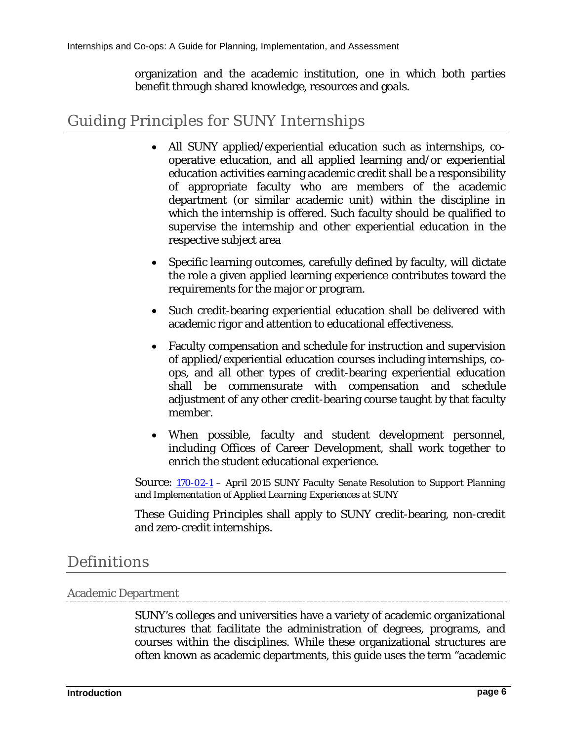organization and the academic institution, one in which both parties benefit through shared knowledge, resources and goals.

## Guiding Principles for SUNY Internships

- All SUNY applied/experiential education such as internships, co-operative education, and all applied learning and/or experiential education activities earning academic credit shall be a responsibility of appropriate faculty who are members of the academic department (or similar academic unit) within the discipline in which the internship is offered. Such faculty should be qualified to supervise the internship and other experiential education in the respective subject area

- Specific learning outcomes, carefully defined by faculty, will dictate the role a given applied learning experience contributes toward the requirements for the major or program.

- Such credit-bearing experiential education shall be delivered with academic rigor and attention to educational effectiveness.

- Faculty compensation and schedule for instruction and supervision of applied/experiential education courses including internships, co-ops, and all other types of credit-bearing experiential education shall be commensurate with compensation and schedule adjustment of any other credit-bearing course taught by that faculty member.

- When possible, faculty and student development personnel, including Offices of Career Development, shall work together to enrich the student educational experience.

Source: 170-02-1 – *April 2015 SUNY Faculty Senate Resolution to Support Planning and Implementation of Applied Learning Experiences at SUNY*

These Guiding Principles shall apply to SUNY credit-bearing, non-credit and zero-credit internships.

## Definitions

### Academic Department

SUNY's colleges and universities have a variety of academic organizational structures that facilitate the administration of degrees, programs, and courses within the disciplines. While these organizational structures are often known as academic departments, this guide uses the term "academic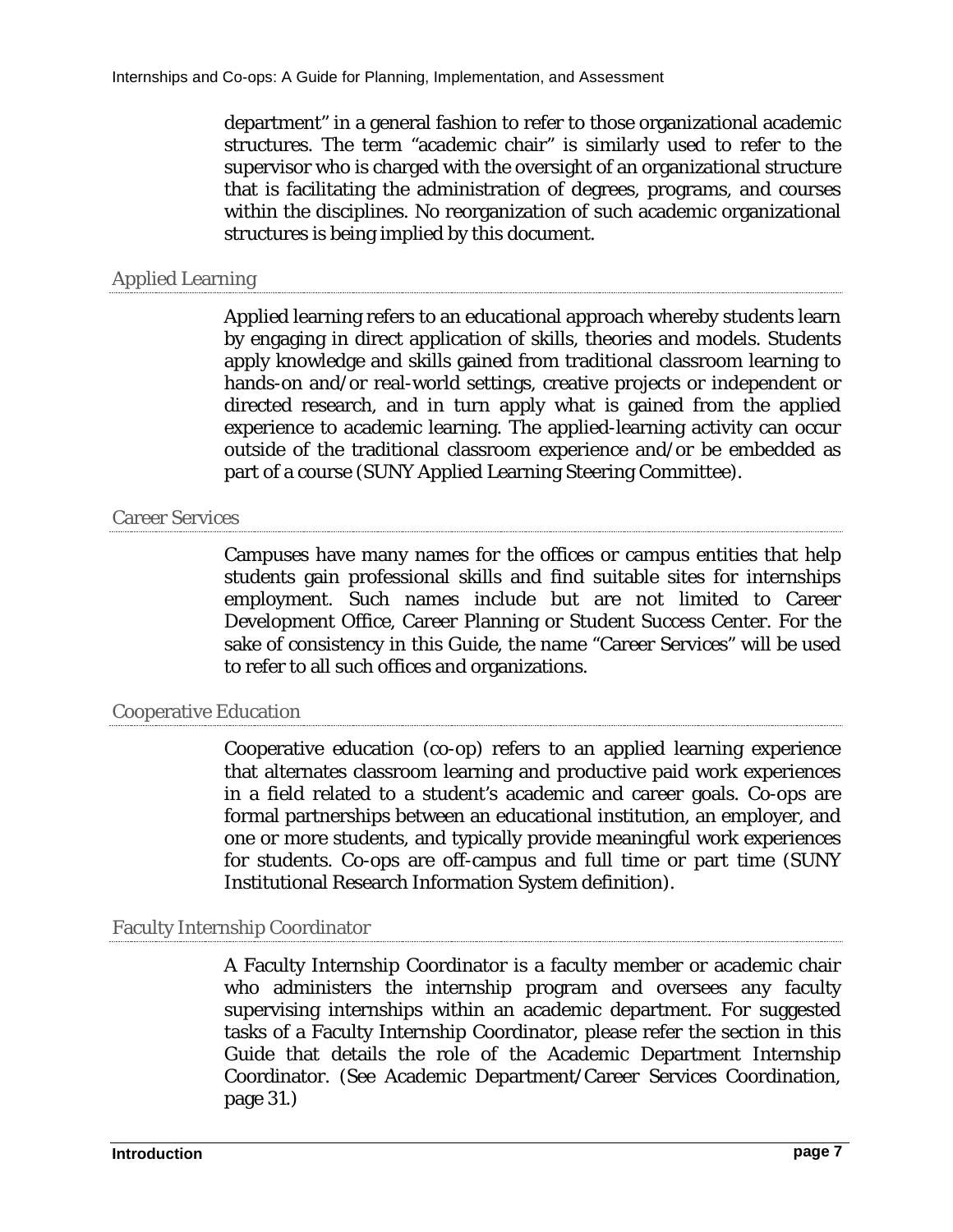department" in a general fashion to refer to those organizational academic structures. The term "academic chair" is similarly used to refer to the supervisor who is charged with the oversight of an organizational structure that is facilitating the administration of degrees, programs, and courses within the disciplines. No reorganization of such academic organizational structures is being implied by this document.

### Applied Learning

Applied learning refers to an educational approach whereby students learn by engaging in direct application of skills, theories and models. Students apply knowledge and skills gained from traditional classroom learning to hands-on and/or real-world settings, creative projects or independent or directed research, and in turn apply what is gained from the applied experience to academic learning. The applied-learning activity can occur outside of the traditional classroom experience and/or be embedded as part of a course (SUNY Applied Learning Steering Committee).

### Career Services

Campuses have many names for the offices or campus entities that help students gain professional skills and find suitable sites for internships employment. Such names include but are not limited to Career Development Office, Career Planning or Student Success Center. For the sake of consistency in this Guide, the name "Career Services" will be used to refer to all such offices and organizations.

### Cooperative Education

Cooperative education (co-op) refers to an applied learning experience that alternates classroom learning and productive paid work experiences in a field related to a student's academic and career goals. Co-ops are formal partnerships between an educational institution, an employer, and one or more students, and typically provide meaningful work experiences for students. Co-ops are off-campus and full time or part time (SUNY Institutional Research Information System definition).

### Faculty Internship Coordinator

A Faculty Internship Coordinator is a faculty member or academic chair who administers the internship program and oversees any faculty supervising internships within an academic department. For suggested tasks of a Faculty Internship Coordinator, please refer the section in this Guide that details the role of the Academic Department Internship Coordinator. (See Academic Department/Career Services Coordination, page 31.)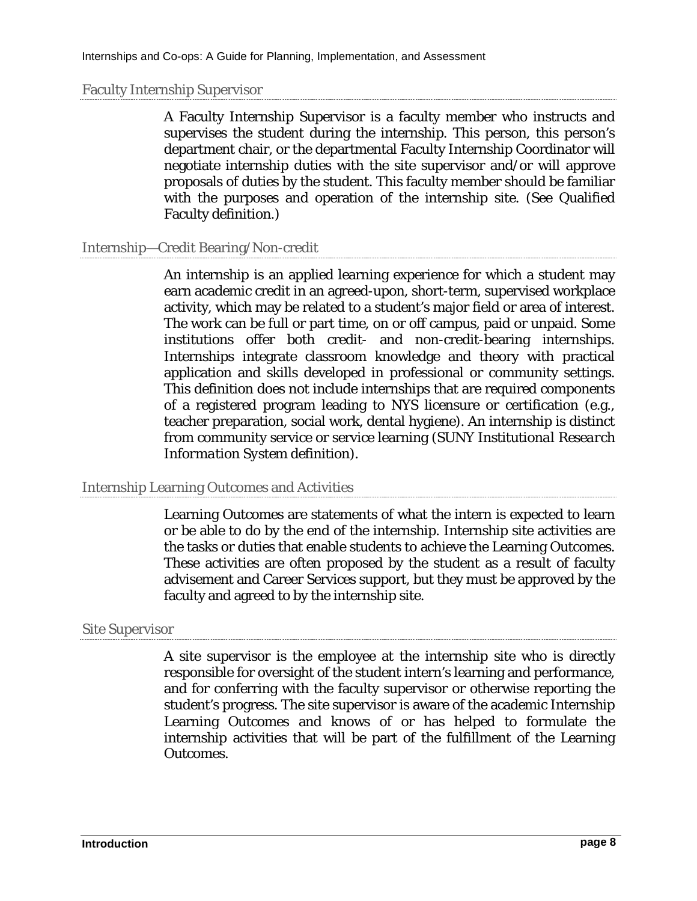### Faculty Internship Supervisor

A Faculty Internship Supervisor is a faculty member who instructs and supervises the student during the internship. This person, this person's department chair, or the departmental Faculty Internship Coordinator will negotiate internship duties with the site supervisor and/or will approve proposals of duties by the student. This faculty member should be familiar with the purposes and operation of the internship site. (See Qualified Faculty definition.)

### Internship—Credit Bearing/Non-credit

An internship is an applied learning experience for which a student may earn academic credit in an agreed-upon, short-term, supervised workplace activity, which may be related to a student's major field or area of interest. The work can be full or part time, on or off campus, paid or unpaid. Some institutions offer both credit- and non-credit-bearing internships. Internships integrate classroom knowledge and theory with practical application and skills developed in professional or community settings. This definition does not include internships that are required components of a registered program leading to NYS licensure or certification (e.g., teacher preparation, social work, dental hygiene). An internship is distinct from community service or service learning (*SUNY Institutional Research Information System* definition).

### Internship Learning Outcomes and Activities

Learning Outcomes are statements of what the intern is expected to learn or be able to do by the end of the internship. Internship site activities are the tasks or duties that enable students to achieve the Learning Outcomes. These activities are often proposed by the student as a result of faculty advisement and Career Services support, but they must be approved by the faculty and agreed to by the internship site.

### Site Supervisor

A site supervisor is the employee at the internship site who is directly responsible for oversight of the student intern's learning and performance, and for conferring with the faculty supervisor or otherwise reporting the student's progress. The site supervisor is aware of the academic Internship Learning Outcomes and knows of or has helped to formulate the internship activities that will be part of the fulfillment of the Learning Outcomes.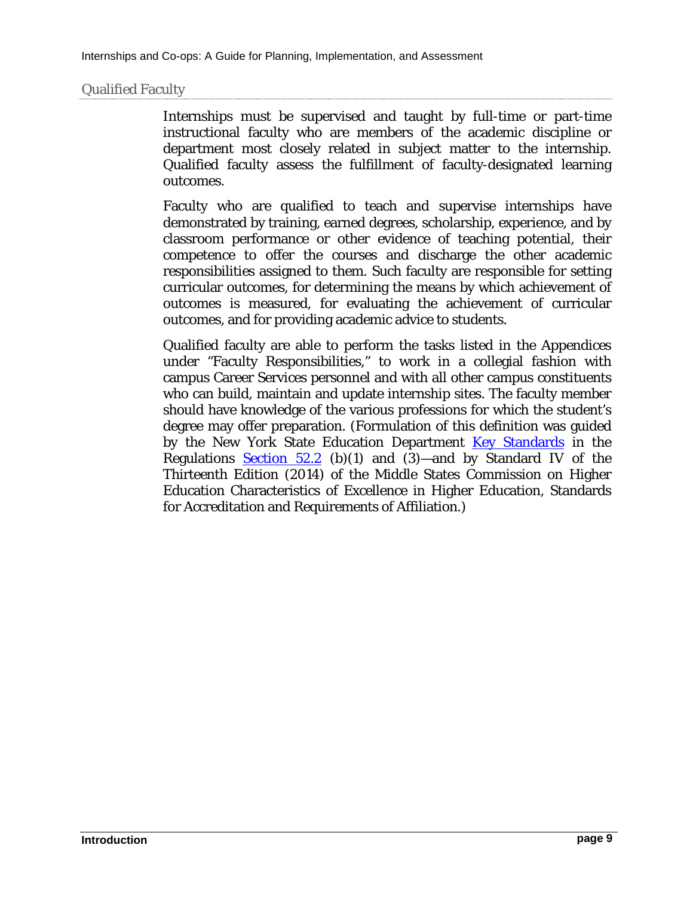## Qualified Faculty

Internships must be supervised and taught by full-time or part-time instructional faculty who are members of the academic discipline or department most closely related in subject matter to the internship. Qualified faculty assess the fulfillment of faculty-designated learning outcomes.

Faculty who are qualified to teach and supervise internships have demonstrated by training, earned degrees, scholarship, experience, and by classroom performance or other evidence of teaching potential, their competence to offer the courses and discharge the other academic responsibilities assigned to them. Such faculty are responsible for setting curricular outcomes, for determining the means by which achievement of outcomes is measured, for evaluating the achievement of curricular outcomes, and for providing academic advice to students.

Qualified faculty are able to perform the tasks listed in the Appendices under "Faculty Responsibilities," to work in a collegial fashion with campus Career Services personnel and with all other campus constituents who can build, maintain and update internship sites. The faculty member should have knowledge of the various professions for which the student's degree may offer preparation. (Formulation of this definition was guided by the New York State Education Department Key Standards in the Regulations Section 52.2 (b)(1) and (3)—and by Standard IV of the Thirteenth Edition (2014) of the Middle States Commission on Higher Education Characteristics of Excellence in Higher Education, Standards for Accreditation and Requirements of Affiliation.)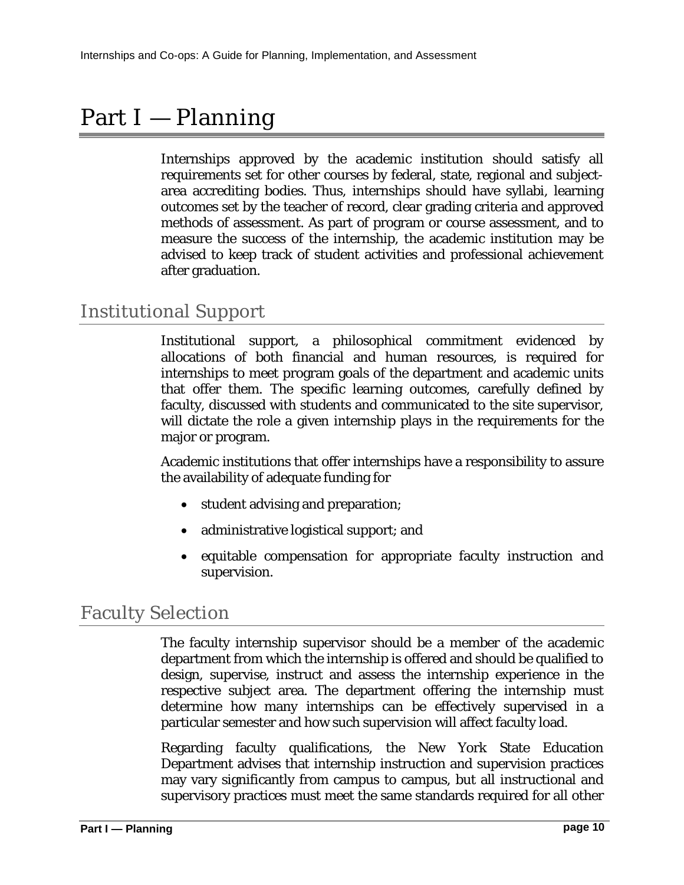# Part I — Planning

Internships approved by the academic institution should satisfy all requirements set for other courses by federal, state, regional and subject-area accrediting bodies. Thus, internships should have syllabi, learning outcomes set by the teacher of record, clear grading criteria and approved methods of assessment. As part of program or course assessment, and to measure the success of the internship, the academic institution may be advised to keep track of student activities and professional achievement after graduation.

## Institutional Support

Institutional support, a philosophical commitment evidenced by allocations of both financial and human resources, is required for internships to meet program goals of the department and academic units that offer them. The specific learning outcomes, carefully defined by faculty, discussed with students and communicated to the site supervisor, will dictate the role a given internship plays in the requirements for the major or program.

Academic institutions that offer internships have a responsibility to assure the availability of adequate funding for

- student advising and preparation;
- administrative logistical support; and
- equitable compensation for appropriate faculty instruction and supervision.

## Faculty Selection

The faculty internship supervisor should be a member of the academic department from which the internship is offered and should be qualified to design, supervise, instruct and assess the internship experience in the respective subject area. The department offering the internship must determine how many internships can be effectively supervised in a particular semester and how such supervision will affect faculty load.

Regarding faculty qualifications, the New York State Education Department advises that internship instruction and supervision practices may vary significantly from campus to campus, but all instructional and supervisory practices must meet the same standards required for all other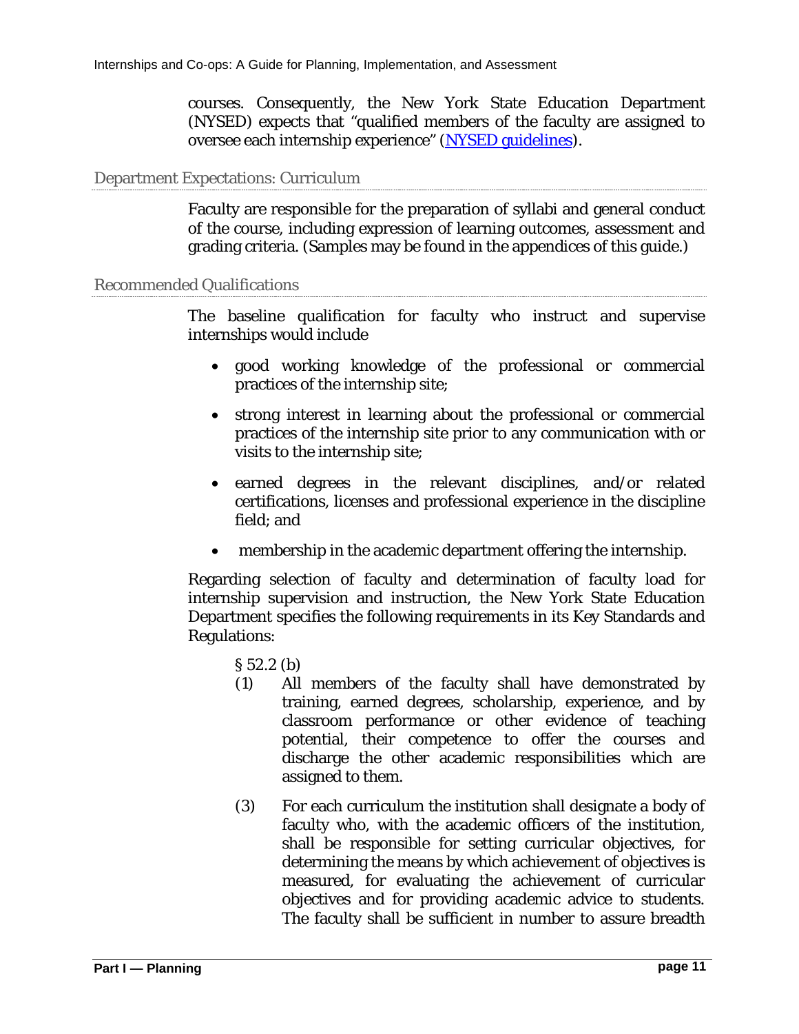courses. Consequently, the New York State Education Department (NYSED) expects that "qualified members of the faculty are assigned to oversee each internship experience" ([NYSED guidelines](#)).

### Department Expectations: Curriculum

Faculty are responsible for the preparation of syllabi and general conduct of the course, including expression of learning outcomes, assessment and grading criteria. (Samples may be found in the appendices of this guide.)

### Recommended Qualifications

The baseline qualification for faculty who instruct and supervise internships would include

- good working knowledge of the professional or commercial practices of the internship site;
- strong interest in learning about the professional or commercial practices of the internship site prior to any communication with or visits to the internship site;
- earned degrees in the relevant disciplines, and/or related certifications, licenses and professional experience in the discipline field; and
- membership in the academic department offering the internship.

Regarding selection of faculty and determination of faculty load for internship supervision and instruction, the New York State Education Department specifies the following requirements in its Key Standards and Regulations:

§ 52.2 (b)

(1) All members of the faculty shall have demonstrated by training, earned degrees, scholarship, experience, and by classroom performance or other evidence of teaching potential, their competence to offer the courses and discharge the other academic responsibilities which are assigned to them.

(3) For each curriculum the institution shall designate a body of faculty who, with the academic officers of the institution, shall be responsible for setting curricular objectives, for determining the means by which achievement of objectives is measured, for evaluating the achievement of curricular objectives and for providing academic advice to students. The faculty shall be sufficient in number to assure breadth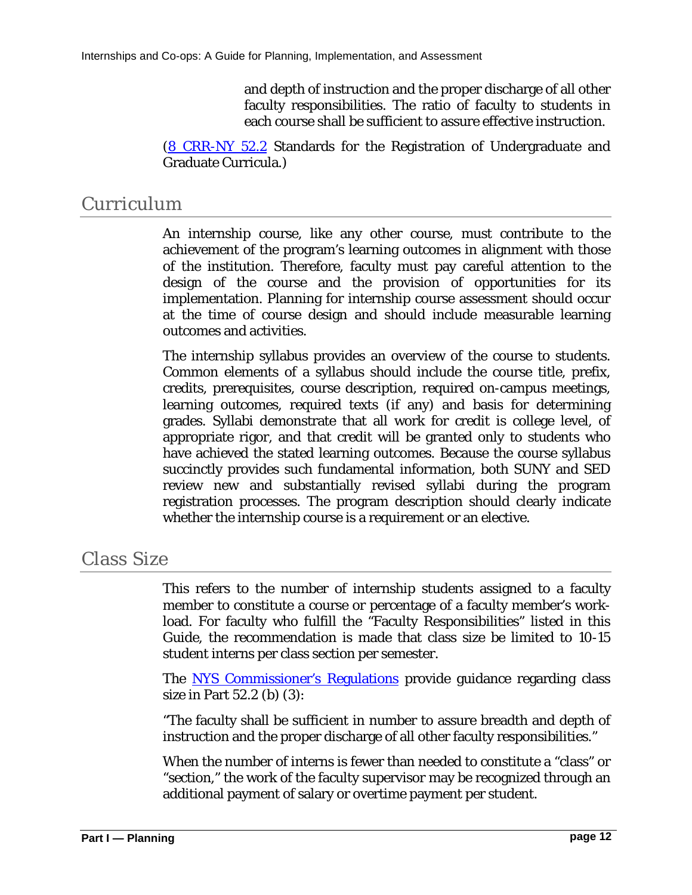and depth of instruction and the proper discharge of all other faculty responsibilities. The ratio of faculty to students in each course shall be sufficient to assure effective instruction.

([8 CRR-NY 52.2](#) Standards for the Registration of Undergraduate and Graduate Curricula.)

## Curriculum

An internship course, like any other course, must contribute to the achievement of the program's learning outcomes in alignment with those of the institution. Therefore, faculty must pay careful attention to the design of the course and the provision of opportunities for its implementation. Planning for internship course assessment should occur at the time of course design and should include measurable learning outcomes and activities.

The internship syllabus provides an overview of the course to students. Common elements of a syllabus should include the course title, prefix, credits, prerequisites, course description, required on-campus meetings, learning outcomes, required texts (if any) and basis for determining grades. Syllabi demonstrate that all work for credit is college level, of appropriate rigor, and that credit will be granted only to students who have achieved the stated learning outcomes. Because the course syllabus succinctly provides such fundamental information, both SUNY and SED review new and substantially revised syllabi during the program registration processes. The program description should clearly indicate whether the internship course is a requirement or an elective.

## Class Size

This refers to the number of internship students assigned to a faculty member to constitute a course or percentage of a faculty member's work-load. For faculty who fulfill the "Faculty Responsibilities" listed in this Guide, the recommendation is made that class size be limited to 10-15 student interns per class section per semester.

The [NYS Commissioner's Regulations](#) provide guidance regarding class size in Part 52.2 (b) (3):

"The faculty shall be sufficient in number to assure breadth and depth of instruction and the proper discharge of all other faculty responsibilities."

When the number of interns is fewer than needed to constitute a "class" or "section," the work of the faculty supervisor may be recognized through an additional payment of salary or overtime payment per student.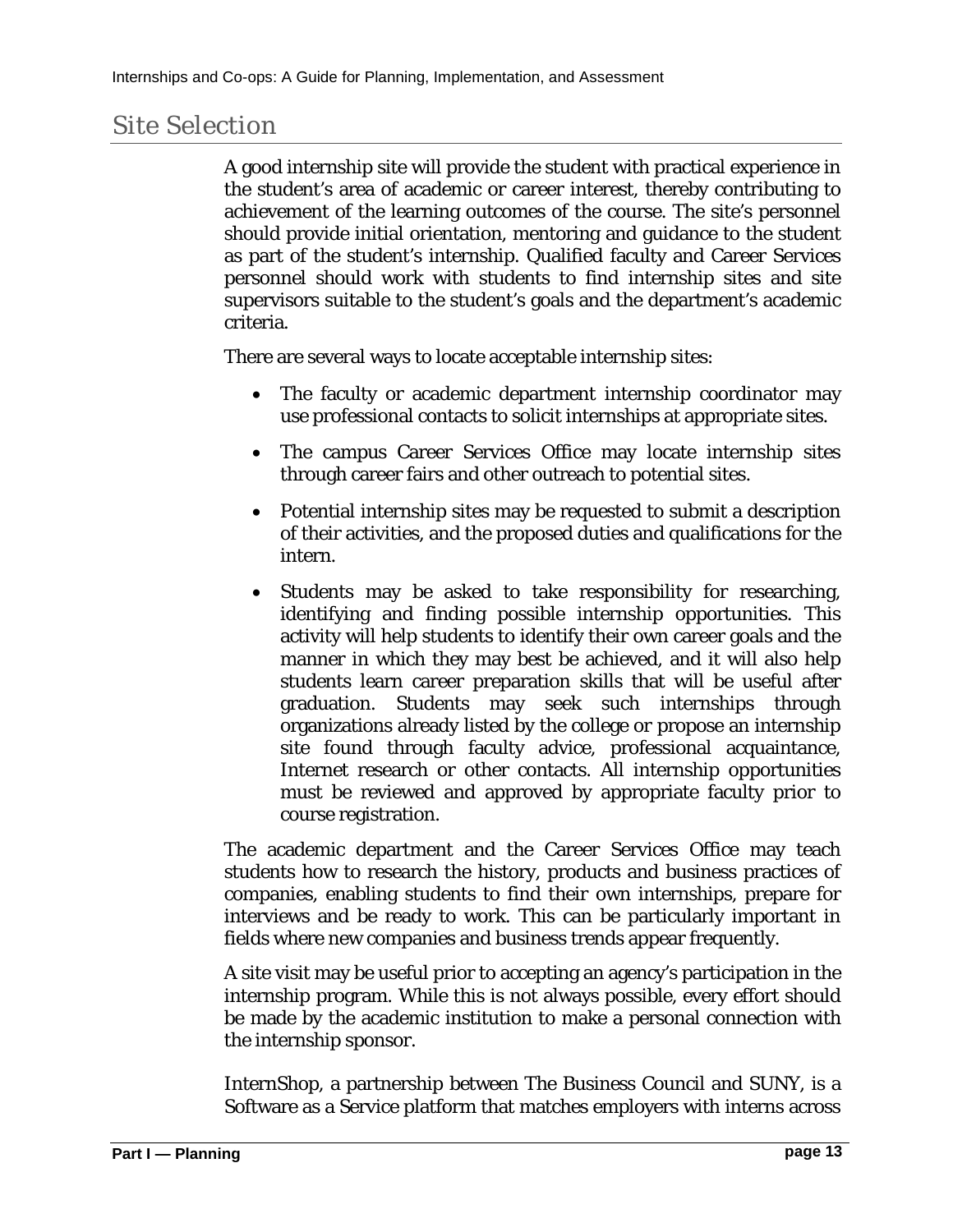## Site Selection

A good internship site will provide the student with practical experience in the student's area of academic or career interest, thereby contributing to achievement of the learning outcomes of the course. The site's personnel should provide initial orientation, mentoring and guidance to the student as part of the student's internship. Qualified faculty and Career Services personnel should work with students to find internship sites and site supervisors suitable to the student's goals and the department's academic criteria.

There are several ways to locate acceptable internship sites:

- The faculty or academic department internship coordinator may use professional contacts to solicit internships at appropriate sites.
- The campus Career Services Office may locate internship sites through career fairs and other outreach to potential sites.
- Potential internship sites may be requested to submit a description of their activities, and the proposed duties and qualifications for the intern.
- Students may be asked to take responsibility for researching, identifying and finding possible internship opportunities. This activity will help students to identify their own career goals and the manner in which they may best be achieved, and it will also help students learn career preparation skills that will be useful after graduation. Students may seek such internships through organizations already listed by the college or propose an internship site found through faculty advice, professional acquaintance, Internet research or other contacts. All internship opportunities must be reviewed and approved by appropriate faculty prior to course registration.

The academic department and the Career Services Office may teach students how to research the history, products and business practices of companies, enabling students to find their own internships, prepare for interviews and be ready to work. This can be particularly important in fields where new companies and business trends appear frequently.

A site visit may be useful prior to accepting an agency's participation in the internship program. While this is not always possible, every effort should be made by the academic institution to make a personal connection with the internship sponsor.

InternShop, a partnership between The Business Council and SUNY, is a Software as a Service platform that matches employers with interns across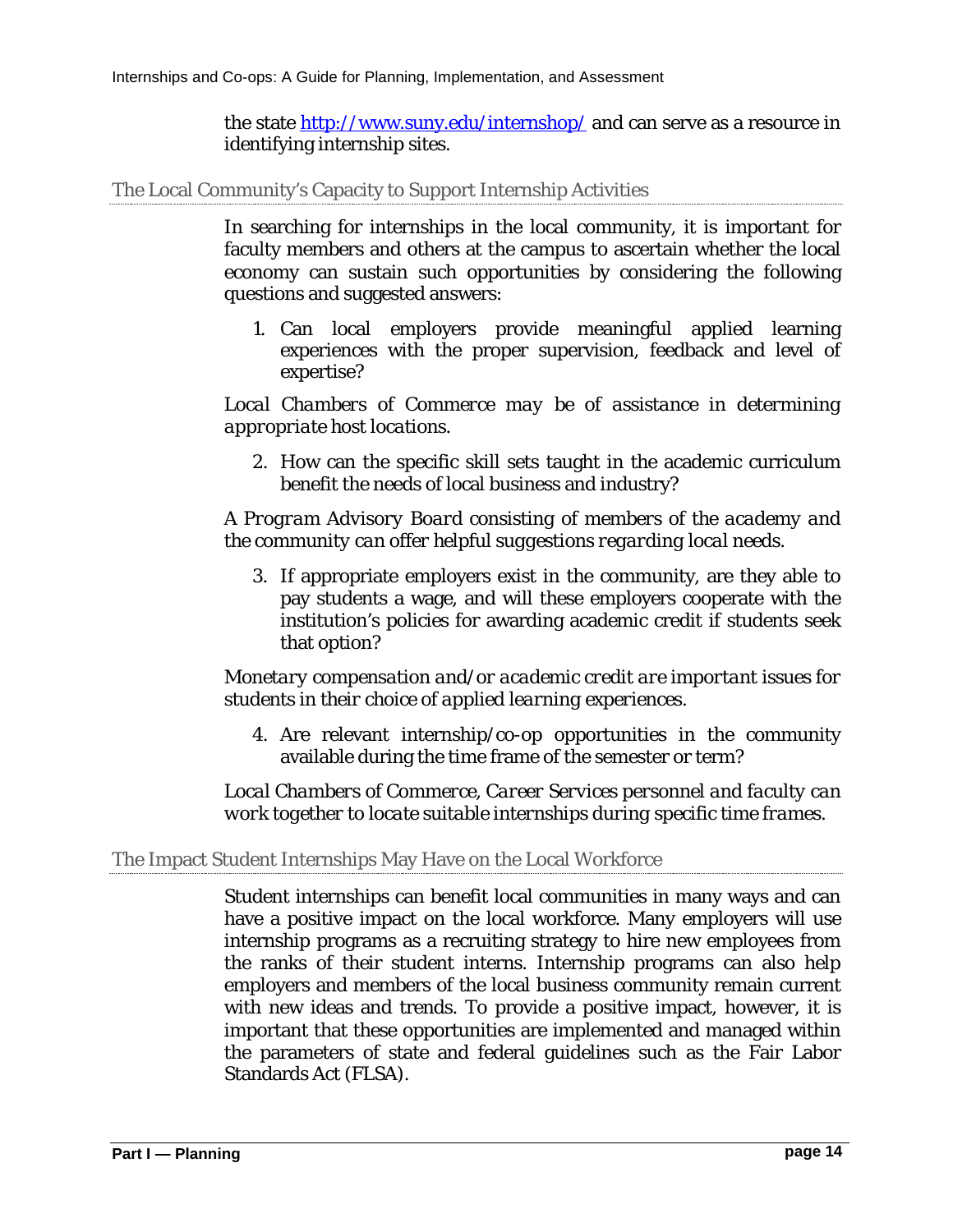the state [http://www.suny.edu/internshop/](http://www.suny.edu/internshop/) and can serve as a resource in identifying internship sites.

## The Local Community's Capacity to Support Internship Activities

In searching for internships in the local community, it is important for faculty members and others at the campus to ascertain whether the local economy can sustain such opportunities by considering the following questions and suggested answers:

1. Can local employers provide meaningful applied learning experiences with the proper supervision, feedback and level of expertise?

*Local Chambers of Commerce may be of assistance in determining appropriate host locations.*

2. How can the specific skill sets taught in the academic curriculum benefit the needs of local business and industry?

*A Program Advisory Board consisting of members of the academy and the community can offer helpful suggestions regarding local needs.*

3. If appropriate employers exist in the community, are they able to pay students a wage, and will these employers cooperate with the institution's policies for awarding academic credit if students seek that option?

*Monetary compensation and/or academic credit are important issues for students in their choice of applied learning experiences.*

4. Are relevant internship/co-op opportunities in the community available during the time frame of the semester or term?

*Local Chambers of Commerce, Career Services personnel and faculty can work together to locate suitable internships during specific time frames.*

## The Impact Student Internships May Have on the Local Workforce

Student internships can benefit local communities in many ways and can have a positive impact on the local workforce. Many employers will use internship programs as a recruiting strategy to hire new employees from the ranks of their student interns. Internship programs can also help employers and members of the local business community remain current with new ideas and trends. To provide a positive impact, however, it is important that these opportunities are implemented and managed within the parameters of state and federal guidelines such as the Fair Labor Standards Act (FLSA).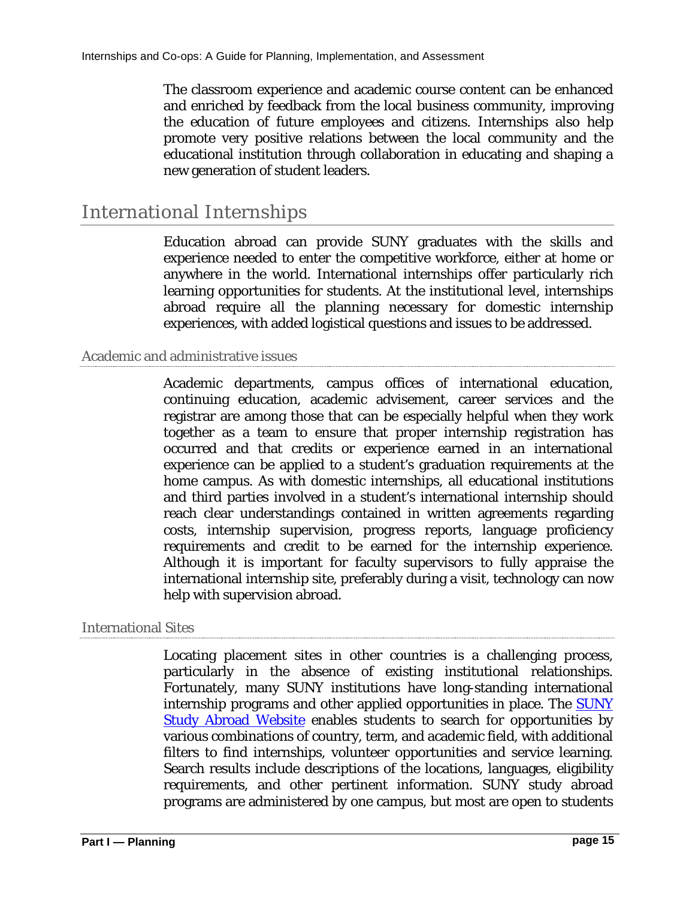The classroom experience and academic course content can be enhanced and enriched by feedback from the local business community, improving the education of future employees and citizens. Internships also help promote very positive relations between the local community and the educational institution through collaboration in educating and shaping a new generation of student leaders.

## International Internships

Education abroad can provide SUNY graduates with the skills and experience needed to enter the competitive workforce, either at home or anywhere in the world. International internships offer particularly rich learning opportunities for students. At the institutional level, internships abroad require all the planning necessary for domestic internship experiences, with added logistical questions and issues to be addressed.

### Academic and administrative issues

Academic departments, campus offices of international education, continuing education, academic advisement, career services and the registrar are among those that can be especially helpful when they work together as a team to ensure that proper internship registration has occurred and that credits or experience earned in an international experience can be applied to a student's graduation requirements at the home campus. As with domestic internships, all educational institutions and third parties involved in a student's international internship should reach clear understandings contained in written agreements regarding costs, internship supervision, progress reports, language proficiency requirements and credit to be earned for the internship experience. Although it is important for faculty supervisors to fully appraise the international internship site, preferably during a visit, technology can now help with supervision abroad.

### International Sites

Locating placement sites in other countries is a challenging process, particularly in the absence of existing institutional relationships. Fortunately, many SUNY institutions have long-standing international internship programs and other applied opportunities in place. The SUNY Study Abroad Website enables students to search for opportunities by various combinations of country, term, and academic field, with additional filters to find internships, volunteer opportunities and service learning. Search results include descriptions of the locations, languages, eligibility requirements, and other pertinent information. SUNY study abroad programs are administered by one campus, but most are open to students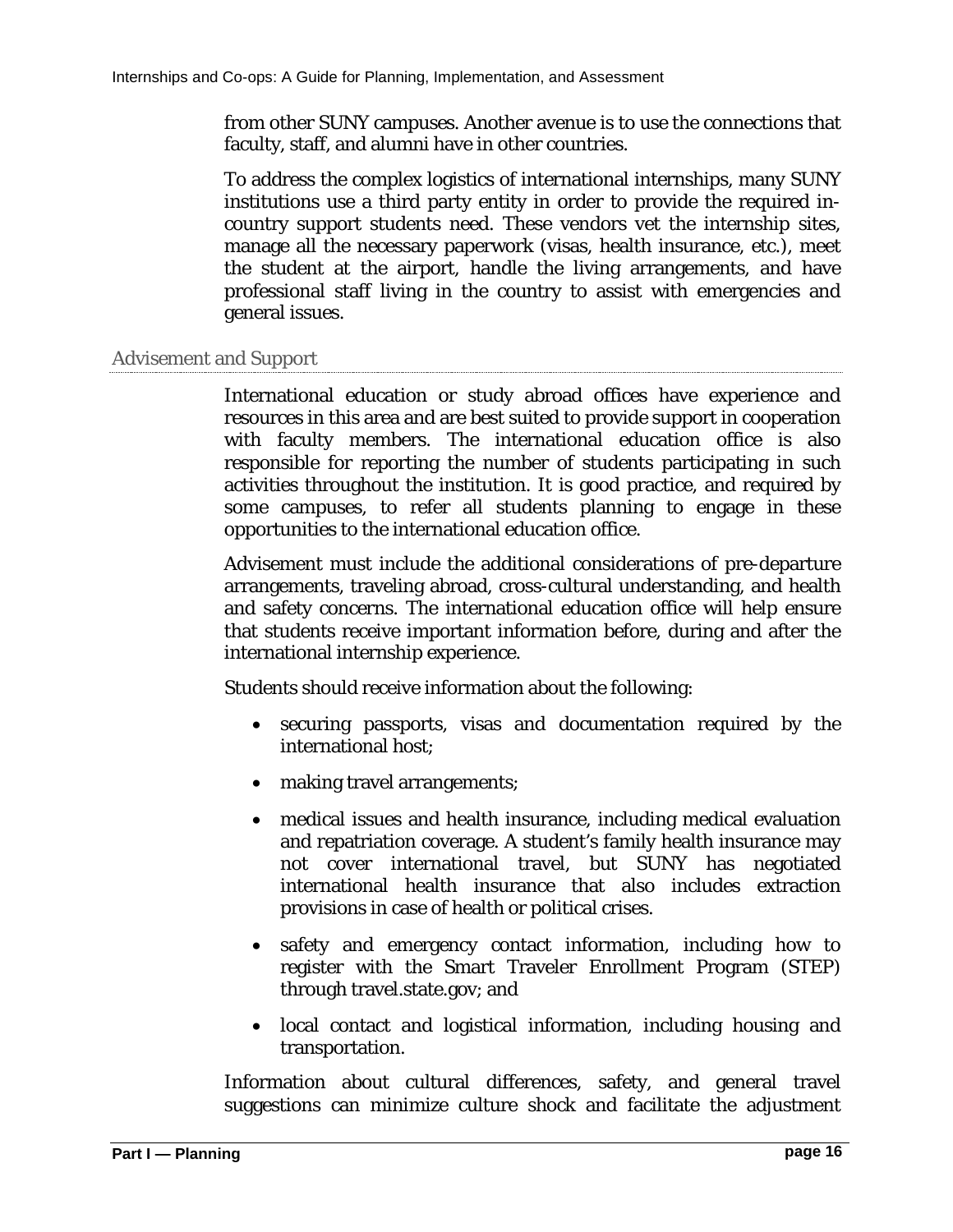from other SUNY campuses. Another avenue is to use the connections that faculty, staff, and alumni have in other countries.

To address the complex logistics of international internships, many SUNY institutions use a third party entity in order to provide the required in-country support students need. These vendors vet the internship sites, manage all the necessary paperwork (visas, health insurance, etc.), meet the student at the airport, handle the living arrangements, and have professional staff living in the country to assist with emergencies and general issues.

### Advisement and Support

International education or study abroad offices have experience and resources in this area and are best suited to provide support in cooperation with faculty members. The international education office is also responsible for reporting the number of students participating in such activities throughout the institution. It is good practice, and required by some campuses, to refer all students planning to engage in these opportunities to the international education office.

Advisement must include the additional considerations of pre-departure arrangements, traveling abroad, cross-cultural understanding, and health and safety concerns. The international education office will help ensure that students receive important information before, during and after the international internship experience.

Students should receive information about the following:

- securing passports, visas and documentation required by the international host;
- making travel arrangements;
- medical issues and health insurance, including medical evaluation and repatriation coverage. A student's family health insurance may not cover international travel, but SUNY has negotiated international health insurance that also includes extraction provisions in case of health or political crises.
- safety and emergency contact information, including how to register with the Smart Traveler Enrollment Program (STEP) through travel.state.gov; and
- local contact and logistical information, including housing and transportation.

Information about cultural differences, safety, and general travel suggestions can minimize culture shock and facilitate the adjustment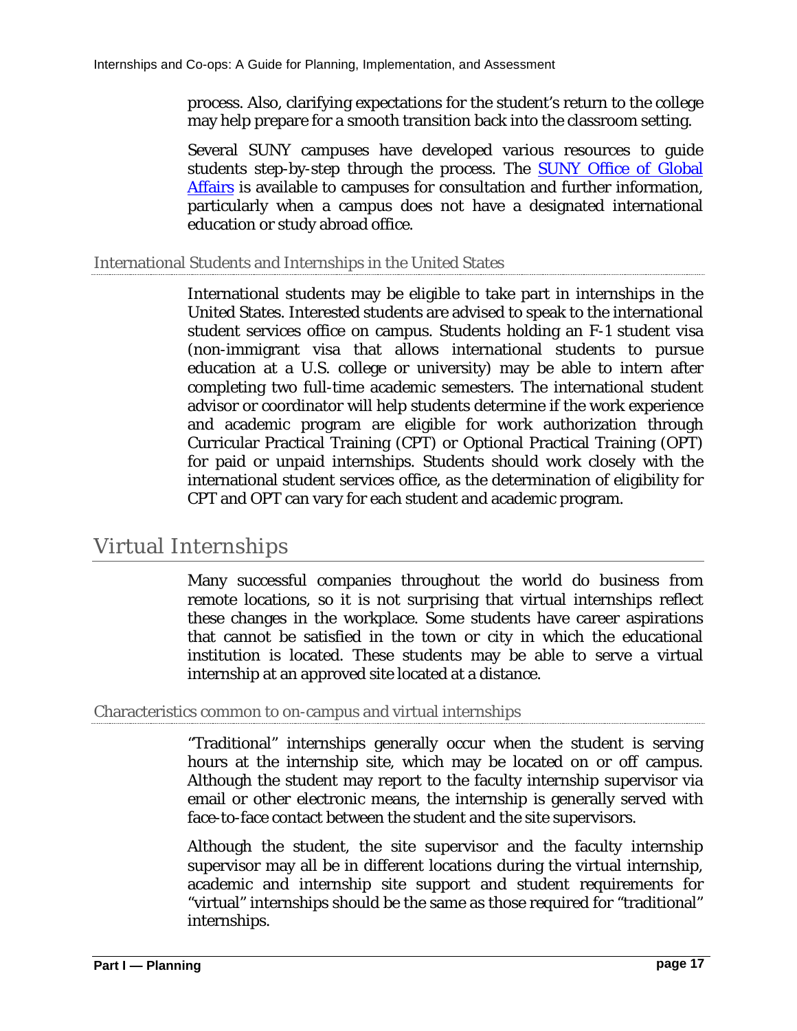process. Also, clarifying expectations for the student's return to the college may help prepare for a smooth transition back into the classroom setting.

Several SUNY campuses have developed various resources to guide students step-by-step through the process. The SUNY Office of Global Affairs is available to campuses for consultation and further information, particularly when a campus does not have a designated international education or study abroad office.

### International Students and Internships in the United States

International students may be eligible to take part in internships in the United States. Interested students are advised to speak to the international student services office on campus. Students holding an F-1 student visa (non-immigrant visa that allows international students to pursue education at a U.S. college or university) may be able to intern after completing two full-time academic semesters. The international student advisor or coordinator will help students determine if the work experience and academic program are eligible for work authorization through Curricular Practical Training (CPT) or Optional Practical Training (OPT) for paid or unpaid internships. Students should work closely with the international student services office, as the determination of eligibility for CPT and OPT can vary for each student and academic program.

## Virtual Internships

Many successful companies throughout the world do business from remote locations, so it is not surprising that virtual internships reflect these changes in the workplace. Some students have career aspirations that cannot be satisfied in the town or city in which the educational institution is located. These students may be able to serve a virtual internship at an approved site located at a distance.

### Characteristics common to on-campus and virtual internships

"Traditional" internships generally occur when the student is serving hours at the internship site, which may be located on or off campus. Although the student may report to the faculty internship supervisor via email or other electronic means, the internship is generally served with face-to-face contact between the student and the site supervisors.

Although the student, the site supervisor and the faculty internship supervisor may all be in different locations during the virtual internship, academic and internship site support and student requirements for "virtual" internships should be the same as those required for "traditional" internships.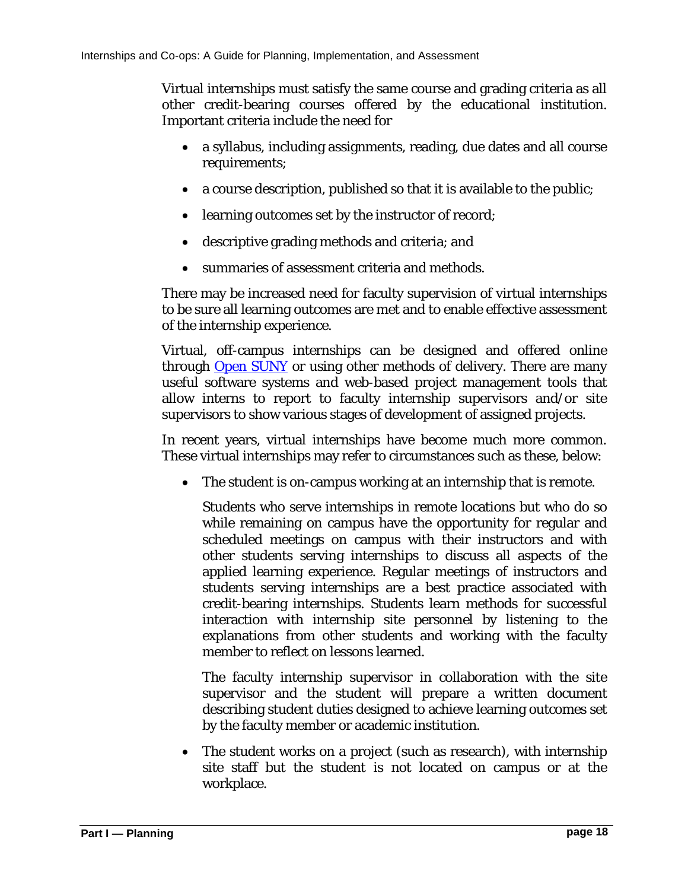Virtual internships must satisfy the same course and grading criteria as all other credit-bearing courses offered by the educational institution. Important criteria include the need for

- a syllabus, including assignments, reading, due dates and all course requirements;
- a course description, published so that it is available to the public;
- learning outcomes set by the instructor of record;
- descriptive grading methods and criteria; and
- summaries of assessment criteria and methods.

There may be increased need for faculty supervision of virtual internships to be sure all learning outcomes are met and to enable effective assessment of the internship experience.

Virtual, off-campus internships can be designed and offered online through [Open SUNY](#) or using other methods of delivery. There are many useful software systems and web-based project management tools that allow interns to report to faculty internship supervisors and/or site supervisors to show various stages of development of assigned projects.

In recent years, virtual internships have become much more common. These virtual internships may refer to circumstances such as these, below:

- The student is on-campus working at an internship that is remote.

  Students who serve internships in remote locations but who do so while remaining on campus have the opportunity for regular and scheduled meetings on campus with their instructors and with other students serving internships to discuss all aspects of the applied learning experience. Regular meetings of instructors and students serving internships are a best practice associated with credit-bearing internships. Students learn methods for successful interaction with internship site personnel by listening to the explanations from other students and working with the faculty member to reflect on lessons learned.

  The faculty internship supervisor in collaboration with the site supervisor and the student will prepare a written document describing student duties designed to achieve learning outcomes set by the faculty member or academic institution.

- The student works on a project (such as research), with internship site staff but the student is not located on campus or at the workplace.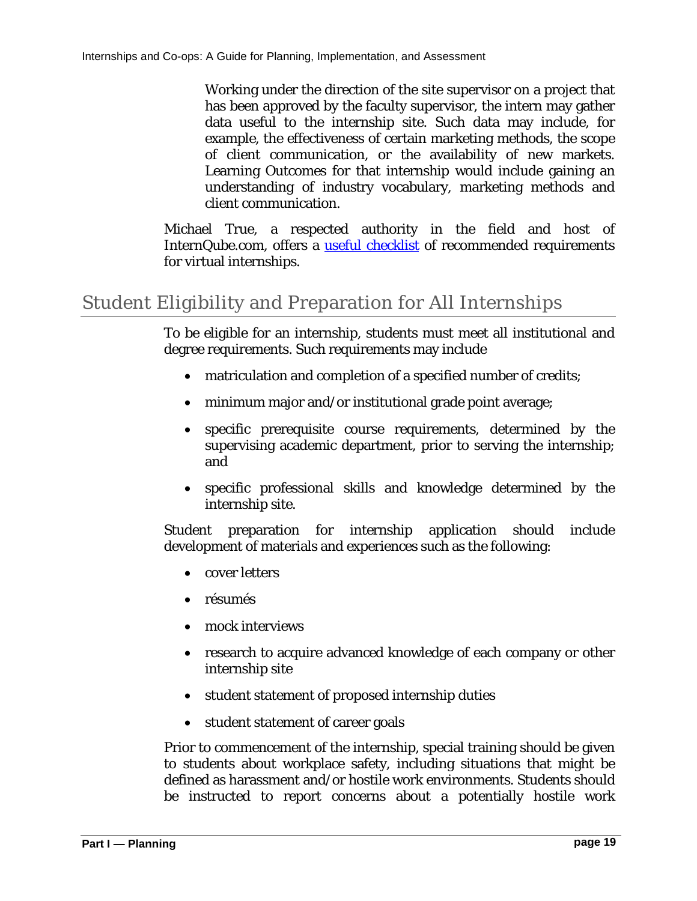Working under the direction of the site supervisor on a project that has been approved by the faculty supervisor, the intern may gather data useful to the internship site. Such data may include, for example, the effectiveness of certain marketing methods, the scope of client communication, or the availability of new markets. Learning Outcomes for that internship would include gaining an understanding of industry vocabulary, marketing methods and client communication.

Michael True, a respected authority in the field and host of InternQube.com, offers a useful checklist of recommended requirements for virtual internships.

## Student Eligibility and Preparation for All Internships

To be eligible for an internship, students must meet all institutional and degree requirements. Such requirements may include

- matriculation and completion of a specified number of credits;
- minimum major and/or institutional grade point average;
- specific prerequisite course requirements, determined by the supervising academic department, prior to serving the internship; and
- specific professional skills and knowledge determined by the internship site.

Student preparation for internship application should include development of materials and experiences such as the following:

- cover letters
- résumés
- mock interviews
- research to acquire advanced knowledge of each company or other internship site
- student statement of proposed internship duties
- student statement of career goals

Prior to commencement of the internship, special training should be given to students about workplace safety, including situations that might be defined as harassment and/or hostile work environments. Students should be instructed to report concerns about a potentially hostile work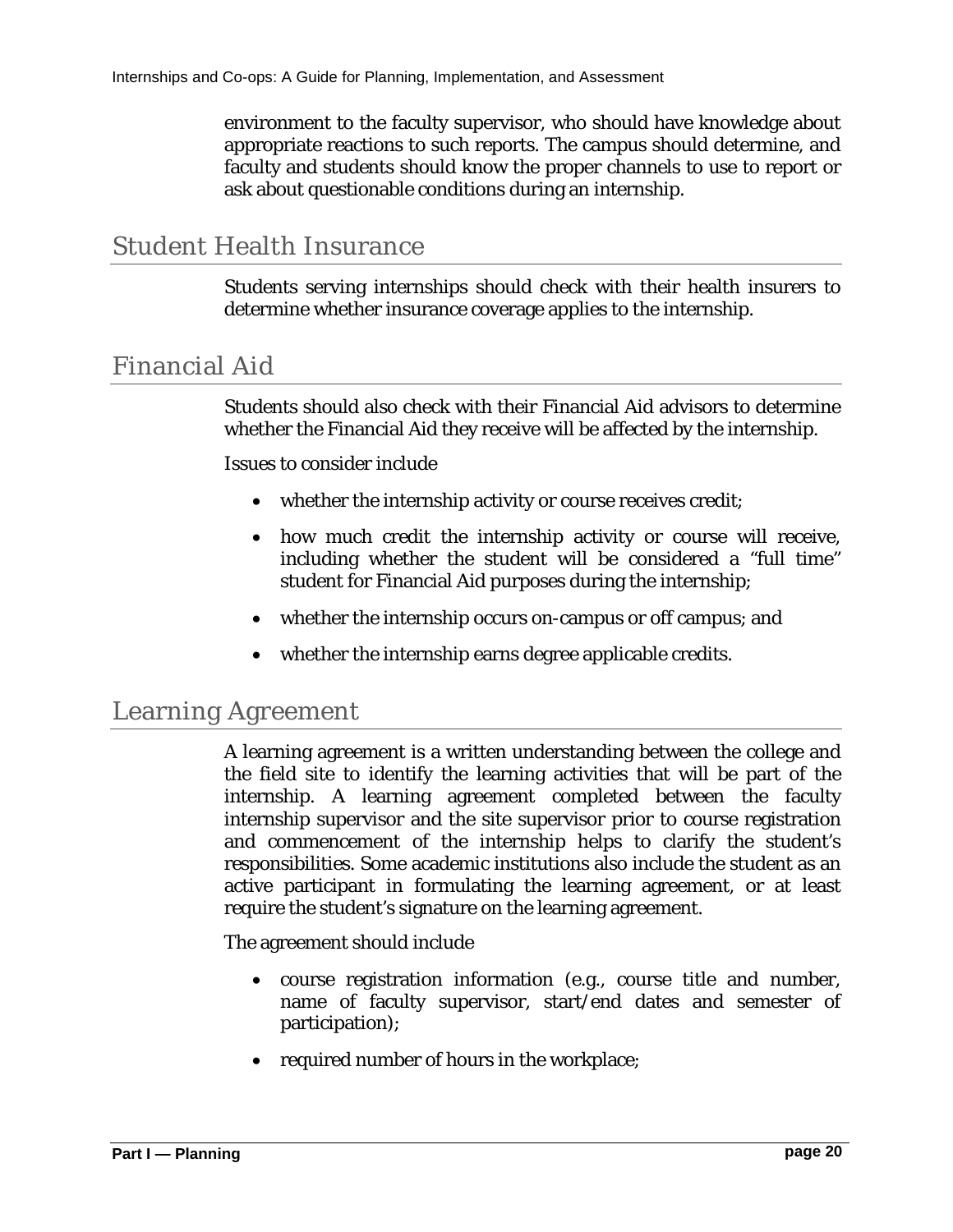environment to the faculty supervisor, who should have knowledge about appropriate reactions to such reports. The campus should determine, and faculty and students should know the proper channels to use to report or ask about questionable conditions during an internship.

## Student Health Insurance

Students serving internships should check with their health insurers to determine whether insurance coverage applies to the internship.

## Financial Aid

Students should also check with their Financial Aid advisors to determine whether the Financial Aid they receive will be affected by the internship.

Issues to consider include

- whether the internship activity or course receives credit;
- how much credit the internship activity or course will receive, including whether the student will be considered a "full time" student for Financial Aid purposes during the internship;
- whether the internship occurs on-campus or off campus; and
- whether the internship earns degree applicable credits.

## Learning Agreement

A learning agreement is a written understanding between the college and the field site to identify the learning activities that will be part of the internship. A learning agreement completed between the faculty internship supervisor and the site supervisor prior to course registration and commencement of the internship helps to clarify the student's responsibilities. Some academic institutions also include the student as an active participant in formulating the learning agreement, or at least require the student's signature on the learning agreement.

The agreement should include

- course registration information (e.g., course title and number, name of faculty supervisor, start/end dates and semester of participation);
- required number of hours in the workplace;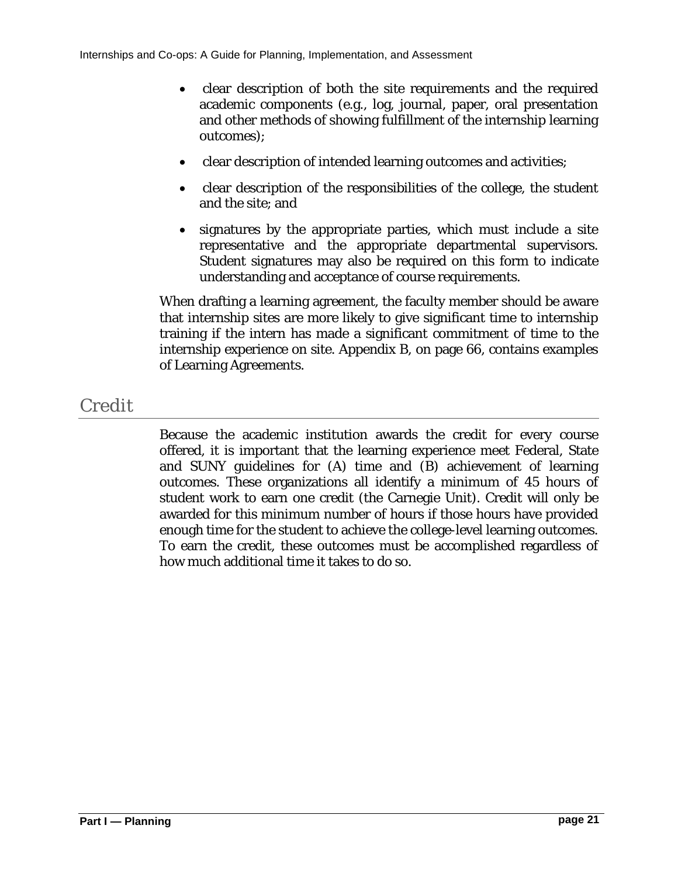- clear description of both the site requirements and the required academic components (e.g., log, journal, paper, oral presentation and other methods of showing fulfillment of the internship learning outcomes);
- clear description of intended learning outcomes and activities;
- clear description of the responsibilities of the college, the student and the site; and
- signatures by the appropriate parties, which must include a site representative and the appropriate departmental supervisors. Student signatures may also be required on this form to indicate understanding and acceptance of course requirements.

When drafting a learning agreement, the faculty member should be aware that internship sites are more likely to give significant time to internship training if the intern has made a significant commitment of time to the internship experience on site. Appendix B, on page 66, contains examples of Learning Agreements.

## Credit

Because the academic institution awards the credit for every course offered, it is important that the learning experience meet Federal, State and SUNY guidelines for (A) time and (B) achievement of learning outcomes. These organizations all identify a minimum of 45 hours of student work to earn one credit (the Carnegie Unit). Credit will only be awarded for this minimum number of hours if those hours have provided enough time for the student to achieve the college-level learning outcomes. To earn the credit, these outcomes must be accomplished regardless of how much additional time it takes to do so.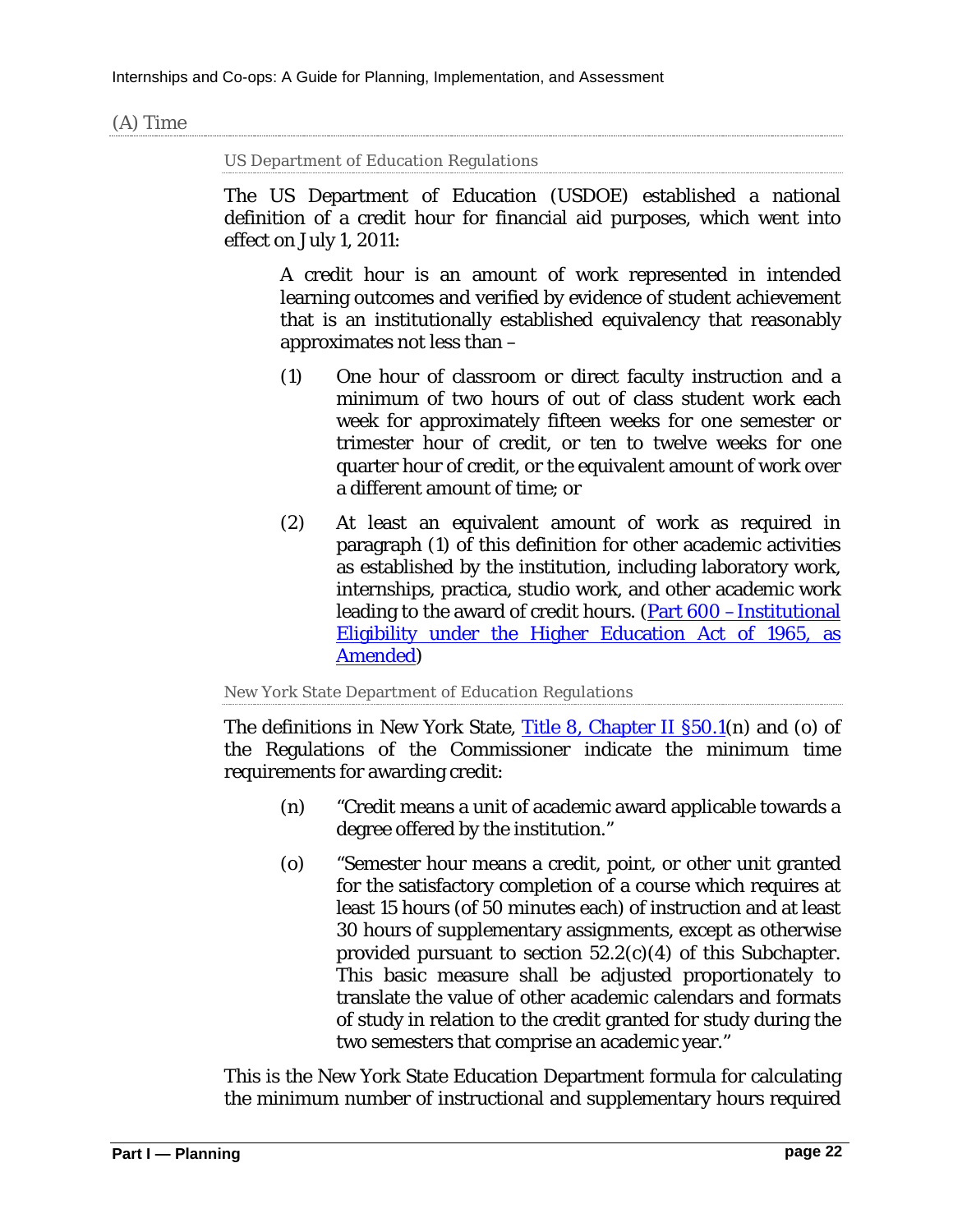## (A) Time

### US Department of Education Regulations

The US Department of Education (USDOE) established a national definition of a credit hour for financial aid purposes, which went into effect on July 1, 2011:

> A credit hour is an amount of work represented in intended learning outcomes and verified by evidence of student achievement that is an institutionally established equivalency that reasonably approximates not less than –
>
> (1) One hour of classroom or direct faculty instruction and a minimum of two hours of out of class student work each week for approximately fifteen weeks for one semester or trimester hour of credit, or ten to twelve weeks for one quarter hour of credit, or the equivalent amount of work over a different amount of time; or
>
> (2) At least an equivalent amount of work as required in paragraph (1) of this definition for other academic activities as established by the institution, including laboratory work, internships, practica, studio work, and other academic work leading to the award of credit hours. (Part 600 – Institutional Eligibility under the Higher Education Act of 1965, as Amended)

### New York State Department of Education Regulations

The definitions in New York State, Title 8, Chapter II §50.1(n) and (o) of the Regulations of the Commissioner indicate the minimum time requirements for awarding credit:

> (n) "Credit means a unit of academic award applicable towards a degree offered by the institution."
>
> (o) "Semester hour means a credit, point, or other unit granted for the satisfactory completion of a course which requires at least 15 hours (of 50 minutes each) of instruction and at least 30 hours of supplementary assignments, except as otherwise provided pursuant to section 52.2(c)(4) of this Subchapter. This basic measure shall be adjusted proportionately to translate the value of other academic calendars and formats of study in relation to the credit granted for study during the two semesters that comprise an academic year."

This is the New York State Education Department formula for calculating the minimum number of instructional and supplementary hours required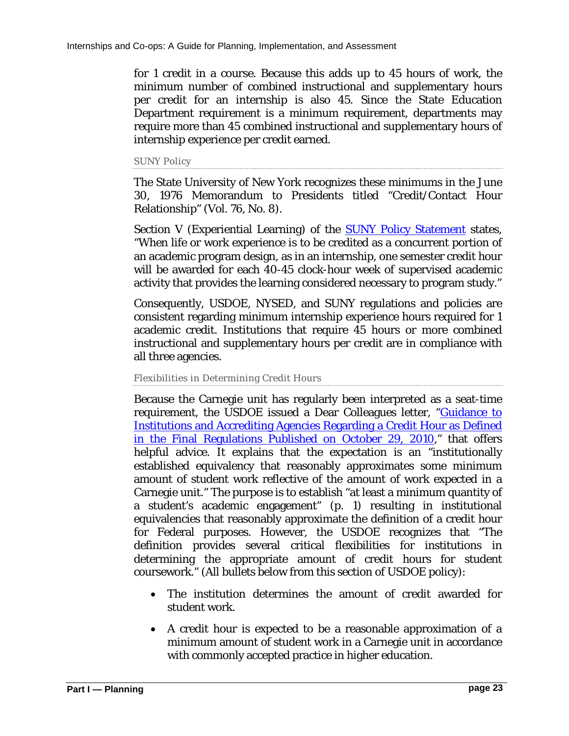for 1 credit in a course. Because this adds up to 45 hours of work, the minimum number of combined instructional and supplementary hours per credit for an internship is also 45. Since the State Education Department requirement is a minimum requirement, departments may require more than 45 combined instructional and supplementary hours of internship experience per credit earned.

#### SUNY Policy

The State University of New York recognizes these minimums in the June 30, 1976 Memorandum to Presidents titled "Credit/Contact Hour Relationship" (Vol. 76, No. 8).

Section V (Experiential Learning) of the SUNY Policy Statement states, "When life or work experience is to be credited as a concurrent portion of an academic program design, as in an internship, one semester credit hour will be awarded for each 40-45 clock-hour week of supervised academic activity that provides the learning considered necessary to program study."

Consequently, USDOE, NYSED, and SUNY regulations and policies are consistent regarding minimum internship experience hours required for 1 academic credit. Institutions that require 45 hours or more combined instructional and supplementary hours per credit are in compliance with all three agencies.

#### Flexibilities in Determining Credit Hours

Because the Carnegie unit has regularly been interpreted as a seat-time requirement, the USDOE issued a Dear Colleagues letter, "Guidance to Institutions and Accrediting Agencies Regarding a Credit Hour as Defined in the Final Regulations Published on October 29, 2010," that offers helpful advice. It explains that the expectation is an "institutionally established equivalency that reasonably approximates some minimum amount of student work reflective of the amount of work expected in a Carnegie unit." The purpose is to establish "at least a minimum quantity of a student's academic engagement" (p. 1) resulting in institutional equivalencies that reasonably approximate the definition of a credit hour for Federal purposes. However, the USDOE recognizes that "The definition provides several critical flexibilities for institutions in determining the appropriate amount of credit hours for student coursework." (All bullets below from this section of USDOE policy):

- The institution determines the amount of credit awarded for student work.
- A credit hour is expected to be a reasonable approximation of a minimum amount of student work in a Carnegie unit in accordance with commonly accepted practice in higher education.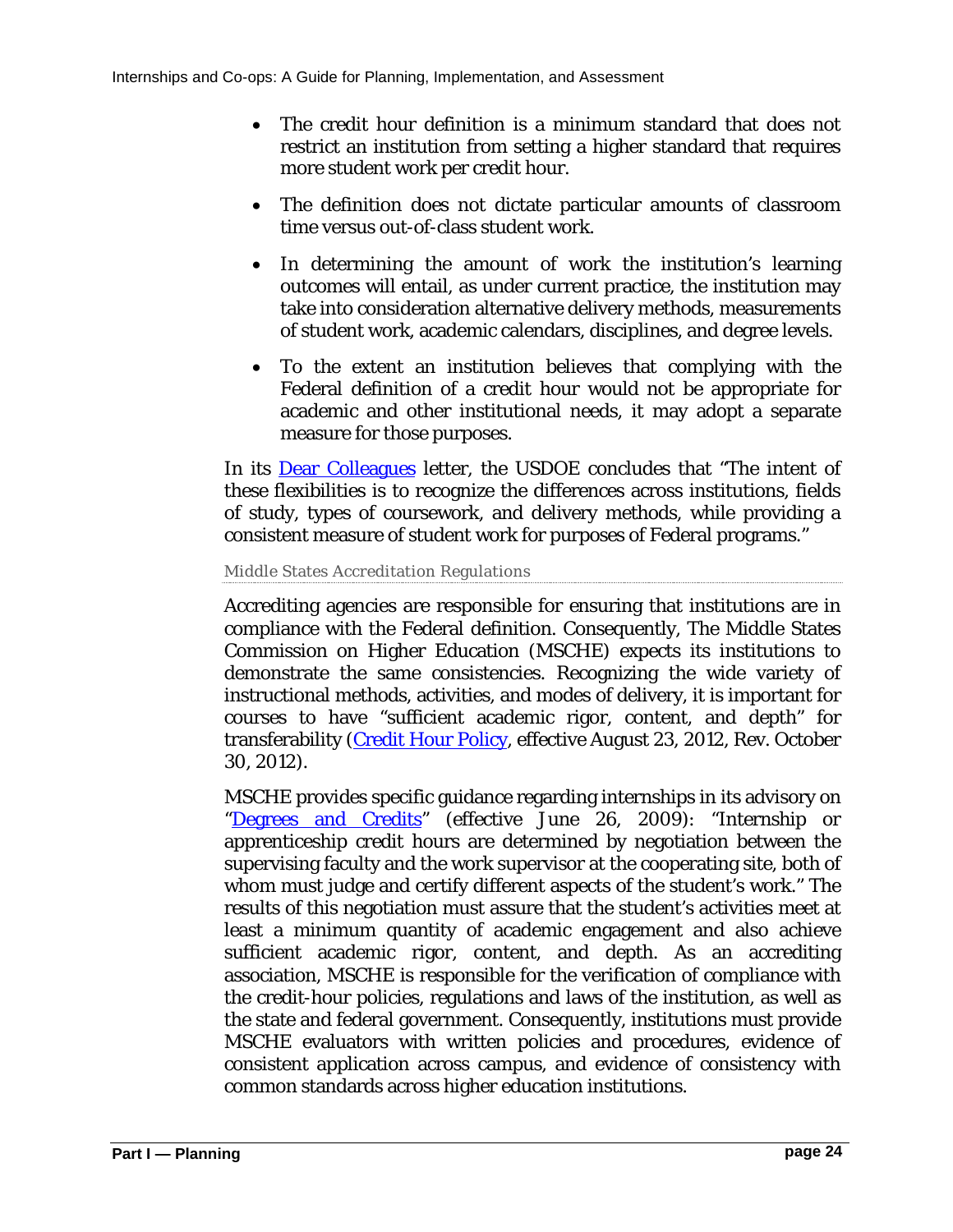- The credit hour definition is a minimum standard that does not restrict an institution from setting a higher standard that requires more student work per credit hour.

- The definition does not dictate particular amounts of classroom time versus out-of-class student work.

- In determining the amount of work the institution's learning outcomes will entail, as under current practice, the institution may take into consideration alternative delivery methods, measurements of student work, academic calendars, disciplines, and degree levels.

- To the extent an institution believes that complying with the Federal definition of a credit hour would not be appropriate for academic and other institutional needs, it may adopt a separate measure for those purposes.

In its Dear Colleagues letter, the USDOE concludes that "The intent of these flexibilities is to recognize the differences across institutions, fields of study, types of coursework, and delivery methods, while providing a consistent measure of student work for purposes of Federal programs."

### Middle States Accreditation Regulations

Accrediting agencies are responsible for ensuring that institutions are in compliance with the Federal definition. Consequently, The Middle States Commission on Higher Education (MSCHE) expects its institutions to demonstrate the same consistencies. Recognizing the wide variety of instructional methods, activities, and modes of delivery, it is important for courses to have "sufficient academic rigor, content, and depth" for transferability (Credit Hour Policy, effective August 23, 2012, Rev. October 30, 2012).

MSCHE provides specific guidance regarding internships in its advisory on "Degrees and Credits" (effective June 26, 2009): "Internship or apprenticeship credit hours are determined by negotiation between the supervising faculty and the work supervisor at the cooperating site, both of whom must judge and certify different aspects of the student's work." The results of this negotiation must assure that the student's activities meet at least a minimum quantity of academic engagement and also achieve sufficient academic rigor, content, and depth. As an accrediting association, MSCHE is responsible for the verification of compliance with the credit-hour policies, regulations and laws of the institution, as well as the state and federal government. Consequently, institutions must provide MSCHE evaluators with written policies and procedures, evidence of consistent application across campus, and evidence of consistency with common standards across higher education institutions.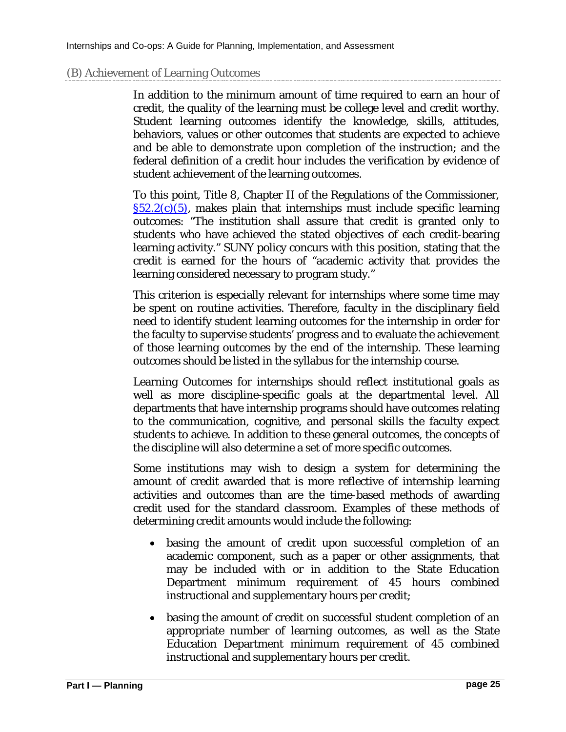### (B) Achievement of Learning Outcomes

In addition to the minimum amount of time required to earn an hour of credit, the quality of the learning must be college level and credit worthy. Student learning outcomes identify the knowledge, skills, attitudes, behaviors, values or other outcomes that students are expected to achieve and be able to demonstrate upon completion of the instruction; and the federal definition of a credit hour includes the verification by evidence of student achievement of the learning outcomes.

To this point, Title 8, Chapter II of the Regulations of the Commissioner, §52.2(c)(5), makes plain that internships must include specific learning outcomes: "The institution shall assure that credit is granted only to students who have achieved the stated objectives of each credit-bearing learning activity." SUNY policy concurs with this position, stating that the credit is earned for the hours of "academic activity that provides the learning considered necessary to program study."

This criterion is especially relevant for internships where some time may be spent on routine activities. Therefore, faculty in the disciplinary field need to identify student learning outcomes for the internship in order for the faculty to supervise students' progress and to evaluate the achievement of those learning outcomes by the end of the internship. These learning outcomes should be listed in the syllabus for the internship course.

Learning Outcomes for internships should reflect institutional goals as well as more discipline-specific goals at the departmental level. All departments that have internship programs should have outcomes relating to the communication, cognitive, and personal skills the faculty expect students to achieve. In addition to these general outcomes, the concepts of the discipline will also determine a set of more specific outcomes.

Some institutions may wish to design a system for determining the amount of credit awarded that is more reflective of internship learning activities and outcomes than are the time-based methods of awarding credit used for the standard classroom. Examples of these methods of determining credit amounts would include the following:

- basing the amount of credit upon successful completion of an academic component, such as a paper or other assignments, that may be included with or in addition to the State Education Department minimum requirement of 45 hours combined instructional and supplementary hours per credit;
- basing the amount of credit on successful student completion of an appropriate number of learning outcomes, as well as the State Education Department minimum requirement of 45 combined instructional and supplementary hours per credit.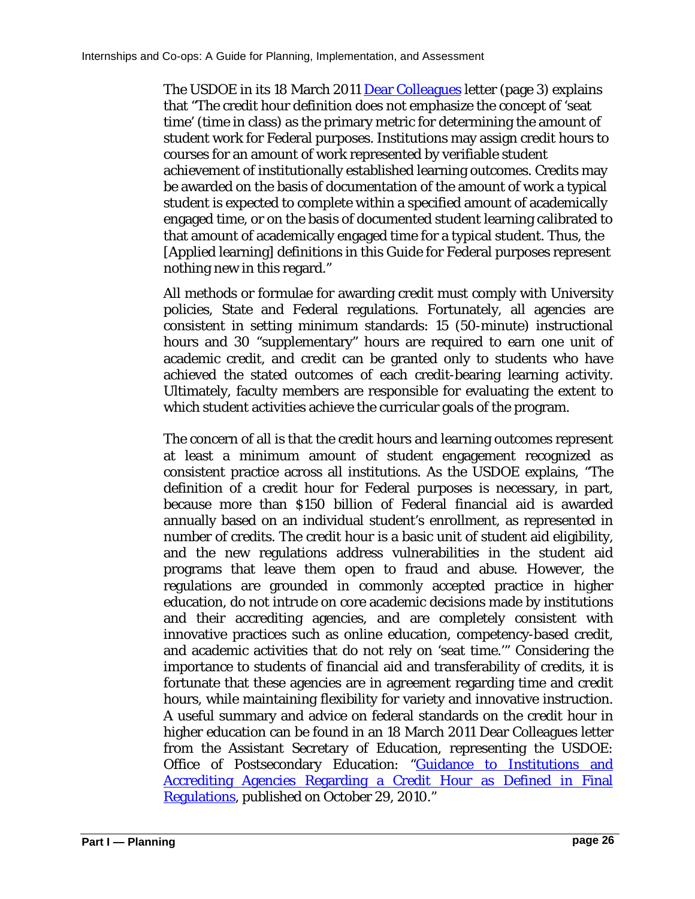The USDOE in its 18 March 2011 [Dear Colleagues] letter (page 3) explains that "The credit hour definition does not emphasize the concept of 'seat time' (time in class) as the primary metric for determining the amount of student work for Federal purposes. Institutions may assign credit hours to courses for an amount of work represented by verifiable student achievement of institutionally established learning outcomes. Credits may be awarded on the basis of documentation of the amount of work a typical student is expected to complete within a specified amount of academically engaged time, or on the basis of documented student learning calibrated to that amount of academically engaged time for a typical student. Thus, the [Applied learning] definitions in this Guide for Federal purposes represent nothing new in this regard."

All methods or formulae for awarding credit must comply with University policies, State and Federal regulations. Fortunately, all agencies are consistent in setting minimum standards: 15 (50-minute) instructional hours and 30 "supplementary" hours are required to earn one unit of academic credit, and credit can be granted only to students who have achieved the stated outcomes of each credit-bearing learning activity. Ultimately, faculty members are responsible for evaluating the extent to which student activities achieve the curricular goals of the program.

The concern of all is that the credit hours and learning outcomes represent at least a minimum amount of student engagement recognized as consistent practice across all institutions. As the USDOE explains, "The definition of a credit hour for Federal purposes is necessary, in part, because more than $150 billion of Federal financial aid is awarded annually based on an individual student's enrollment, as represented in number of credits. The credit hour is a basic unit of student aid eligibility, and the new regulations address vulnerabilities in the student aid programs that leave them open to fraud and abuse. However, the regulations are grounded in commonly accepted practice in higher education, do not intrude on core academic decisions made by institutions and their accrediting agencies, and are completely consistent with innovative practices such as online education, competency-based credit, and academic activities that do not rely on 'seat time.'" Considering the importance to students of financial aid and transferability of credits, it is fortunate that these agencies are in agreement regarding time and credit hours, while maintaining flexibility for variety and innovative instruction. A useful summary and advice on federal standards on the credit hour in higher education can be found in an 18 March 2011 Dear Colleagues letter from the Assistant Secretary of Education, representing the USDOE: Office of Postsecondary Education: "[Guidance to Institutions and Accrediting Agencies Regarding a Credit Hour as Defined in Final Regulations], published on October 29, 2010."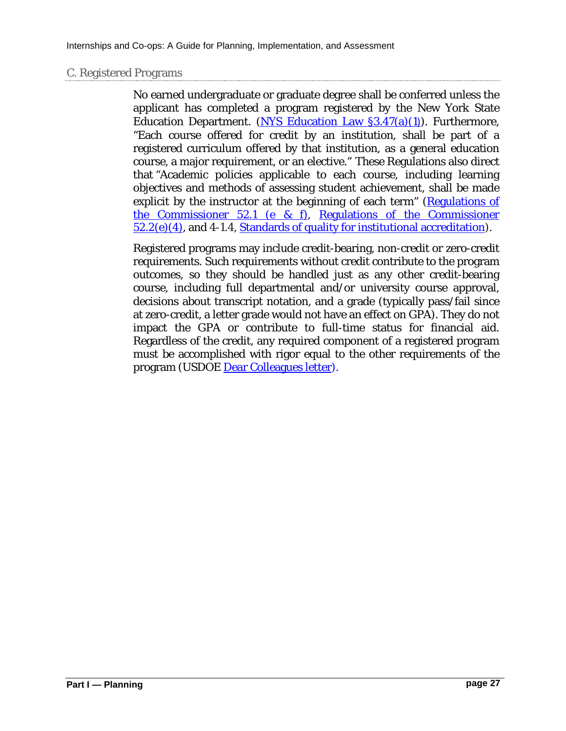## C. Registered Programs

No earned undergraduate or graduate degree shall be conferred unless the applicant has completed a program registered by the New York State Education Department. (NYS Education Law §3.47(a)(1)). Furthermore, "Each course offered for credit by an institution, shall be part of a registered curriculum offered by that institution, as a general education course, a major requirement, or an elective." These Regulations also direct that "Academic policies applicable to each course, including learning objectives and methods of assessing student achievement, shall be made explicit by the instructor at the beginning of each term" (Regulations of the Commissioner 52.1 (e & f), Regulations of the Commissioner 52.2(e)(4), and 4-1.4, Standards of quality for institutional accreditation).

Registered programs may include credit-bearing, non-credit or zero-credit requirements. Such requirements without credit contribute to the program outcomes, so they should be handled just as any other credit-bearing course, including full departmental and/or university course approval, decisions about transcript notation, and a grade (typically pass/fail since at zero-credit, a letter grade would not have an effect on GPA). They do not impact the GPA or contribute to full-time status for financial aid. Regardless of the credit, any required component of a registered program must be accomplished with rigor equal to the other requirements of the program (USDOE Dear Colleagues letter).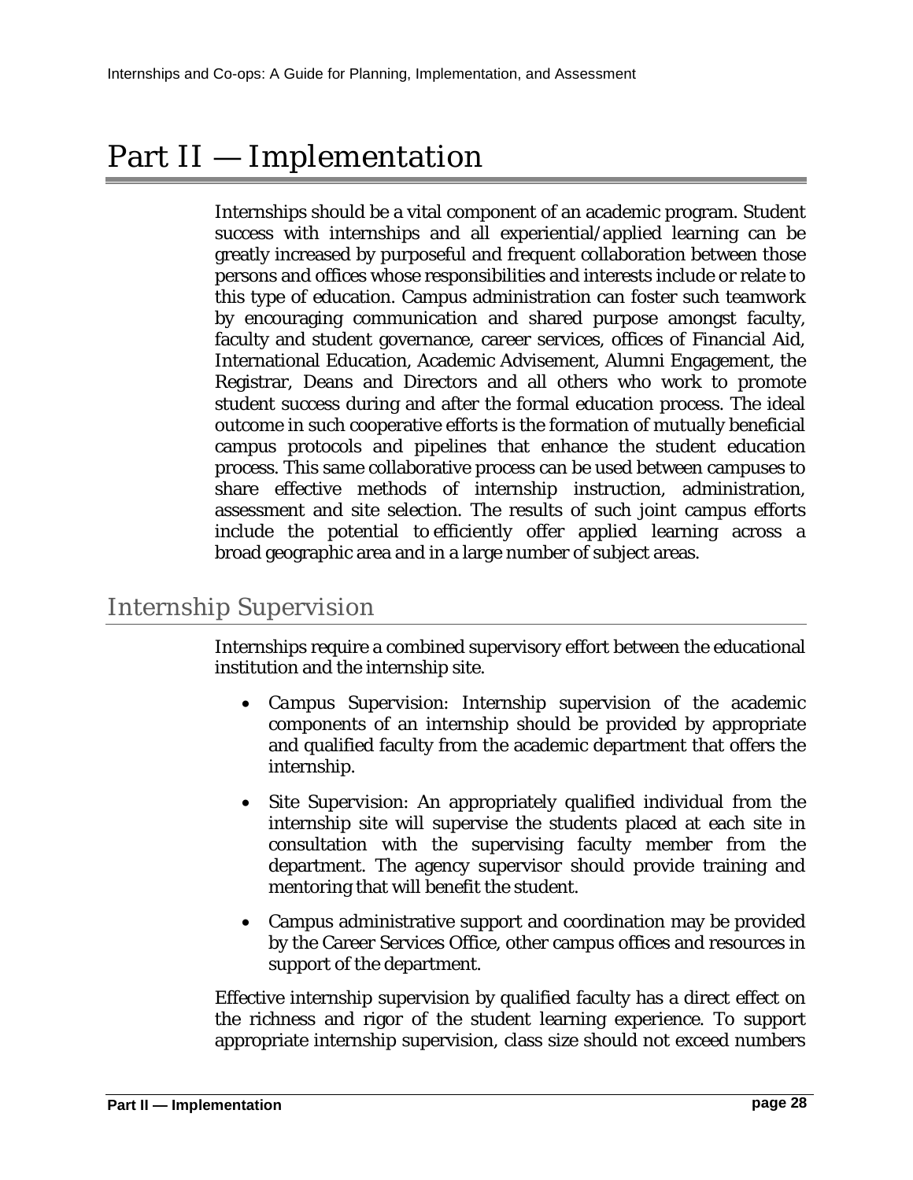# Part II — Implementation

Internships should be a vital component of an academic program. Student success with internships and all experiential/applied learning can be greatly increased by purposeful and frequent collaboration between those persons and offices whose responsibilities and interests include or relate to this type of education. Campus administration can foster such teamwork by encouraging communication and shared purpose amongst faculty, faculty and student governance, career services, offices of Financial Aid, International Education, Academic Advisement, Alumni Engagement, the Registrar, Deans and Directors and all others who work to promote student success during and after the formal education process. The ideal outcome in such cooperative efforts is the formation of mutually beneficial campus protocols and pipelines that enhance the student education process. This same collaborative process can be used between campuses to share effective methods of internship instruction, administration, assessment and site selection. The results of such joint campus efforts include the potential to efficiently offer applied learning across a broad geographic area and in a large number of subject areas.

## Internship Supervision

Internships require a combined supervisory effort between the educational institution and the internship site.

- Campus Supervision: Internship supervision of the academic components of an internship should be provided by appropriate and qualified faculty from the academic department that offers the internship.
- Site Supervision: An appropriately qualified individual from the internship site will supervise the students placed at each site in consultation with the supervising faculty member from the department. The agency supervisor should provide training and mentoring that will benefit the student.
- Campus administrative support and coordination may be provided by the Career Services Office, other campus offices and resources in support of the department.

Effective internship supervision by qualified faculty has a direct effect on the richness and rigor of the student learning experience. To support appropriate internship supervision, class size should not exceed numbers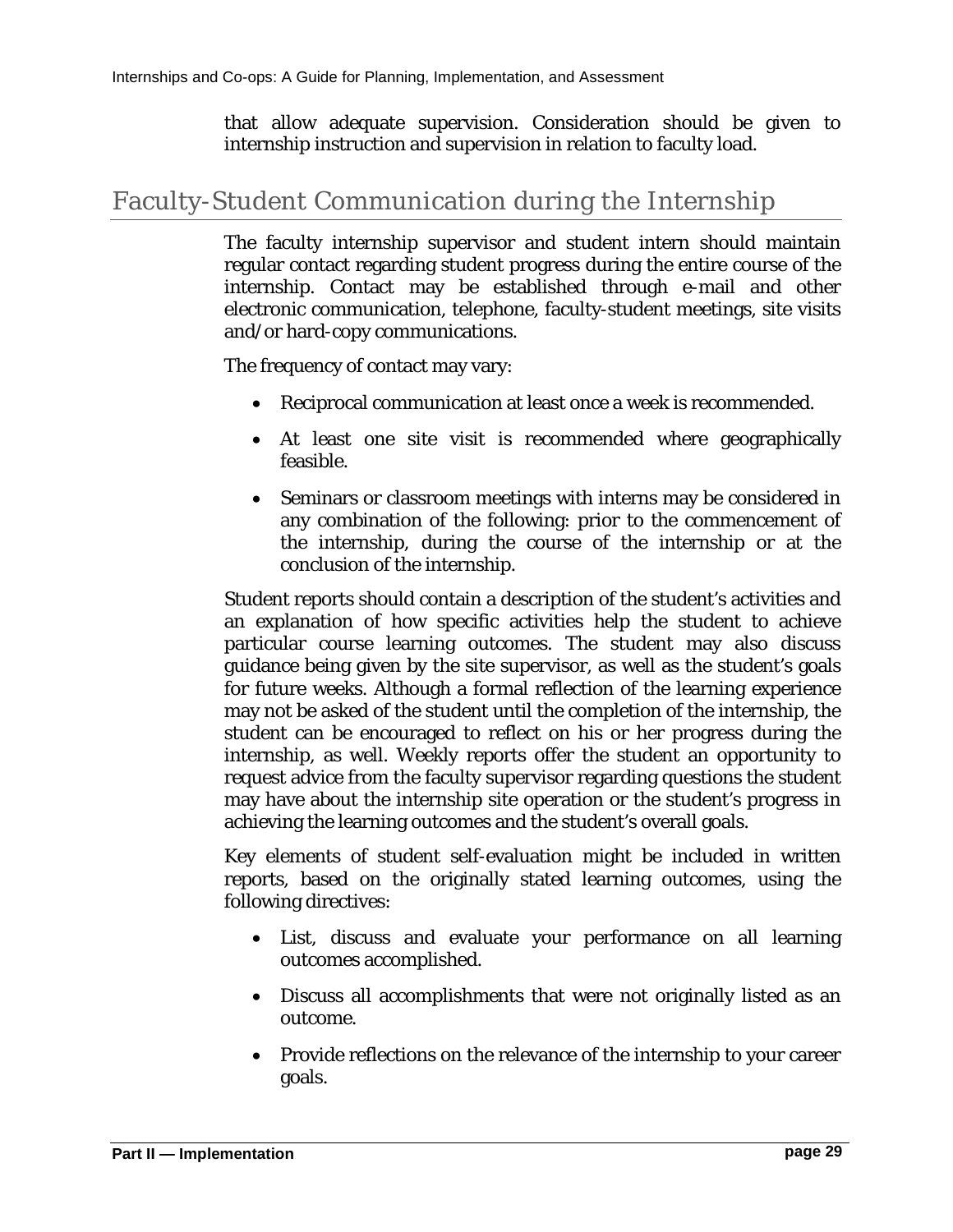that allow adequate supervision. Consideration should be given to internship instruction and supervision in relation to faculty load.

## Faculty-Student Communication during the Internship

The faculty internship supervisor and student intern should maintain regular contact regarding student progress during the entire course of the internship. Contact may be established through e-mail and other electronic communication, telephone, faculty-student meetings, site visits and/or hard-copy communications.

The frequency of contact may vary:

- Reciprocal communication at least once a week is recommended.
- At least one site visit is recommended where geographically feasible.
- Seminars or classroom meetings with interns may be considered in any combination of the following: prior to the commencement of the internship, during the course of the internship or at the conclusion of the internship.

Student reports should contain a description of the student's activities and an explanation of how specific activities help the student to achieve particular course learning outcomes. The student may also discuss guidance being given by the site supervisor, as well as the student's goals for future weeks. Although a formal reflection of the learning experience may not be asked of the student until the completion of the internship, the student can be encouraged to reflect on his or her progress during the internship, as well. Weekly reports offer the student an opportunity to request advice from the faculty supervisor regarding questions the student may have about the internship site operation or the student's progress in achieving the learning outcomes and the student's overall goals.

Key elements of student self-evaluation might be included in written reports, based on the originally stated learning outcomes, using the following directives:

- List, discuss and evaluate your performance on all learning outcomes accomplished.
- Discuss all accomplishments that were not originally listed as an outcome.
- Provide reflections on the relevance of the internship to your career goals.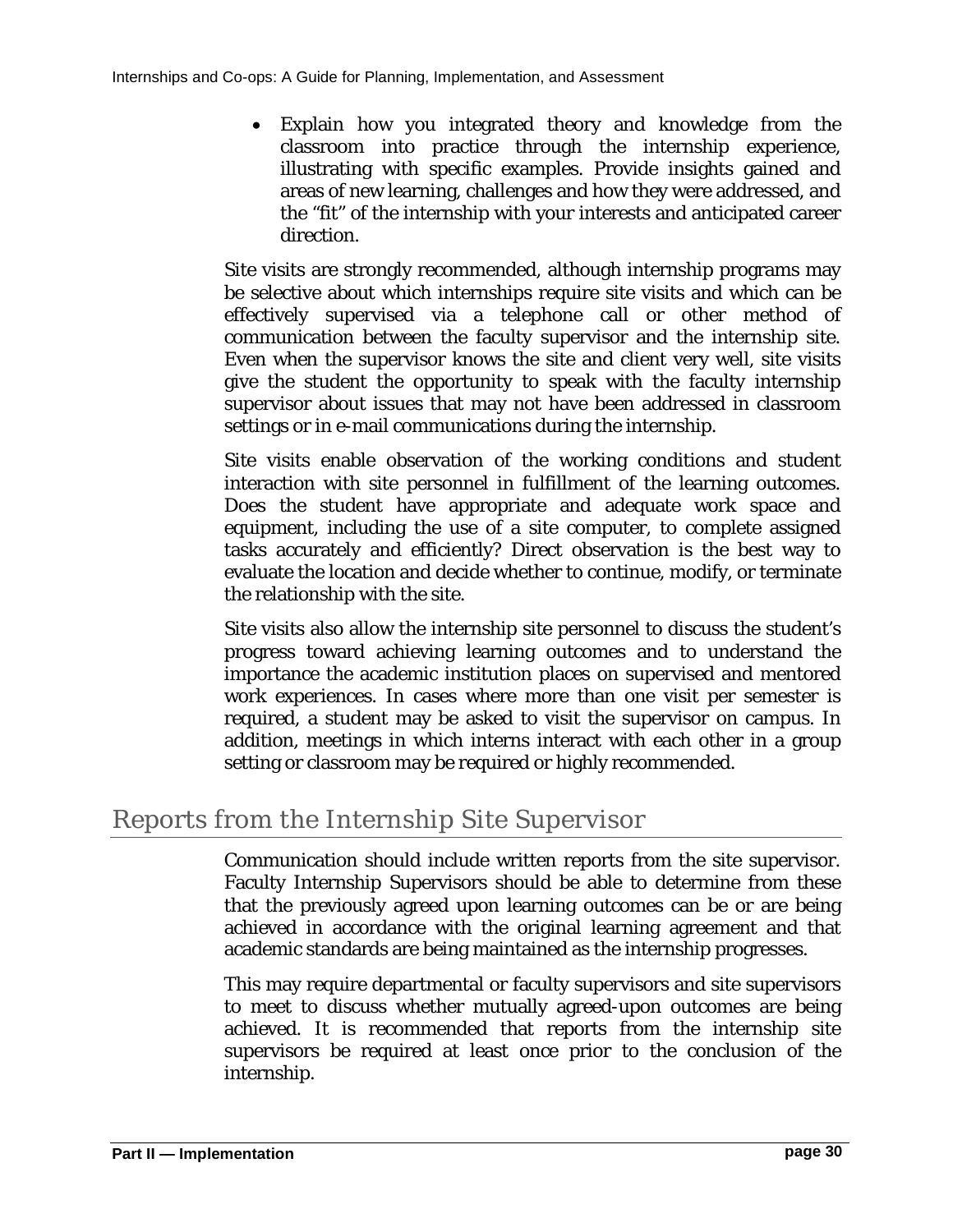- Explain how you integrated theory and knowledge from the classroom into practice through the internship experience, illustrating with specific examples. Provide insights gained and areas of new learning, challenges and how they were addressed, and the "fit" of the internship with your interests and anticipated career direction.

Site visits are strongly recommended, although internship programs may be selective about which internships require site visits and which can be effectively supervised via a telephone call or other method of communication between the faculty supervisor and the internship site. Even when the supervisor knows the site and client very well, site visits give the student the opportunity to speak with the faculty internship supervisor about issues that may not have been addressed in classroom settings or in e-mail communications during the internship.

Site visits enable observation of the working conditions and student interaction with site personnel in fulfillment of the learning outcomes. Does the student have appropriate and adequate work space and equipment, including the use of a site computer, to complete assigned tasks accurately and efficiently? Direct observation is the best way to evaluate the location and decide whether to continue, modify, or terminate the relationship with the site.

Site visits also allow the internship site personnel to discuss the student's progress toward achieving learning outcomes and to understand the importance the academic institution places on supervised and mentored work experiences. In cases where more than one visit per semester is required, a student may be asked to visit the supervisor on campus. In addition, meetings in which interns interact with each other in a group setting or classroom may be required or highly recommended.

## Reports from the Internship Site Supervisor

Communication should include written reports from the site supervisor. Faculty Internship Supervisors should be able to determine from these that the previously agreed upon learning outcomes can be or are being achieved in accordance with the original learning agreement and that academic standards are being maintained as the internship progresses.

This may require departmental or faculty supervisors and site supervisors to meet to discuss whether mutually agreed-upon outcomes are being achieved. It is recommended that reports from the internship site supervisors be required at least once prior to the conclusion of the internship.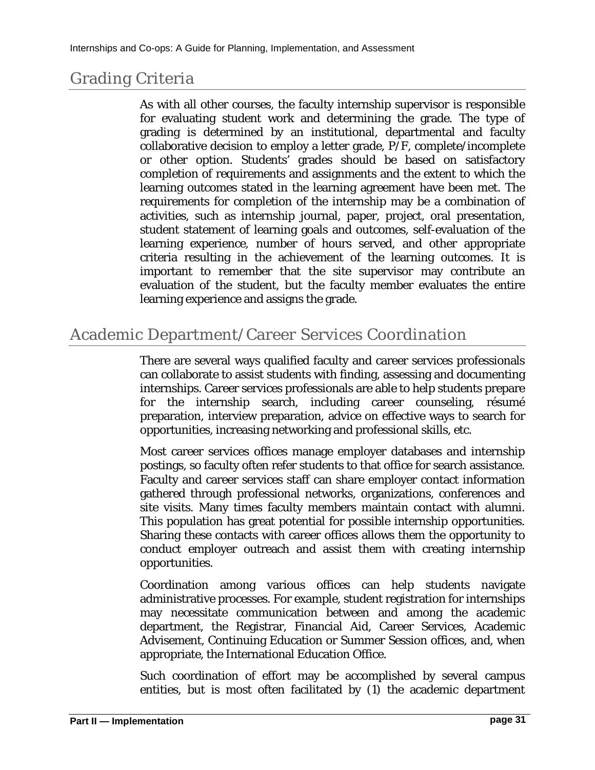## Grading Criteria

As with all other courses, the faculty internship supervisor is responsible for evaluating student work and determining the grade. The type of grading is determined by an institutional, departmental and faculty collaborative decision to employ a letter grade, P/F, complete/incomplete or other option. Students' grades should be based on satisfactory completion of requirements and assignments and the extent to which the learning outcomes stated in the learning agreement have been met. The requirements for completion of the internship may be a combination of activities, such as internship journal, paper, project, oral presentation, student statement of learning goals and outcomes, self-evaluation of the learning experience, number of hours served, and other appropriate criteria resulting in the achievement of the learning outcomes. It is important to remember that the site supervisor may contribute an evaluation of the student, but the faculty member evaluates the entire learning experience and assigns the grade.

## Academic Department/Career Services Coordination

There are several ways qualified faculty and career services professionals can collaborate to assist students with finding, assessing and documenting internships. Career services professionals are able to help students prepare for the internship search, including career counseling, résumé preparation, interview preparation, advice on effective ways to search for opportunities, increasing networking and professional skills, etc.

Most career services offices manage employer databases and internship postings, so faculty often refer students to that office for search assistance. Faculty and career services staff can share employer contact information gathered through professional networks, organizations, conferences and site visits. Many times faculty members maintain contact with alumni. This population has great potential for possible internship opportunities. Sharing these contacts with career offices allows them the opportunity to conduct employer outreach and assist them with creating internship opportunities.

Coordination among various offices can help students navigate administrative processes. For example, student registration for internships may necessitate communication between and among the academic department, the Registrar, Financial Aid, Career Services, Academic Advisement, Continuing Education or Summer Session offices, and, when appropriate, the International Education Office.

Such coordination of effort may be accomplished by several campus entities, but is most often facilitated by (1) the academic department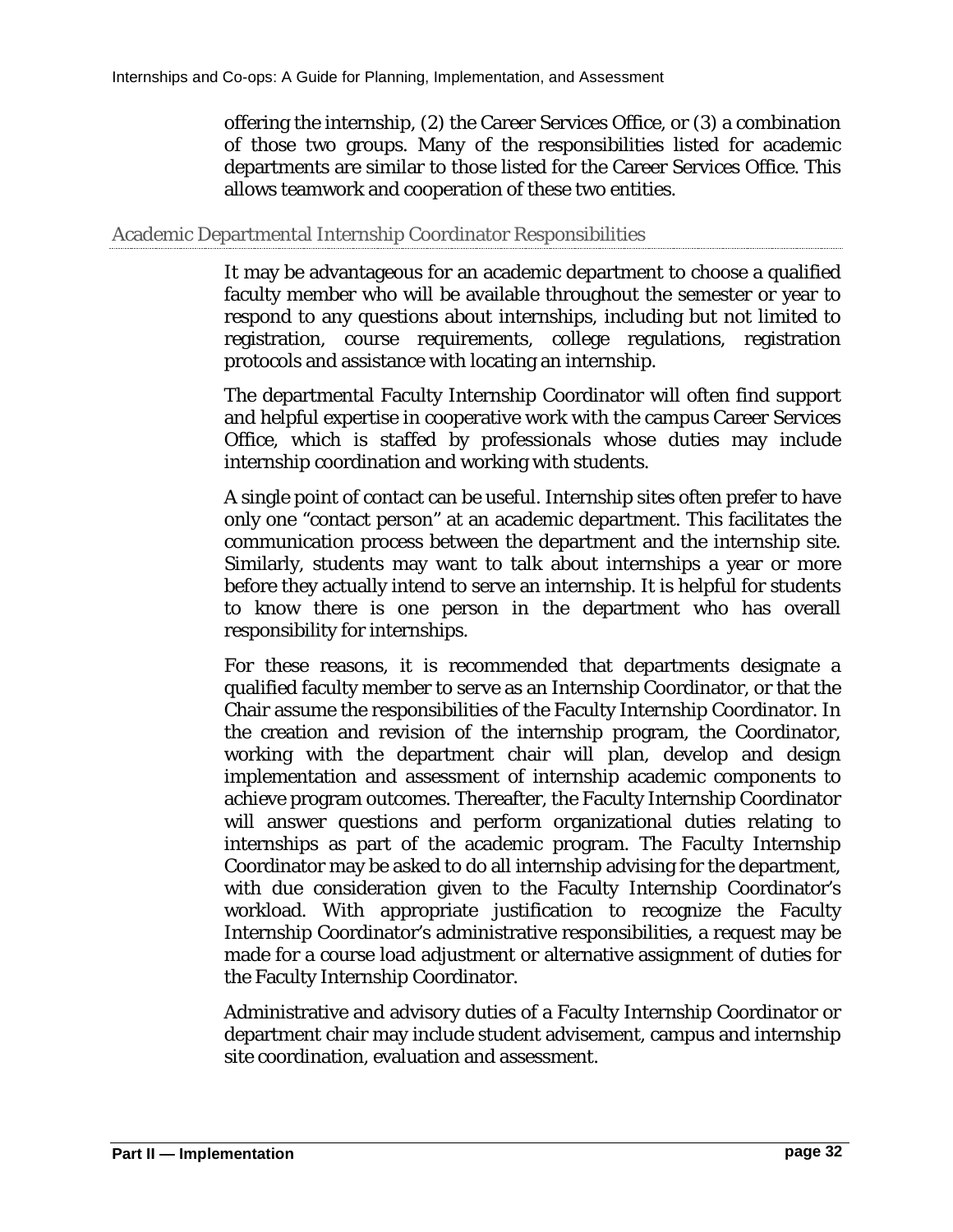offering the internship, (2) the Career Services Office, or (3) a combination of those two groups. Many of the responsibilities listed for academic departments are similar to those listed for the Career Services Office. This allows teamwork and cooperation of these two entities.

### Academic Departmental Internship Coordinator Responsibilities

It may be advantageous for an academic department to choose a qualified faculty member who will be available throughout the semester or year to respond to any questions about internships, including but not limited to registration, course requirements, college regulations, registration protocols and assistance with locating an internship.

The departmental Faculty Internship Coordinator will often find support and helpful expertise in cooperative work with the campus Career Services Office, which is staffed by professionals whose duties may include internship coordination and working with students.

A single point of contact can be useful. Internship sites often prefer to have only one "contact person" at an academic department. This facilitates the communication process between the department and the internship site. Similarly, students may want to talk about internships a year or more before they actually intend to serve an internship. It is helpful for students to know there is one person in the department who has overall responsibility for internships.

For these reasons, it is recommended that departments designate a qualified faculty member to serve as an Internship Coordinator, or that the Chair assume the responsibilities of the Faculty Internship Coordinator. In the creation and revision of the internship program, the Coordinator, working with the department chair will plan, develop and design implementation and assessment of internship academic components to achieve program outcomes. Thereafter, the Faculty Internship Coordinator will answer questions and perform organizational duties relating to internships as part of the academic program. The Faculty Internship Coordinator may be asked to do all internship advising for the department, with due consideration given to the Faculty Internship Coordinator's workload. With appropriate justification to recognize the Faculty Internship Coordinator's administrative responsibilities, a request may be made for a course load adjustment or alternative assignment of duties for the Faculty Internship Coordinator.

Administrative and advisory duties of a Faculty Internship Coordinator or department chair may include student advisement, campus and internship site coordination, evaluation and assessment.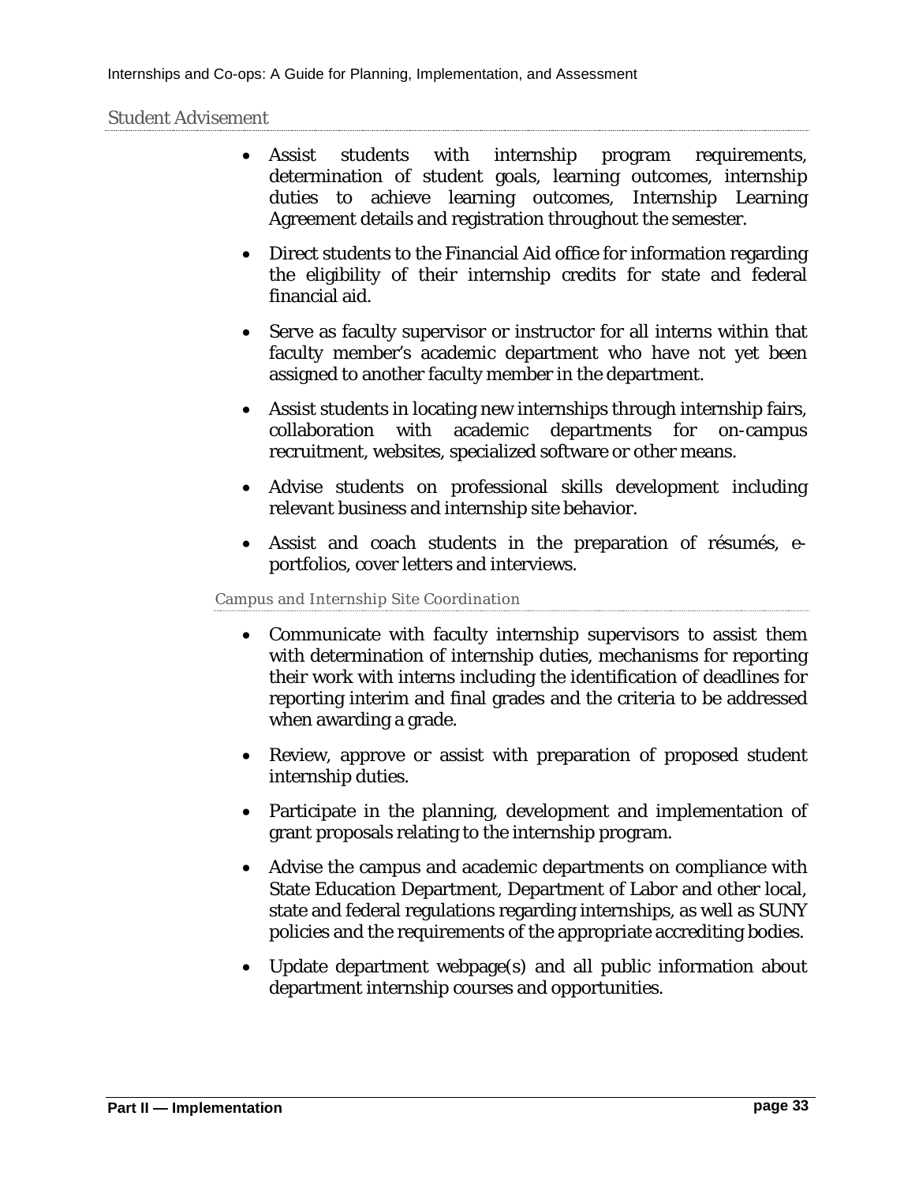### Student Advisement

- Assist students with internship program requirements, determination of student goals, learning outcomes, internship duties to achieve learning outcomes, Internship Learning Agreement details and registration throughout the semester.
- Direct students to the Financial Aid office for information regarding the eligibility of their internship credits for state and federal financial aid.
- Serve as faculty supervisor or instructor for all interns within that faculty member's academic department who have not yet been assigned to another faculty member in the department.
- Assist students in locating new internships through internship fairs, collaboration with academic departments for on-campus recruitment, websites, specialized software or other means.
- Advise students on professional skills development including relevant business and internship site behavior.
- Assist and coach students in the preparation of résumés, e-portfolios, cover letters and interviews.

#### Campus and Internship Site Coordination

- Communicate with faculty internship supervisors to assist them with determination of internship duties, mechanisms for reporting their work with interns including the identification of deadlines for reporting interim and final grades and the criteria to be addressed when awarding a grade.
- Review, approve or assist with preparation of proposed student internship duties.
- Participate in the planning, development and implementation of grant proposals relating to the internship program.
- Advise the campus and academic departments on compliance with State Education Department, Department of Labor and other local, state and federal regulations regarding internships, as well as SUNY policies and the requirements of the appropriate accrediting bodies.
- Update department webpage(s) and all public information about department internship courses and opportunities.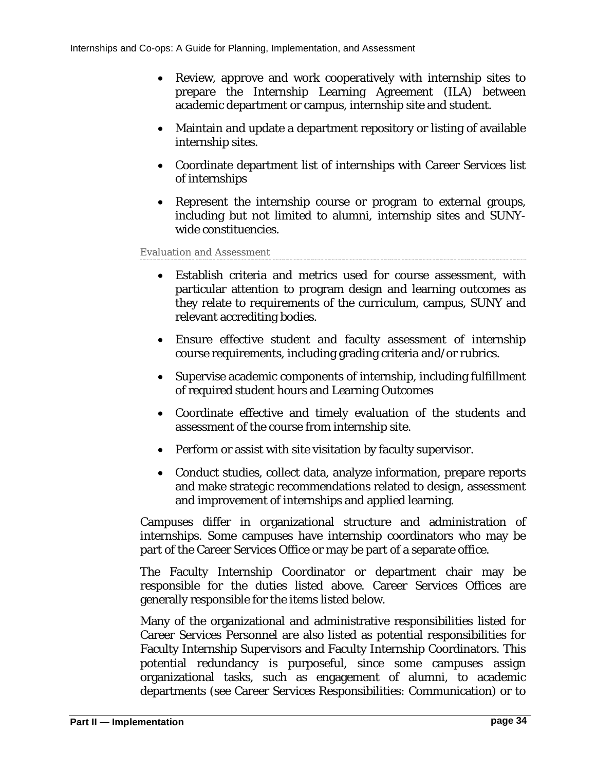- Review, approve and work cooperatively with internship sites to prepare the Internship Learning Agreement (ILA) between academic department or campus, internship site and student.
- Maintain and update a department repository or listing of available internship sites.
- Coordinate department list of internships with Career Services list of internships
- Represent the internship course or program to external groups, including but not limited to alumni, internship sites and SUNY-wide constituencies.

#### Evaluation and Assessment

- Establish criteria and metrics used for course assessment, with particular attention to program design and learning outcomes as they relate to requirements of the curriculum, campus, SUNY and relevant accrediting bodies.
- Ensure effective student and faculty assessment of internship course requirements, including grading criteria and/or rubrics.
- Supervise academic components of internship, including fulfillment of required student hours and Learning Outcomes
- Coordinate effective and timely evaluation of the students and assessment of the course from internship site.
- Perform or assist with site visitation by faculty supervisor.
- Conduct studies, collect data, analyze information, prepare reports and make strategic recommendations related to design, assessment and improvement of internships and applied learning.

Campuses differ in organizational structure and administration of internships. Some campuses have internship coordinators who may be part of the Career Services Office or may be part of a separate office.

The Faculty Internship Coordinator or department chair may be responsible for the duties listed above. Career Services Offices are generally responsible for the items listed below.

Many of the organizational and administrative responsibilities listed for Career Services Personnel are also listed as potential responsibilities for Faculty Internship Supervisors and Faculty Internship Coordinators. This potential redundancy is purposeful, since some campuses assign organizational tasks, such as engagement of alumni, to academic departments (see Career Services Responsibilities: Communication) or to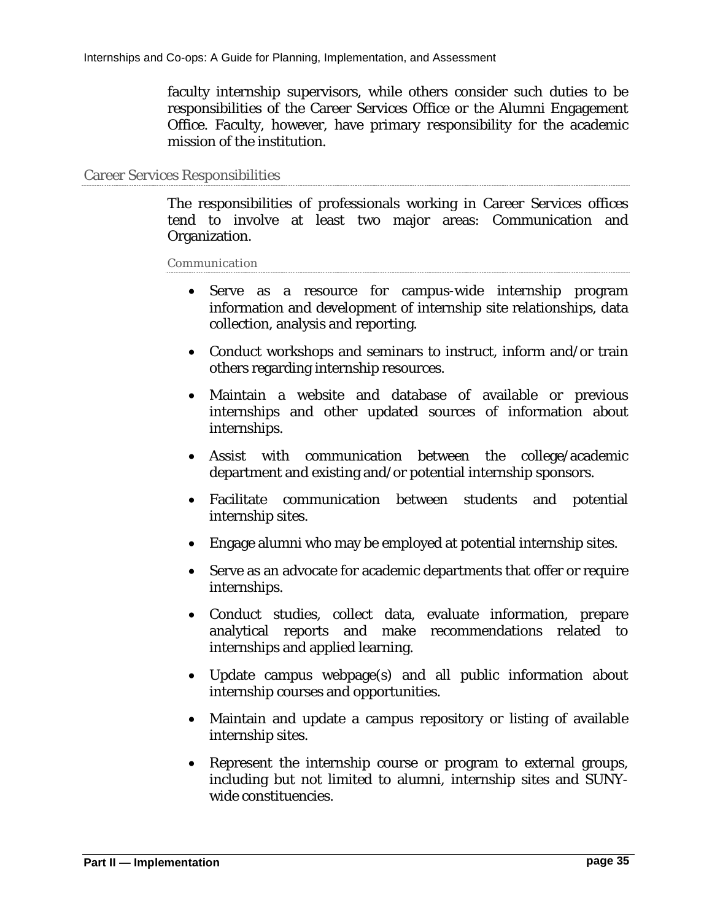faculty internship supervisors, while others consider such duties to be responsibilities of the Career Services Office or the Alumni Engagement Office. Faculty, however, have primary responsibility for the academic mission of the institution.

## Career Services Responsibilities

The responsibilities of professionals working in Career Services offices tend to involve at least two major areas: Communication and Organization.

### Communication

- Serve as a resource for campus-wide internship program information and development of internship site relationships, data collection, analysis and reporting.
- Conduct workshops and seminars to instruct, inform and/or train others regarding internship resources.
- Maintain a website and database of available or previous internships and other updated sources of information about internships.
- Assist with communication between the college/academic department and existing and/or potential internship sponsors.
- Facilitate communication between students and potential internship sites.
- Engage alumni who may be employed at potential internship sites.
- Serve as an advocate for academic departments that offer or require internships.
- Conduct studies, collect data, evaluate information, prepare analytical reports and make recommendations related to internships and applied learning.
- Update campus webpage(s) and all public information about internship courses and opportunities.
- Maintain and update a campus repository or listing of available internship sites.
- Represent the internship course or program to external groups, including but not limited to alumni, internship sites and SUNY-wide constituencies.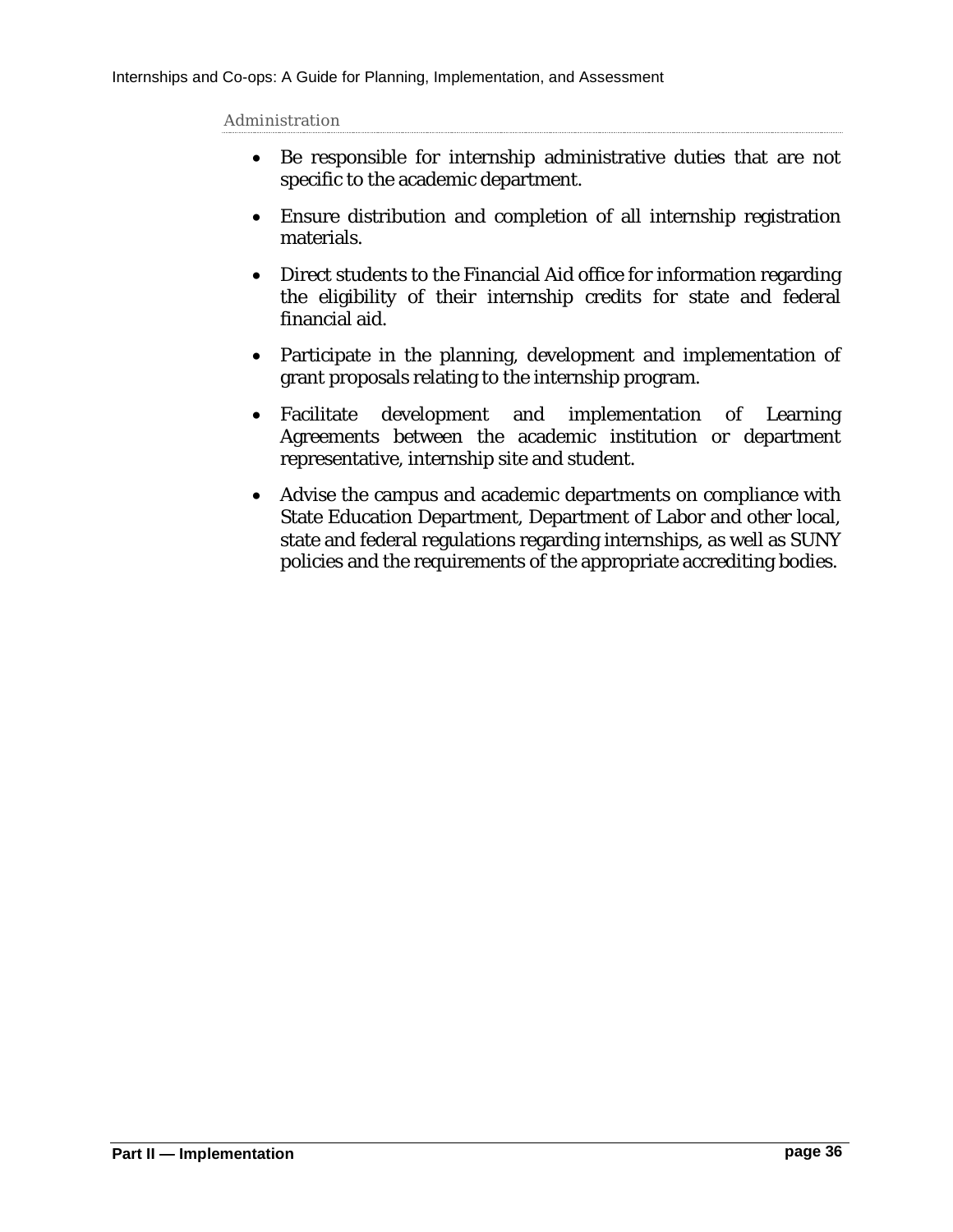#### Administration

- Be responsible for internship administrative duties that are not specific to the academic department.
- Ensure distribution and completion of all internship registration materials.
- Direct students to the Financial Aid office for information regarding the eligibility of their internship credits for state and federal financial aid.
- Participate in the planning, development and implementation of grant proposals relating to the internship program.
- Facilitate development and implementation of Learning Agreements between the academic institution or department representative, internship site and student.
- Advise the campus and academic departments on compliance with State Education Department, Department of Labor and other local, state and federal regulations regarding internships, as well as SUNY policies and the requirements of the appropriate accrediting bodies.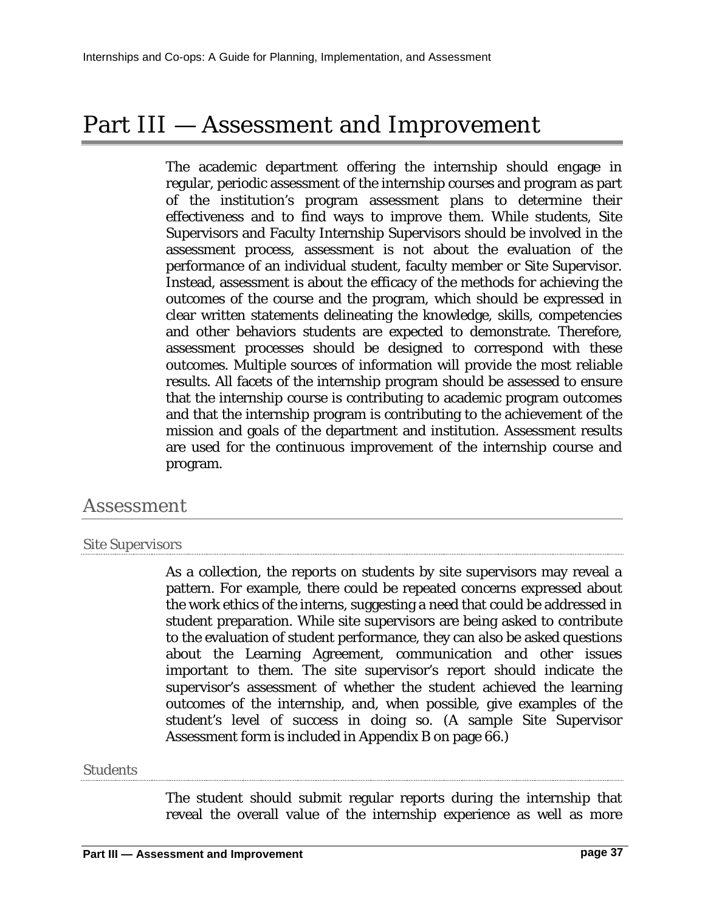# Part III — Assessment and Improvement

The academic department offering the internship should engage in regular, periodic assessment of the internship courses and program as part of the institution's program assessment plans to determine their effectiveness and to find ways to improve them. While students, Site Supervisors and Faculty Internship Supervisors should be involved in the assessment process, assessment is not about the evaluation of the performance of an individual student, faculty member or Site Supervisor. Instead, assessment is about the efficacy of the methods for achieving the outcomes of the course and the program, which should be expressed in clear written statements delineating the knowledge, skills, competencies and other behaviors students are expected to demonstrate. Therefore, assessment processes should be designed to correspond with these outcomes. Multiple sources of information will provide the most reliable results. All facets of the internship program should be assessed to ensure that the internship course is contributing to academic program outcomes and that the internship program is contributing to the achievement of the mission and goals of the department and institution. Assessment results are used for the continuous improvement of the internship course and program.

## Assessment

### Site Supervisors

As a collection, the reports on students by site supervisors may reveal a pattern. For example, there could be repeated concerns expressed about the work ethics of the interns, suggesting a need that could be addressed in student preparation. While site supervisors are being asked to contribute to the evaluation of student performance, they can also be asked questions about the Learning Agreement, communication and other issues important to them. The site supervisor's report should indicate the supervisor's assessment of whether the student achieved the learning outcomes of the internship, and, when possible, give examples of the student's level of success in doing so. (A sample Site Supervisor Assessment form is included in Appendix B on page 66.)

### Students

The student should submit regular reports during the internship that reveal the overall value of the internship experience as well as more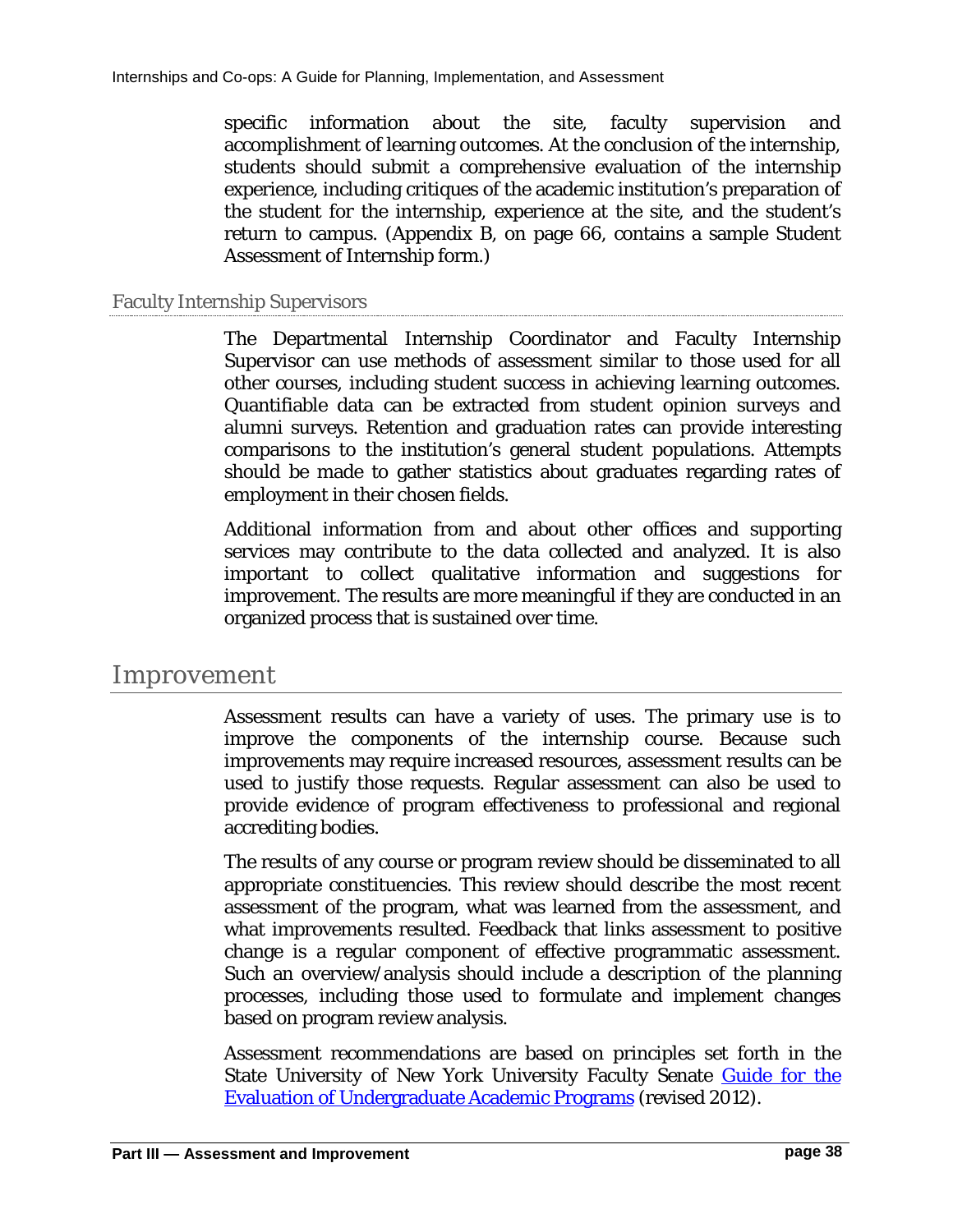specific information about the site, faculty supervision and accomplishment of learning outcomes. At the conclusion of the internship, students should submit a comprehensive evaluation of the internship experience, including critiques of the academic institution's preparation of the student for the internship, experience at the site, and the student's return to campus. (Appendix B, on page 66, contains a sample Student Assessment of Internship form.)

### Faculty Internship Supervisors

The Departmental Internship Coordinator and Faculty Internship Supervisor can use methods of assessment similar to those used for all other courses, including student success in achieving learning outcomes. Quantifiable data can be extracted from student opinion surveys and alumni surveys. Retention and graduation rates can provide interesting comparisons to the institution's general student populations. Attempts should be made to gather statistics about graduates regarding rates of employment in their chosen fields.

Additional information from and about other offices and supporting services may contribute to the data collected and analyzed. It is also important to collect qualitative information and suggestions for improvement. The results are more meaningful if they are conducted in an organized process that is sustained over time.

## Improvement

Assessment results can have a variety of uses. The primary use is to improve the components of the internship course. Because such improvements may require increased resources, assessment results can be used to justify those requests. Regular assessment can also be used to provide evidence of program effectiveness to professional and regional accrediting bodies.

The results of any course or program review should be disseminated to all appropriate constituencies. This review should describe the most recent assessment of the program, what was learned from the assessment, and what improvements resulted. Feedback that links assessment to positive change is a regular component of effective programmatic assessment. Such an overview/analysis should include a description of the planning processes, including those used to formulate and implement changes based on program review analysis.

Assessment recommendations are based on principles set forth in the State University of New York University Faculty Senate Guide for the Evaluation of Undergraduate Academic Programs (revised 2012).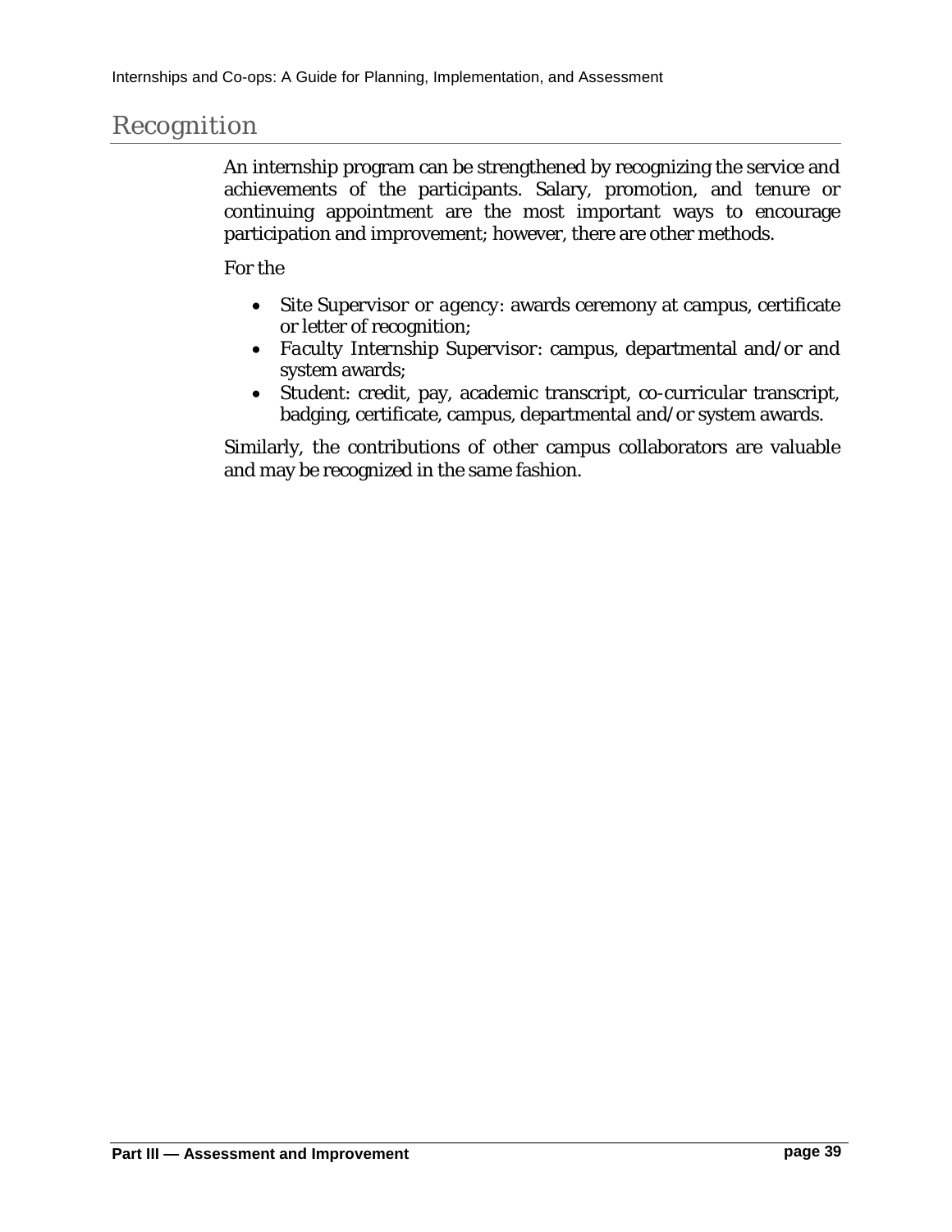## Recognition

An internship program can be strengthened by recognizing the service and achievements of the participants. Salary, promotion, and tenure or continuing appointment are the most important ways to encourage participation and improvement; however, there are other methods.

For the

- Site Supervisor or agency: awards ceremony at campus, certificate or letter of recognition;
- Faculty Internship Supervisor: campus, departmental and/or and system awards;
- Student: credit, pay, academic transcript, co-curricular transcript, badging, certificate, campus, departmental and/or system awards.

Similarly, the contributions of other campus collaborators are valuable and may be recognized in the same fashion.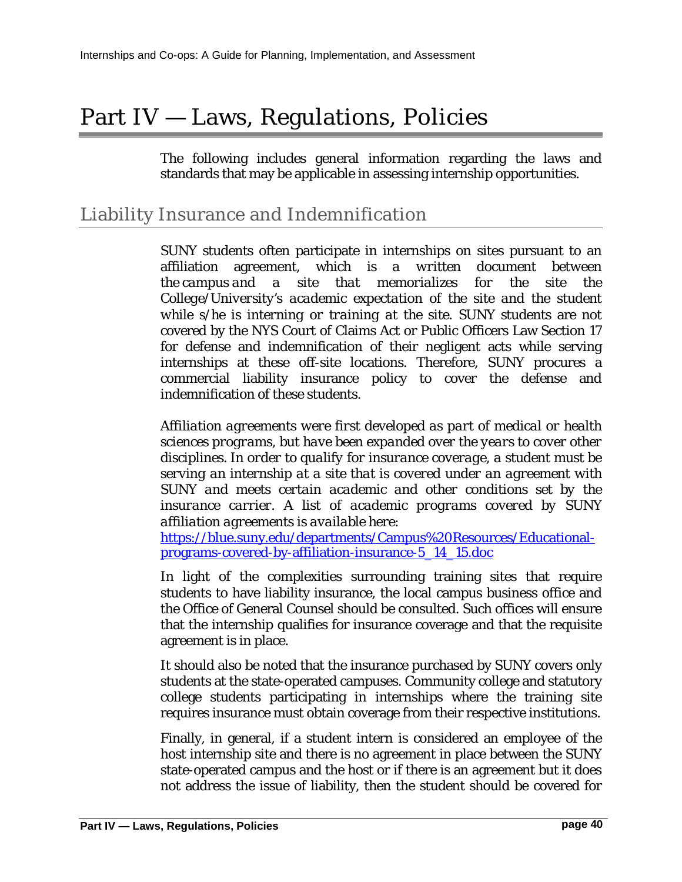# Part IV — Laws, Regulations, Policies

The following includes general information regarding the laws and standards that may be applicable in assessing internship opportunities.

## Liability Insurance and Indemnification

SUNY students often participate in internships on sites pursuant to an affiliation agreement, which is a written document between the campus and a site that memorializes for the site the College/University's academic expectation of the site and the student while s/he is interning or training at the site. SUNY students are not covered by the NYS Court of Claims Act or Public Officers Law Section 17 for defense and indemnification of their negligent acts while serving internships at these off-site locations. Therefore, SUNY procures a commercial liability insurance policy to cover the defense and indemnification of these students.

Affiliation agreements were first developed as part of medical or health sciences programs, but have been expanded over the years to cover other disciplines. In order to qualify for insurance coverage, a student must be serving an internship at a site that is covered under an agreement with SUNY and meets certain academic and other conditions set by the insurance carrier. A list of academic programs covered by SUNY affiliation agreements is available here:
[https://blue.suny.edu/departments/Campus%20Resources/Educational-programs-covered-by-affiliation-insurance-5_14_15.doc](https://blue.suny.edu/departments/Campus%20Resources/Educational-programs-covered-by-affiliation-insurance-5_14_15.doc)

In light of the complexities surrounding training sites that require students to have liability insurance, the local campus business office and the Office of General Counsel should be consulted. Such offices will ensure that the internship qualifies for insurance coverage and that the requisite agreement is in place.

It should also be noted that the insurance purchased by SUNY covers only students at the state-operated campuses. Community college and statutory college students participating in internships where the training site requires insurance must obtain coverage from their respective institutions.

Finally, in general, if a student intern is considered an employee of the host internship site and there is no agreement in place between the SUNY state-operated campus and the host or if there is an agreement but it does not address the issue of liability, then the student should be covered for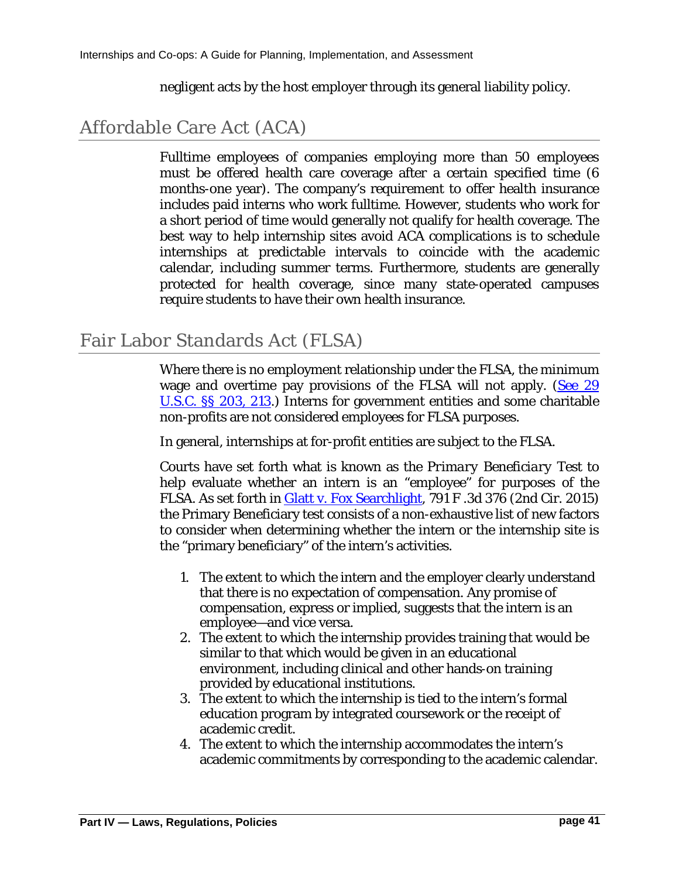negligent acts by the host employer through its general liability policy.

## Affordable Care Act (ACA)

Fulltime employees of companies employing more than 50 employees must be offered health care coverage after a certain specified time (6 months-one year). The company's requirement to offer health insurance includes paid interns who work fulltime. However, students who work for a short period of time would generally not qualify for health coverage. The best way to help internship sites avoid ACA complications is to schedule internships at predictable intervals to coincide with the academic calendar, including summer terms. Furthermore, students are generally protected for health coverage, since many state-operated campuses require students to have their own health insurance.

## Fair Labor Standards Act (FLSA)

Where there is no employment relationship under the FLSA, the minimum wage and overtime pay provisions of the FLSA will not apply. (See 29 U.S.C. §§ 203, 213.) Interns for government entities and some charitable non-profits are not considered employees for FLSA purposes.

In general, internships at for-profit entities are subject to the FLSA.

Courts have set forth what is known as the *Primary Beneficiary* Test to help evaluate whether an intern is an "employee" for purposes of the FLSA. As set forth in Glatt v. Fox Searchlight, 791 F .3d 376 (2nd Cir. 2015) the Primary Beneficiary test consists of a non-exhaustive list of new factors to consider when determining whether the intern or the internship site is the "primary beneficiary" of the intern's activities.

1. The extent to which the intern and the employer clearly understand that there is no expectation of compensation. Any promise of compensation, express or implied, suggests that the intern is an employee—and vice versa.
2. The extent to which the internship provides training that would be similar to that which would be given in an educational environment, including clinical and other hands-on training provided by educational institutions.
3. The extent to which the internship is tied to the intern's formal education program by integrated coursework or the receipt of academic credit.
4. The extent to which the internship accommodates the intern's academic commitments by corresponding to the academic calendar.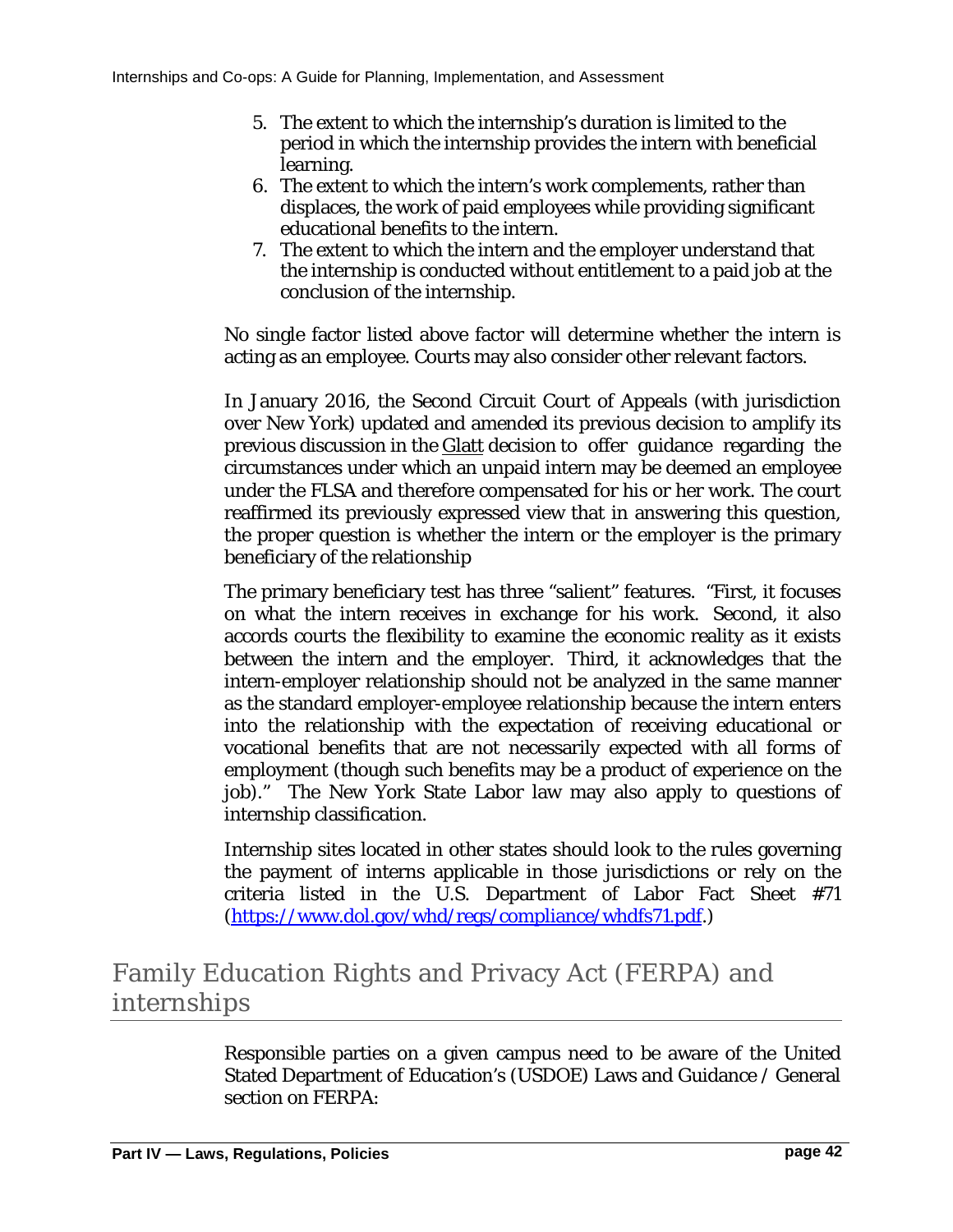5. The extent to which the internship's duration is limited to the period in which the internship provides the intern with beneficial learning.
6. The extent to which the intern's work complements, rather than displaces, the work of paid employees while providing significant educational benefits to the intern.
7. The extent to which the intern and the employer understand that the internship is conducted without entitlement to a paid job at the conclusion of the internship.

No single factor listed above factor will determine whether the intern is acting as an employee. Courts may also consider other relevant factors.

In January 2016, the Second Circuit Court of Appeals (with jurisdiction over New York) updated and amended its previous decision to amplify its previous discussion in the Glatt decision to offer guidance regarding the circumstances under which an unpaid intern may be deemed an employee under the FLSA and therefore compensated for his or her work. The court reaffirmed its previously expressed view that in answering this question, the proper question is whether the intern or the employer is the primary beneficiary of the relationship

The primary beneficiary test has three "salient" features. "First, it focuses on what the intern receives in exchange for his work. Second, it also accords courts the flexibility to examine the economic reality as it exists between the intern and the employer. Third, it acknowledges that the intern-employer relationship should not be analyzed in the same manner as the standard employer-employee relationship because the intern enters into the relationship with the expectation of receiving educational or vocational benefits that are not necessarily expected with all forms of employment (though such benefits may be a product of experience on the job)." The New York State Labor law may also apply to questions of internship classification.

Internship sites located in other states should look to the rules governing the payment of interns applicable in those jurisdictions or rely on the criteria listed in the U.S. Department of Labor Fact Sheet #71 ([https://www.dol.gov/whd/regs/compliance/whdfs71.pdf](https://www.dol.gov/whd/regs/compliance/whdfs71.pdf).)

## Family Education Rights and Privacy Act (FERPA) and internships

Responsible parties on a given campus need to be aware of the United Stated Department of Education's (USDOE) Laws and Guidance / General section on FERPA: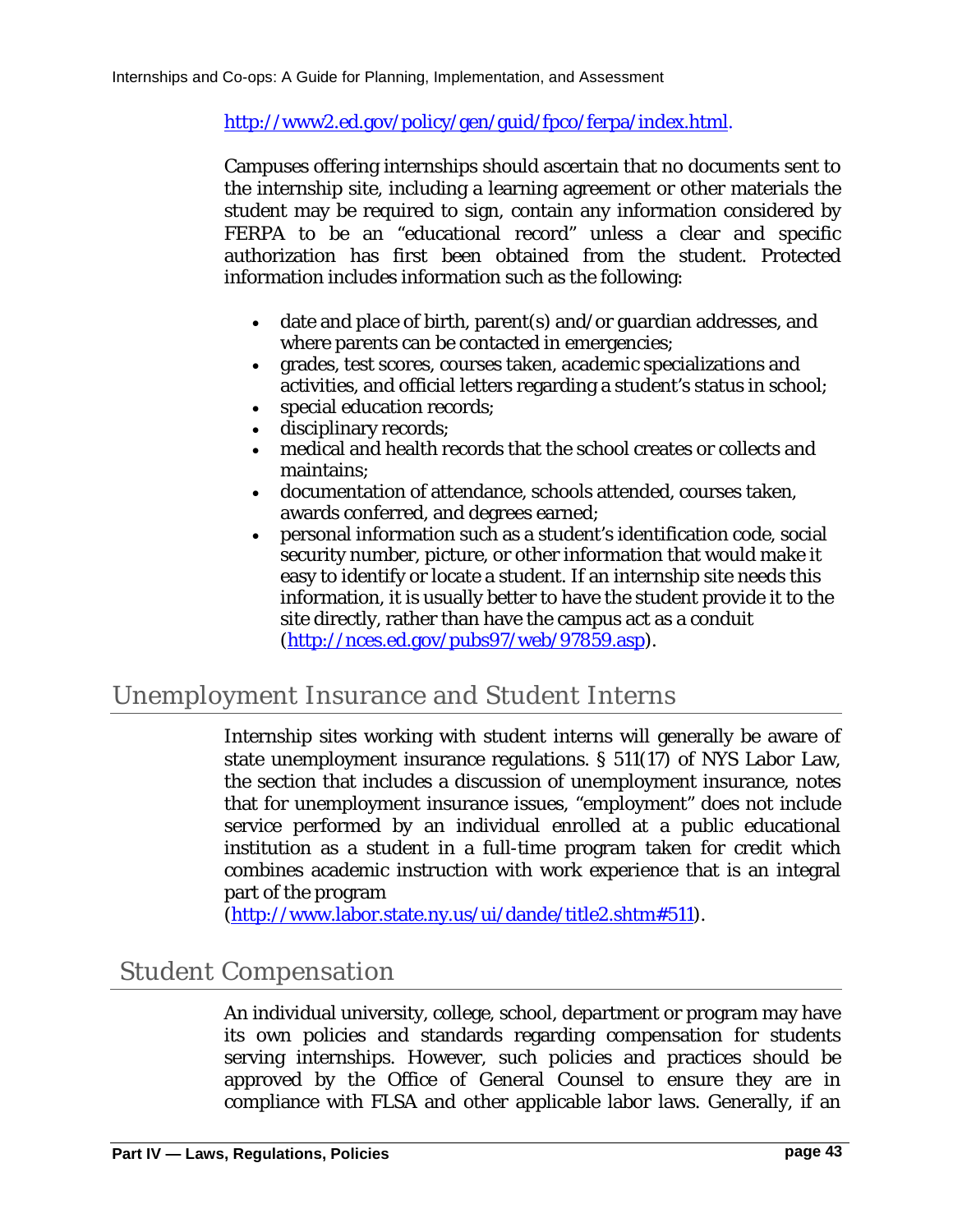http://www2.ed.gov/policy/gen/guid/fpco/ferpa/index.html.

Campuses offering internships should ascertain that no documents sent to the internship site, including a learning agreement or other materials the student may be required to sign, contain any information considered by FERPA to be an "educational record" unless a clear and specific authorization has first been obtained from the student. Protected information includes information such as the following:

- date and place of birth, parent(s) and/or guardian addresses, and where parents can be contacted in emergencies;
- grades, test scores, courses taken, academic specializations and activities, and official letters regarding a student's status in school;
- special education records;
- disciplinary records;
- medical and health records that the school creates or collects and maintains;
- documentation of attendance, schools attended, courses taken, awards conferred, and degrees earned;
- personal information such as a student's identification code, social security number, picture, or other information that would make it easy to identify or locate a student. If an internship site needs this information, it is usually better to have the student provide it to the site directly, rather than have the campus act as a conduit (http://nces.ed.gov/pubs97/web/97859.asp).

## Unemployment Insurance and Student Interns

Internship sites working with student interns will generally be aware of state unemployment insurance regulations. § 511(17) of NYS Labor Law, the section that includes a discussion of unemployment insurance, notes that for unemployment insurance issues, "employment" does not include service performed by an individual enrolled at a public educational institution as a student in a full-time program taken for credit which combines academic instruction with work experience that is an integral part of the program (http://www.labor.state.ny.us/ui/dande/title2.shtm#511).

## Student Compensation

An individual university, college, school, department or program may have its own policies and standards regarding compensation for students serving internships. However, such policies and practices should be approved by the Office of General Counsel to ensure they are in compliance with FLSA and other applicable labor laws. Generally, if an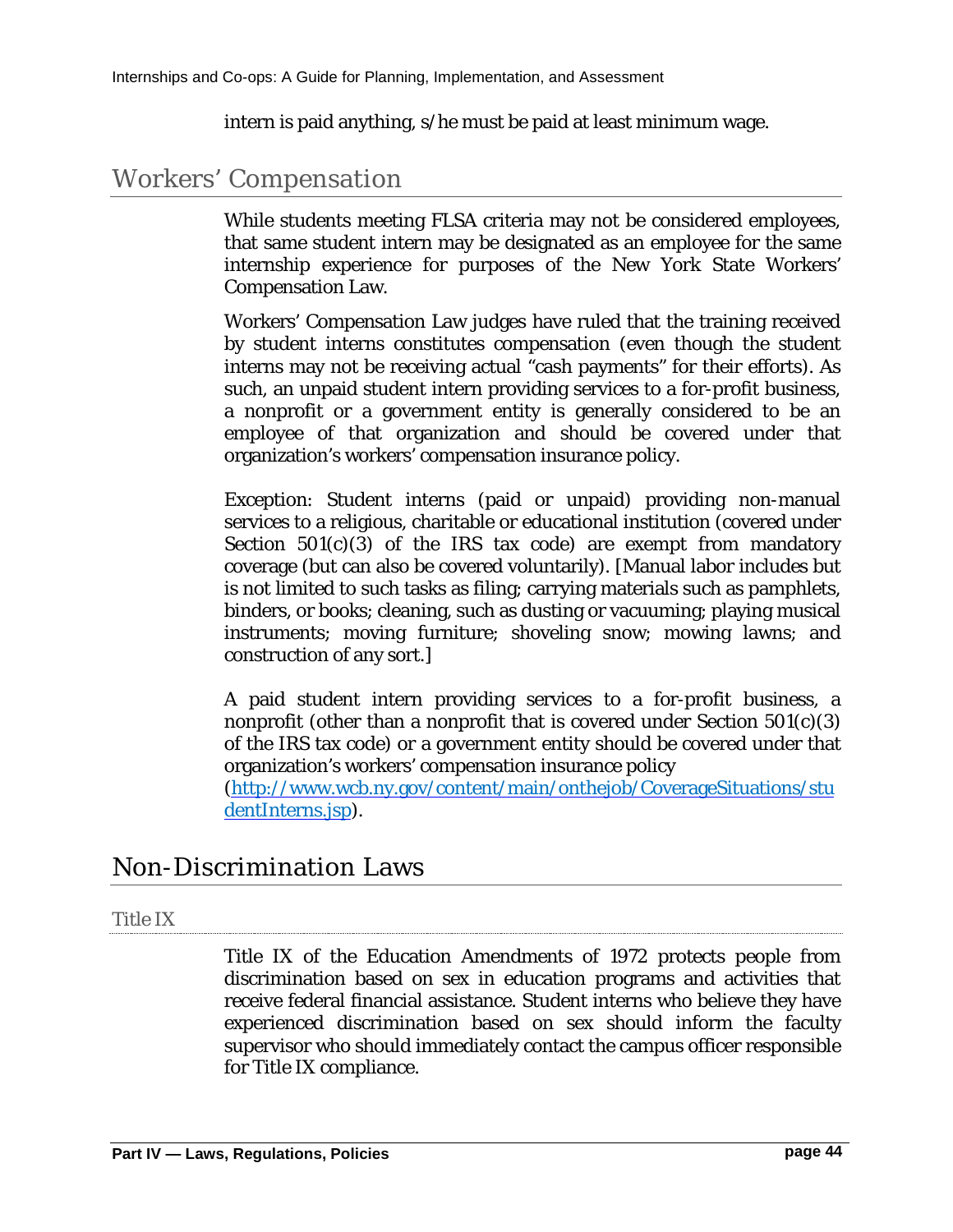intern is paid anything, s/he must be paid at least minimum wage.

## Workers' Compensation

While students meeting FLSA criteria may not be considered employees, that same student intern may be designated as an employee for the same internship experience for purposes of the New York State Workers' Compensation Law.

Workers' Compensation Law judges have ruled that the training received by student interns constitutes compensation (even though the student interns may not be receiving actual "cash payments" for their efforts). As such, an unpaid student intern providing services to a for-profit business, a nonprofit or a government entity is generally considered to be an employee of that organization and should be covered under that organization's workers' compensation insurance policy.

Exception: Student interns (paid or unpaid) providing non-manual services to a religious, charitable or educational institution (covered under Section 501(c)(3) of the IRS tax code) are exempt from mandatory coverage (but can also be covered voluntarily). [Manual labor includes but is not limited to such tasks as filing; carrying materials such as pamphlets, binders, or books; cleaning, such as dusting or vacuuming; playing musical instruments; moving furniture; shoveling snow; mowing lawns; and construction of any sort.]

A paid student intern providing services to a for-profit business, a nonprofit (other than a nonprofit that is covered under Section 501(c)(3) of the IRS tax code) or a government entity should be covered under that organization's workers' compensation insurance policy (http://www.wcb.ny.gov/content/main/onthejob/CoverageSituations/studentInterns.jsp).

## Non-Discrimination Laws

### Title IX

Title IX of the Education Amendments of 1972 protects people from discrimination based on sex in education programs and activities that receive federal financial assistance. Student interns who believe they have experienced discrimination based on sex should inform the faculty supervisor who should immediately contact the campus officer responsible for Title IX compliance.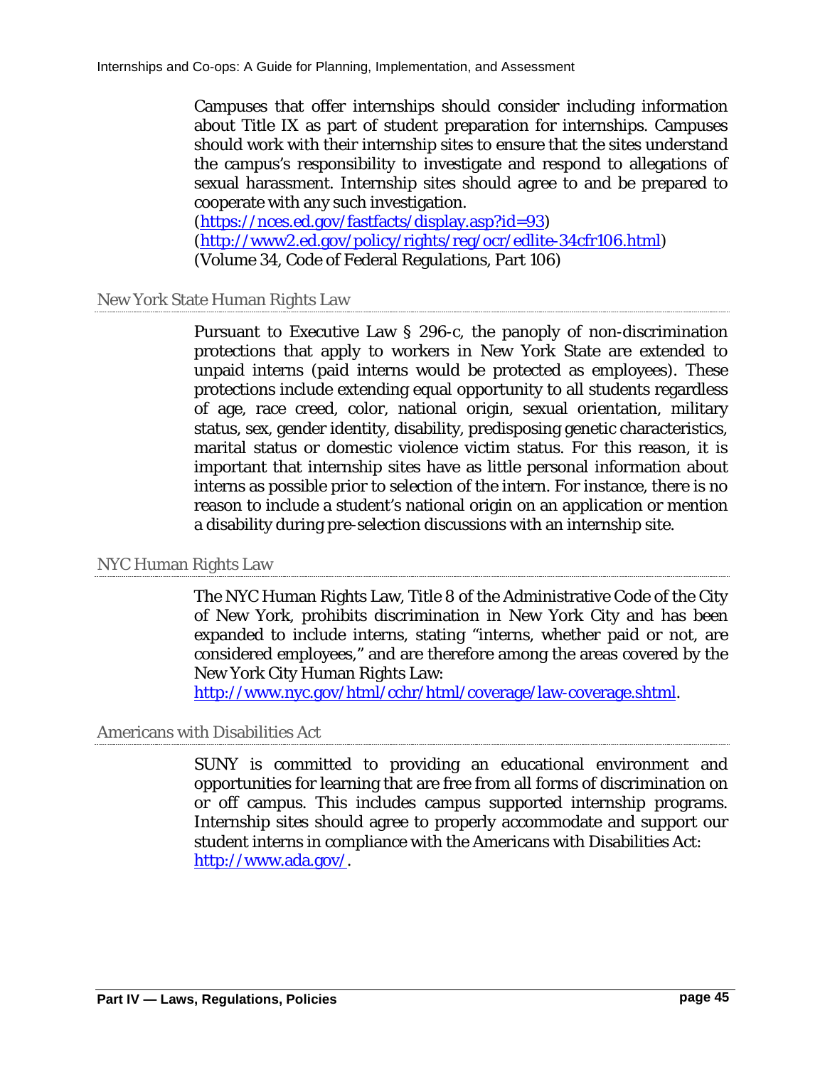Campuses that offer internships should consider including information about Title IX as part of student preparation for internships. Campuses should work with their internship sites to ensure that the sites understand the campus's responsibility to investigate and respond to allegations of sexual harassment. Internship sites should agree to and be prepared to cooperate with any such investigation.
(https://nces.ed.gov/fastfacts/display.asp?id=93)
(http://www2.ed.gov/policy/rights/reg/ocr/edlite-34cfr106.html)
(Volume 34, Code of Federal Regulations, Part 106)

### New York State Human Rights Law

Pursuant to Executive Law § 296-c, the panoply of non-discrimination protections that apply to workers in New York State are extended to unpaid interns (paid interns would be protected as employees). These protections include extending equal opportunity to all students regardless of age, race creed, color, national origin, sexual orientation, military status, sex, gender identity, disability, predisposing genetic characteristics, marital status or domestic violence victim status. For this reason, it is important that internship sites have as little personal information about interns as possible prior to selection of the intern. For instance, there is no reason to include a student's national origin on an application or mention a disability during pre-selection discussions with an internship site.

### NYC Human Rights Law

The NYC Human Rights Law, Title 8 of the Administrative Code of the City of New York, prohibits discrimination in New York City and has been expanded to include interns, stating "interns, whether paid or not, are considered employees," and are therefore among the areas covered by the New York City Human Rights Law:
http://www.nyc.gov/html/cchr/html/coverage/law-coverage.shtml.

### Americans with Disabilities Act

SUNY is committed to providing an educational environment and opportunities for learning that are free from all forms of discrimination on or off campus. This includes campus supported internship programs. Internship sites should agree to properly accommodate and support our student interns in compliance with the Americans with Disabilities Act:
http://www.ada.gov/.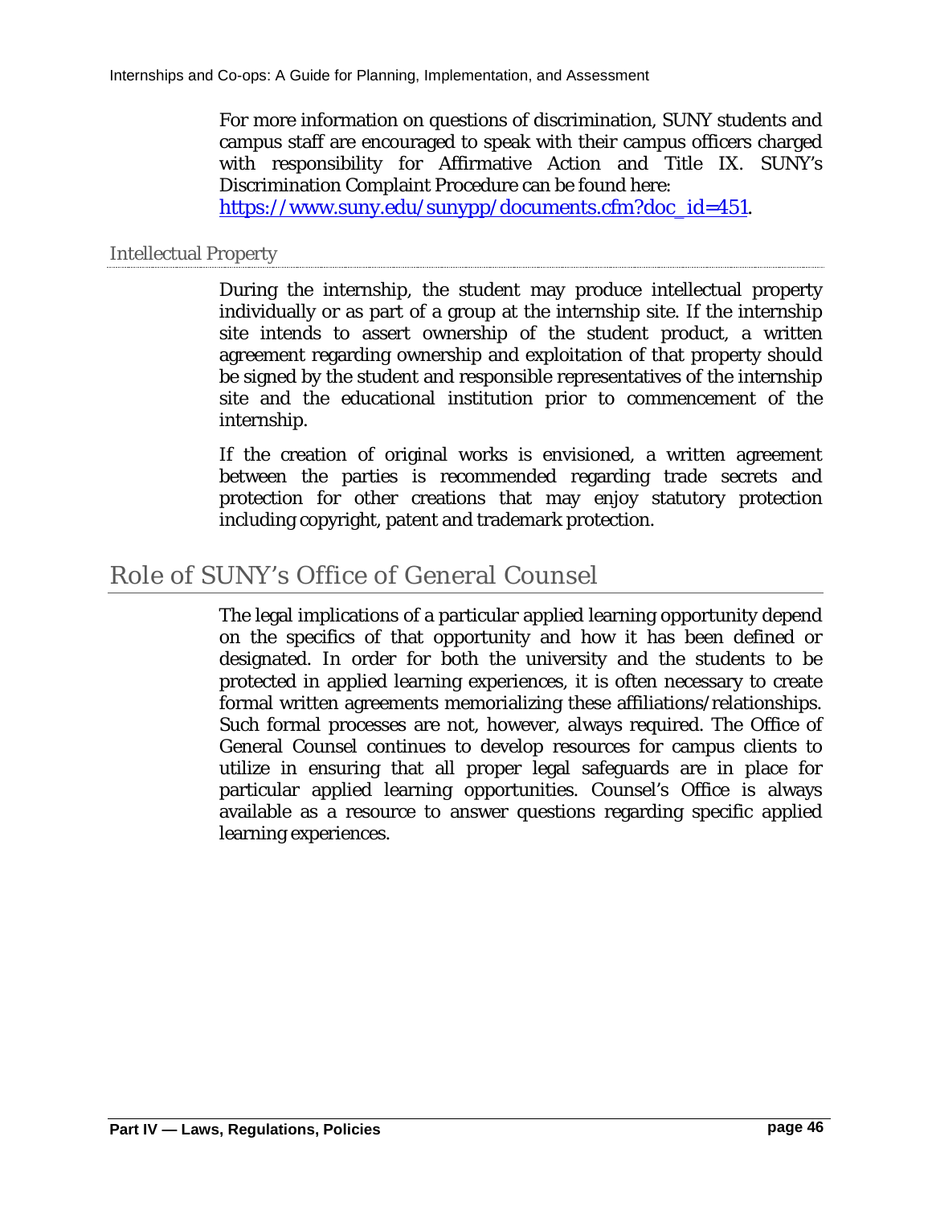For more information on questions of discrimination, SUNY students and campus staff are encouraged to speak with their campus officers charged with responsibility for Affirmative Action and Title IX. SUNY's Discrimination Complaint Procedure can be found here: https://www.suny.edu/sunypp/documents.cfm?doc_id=451.

### Intellectual Property

During the internship, the student may produce intellectual property individually or as part of a group at the internship site. If the internship site intends to assert ownership of the student product, a written agreement regarding ownership and exploitation of that property should be signed by the student and responsible representatives of the internship site and the educational institution prior to commencement of the internship.

If the creation of original works is envisioned, a written agreement between the parties is recommended regarding trade secrets and protection for other creations that may enjoy statutory protection including copyright, patent and trademark protection.

## Role of SUNY's Office of General Counsel

The legal implications of a particular applied learning opportunity depend on the specifics of that opportunity and how it has been defined or designated. In order for both the university and the students to be protected in applied learning experiences, it is often necessary to create formal written agreements memorializing these affiliations/relationships. Such formal processes are not, however, always required. The Office of General Counsel continues to develop resources for campus clients to utilize in ensuring that all proper legal safeguards are in place for particular applied learning opportunities. Counsel's Office is always available as a resource to answer questions regarding specific applied learning experiences.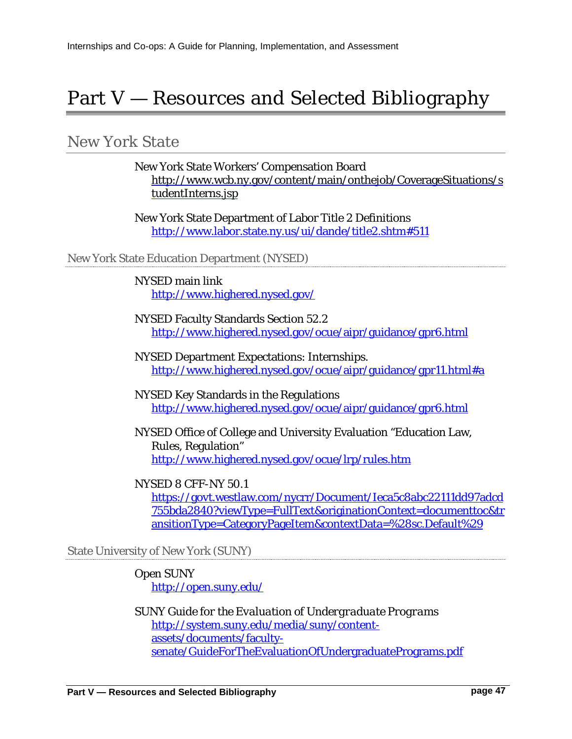# Part V — Resources and Selected Bibliography

## New York State

New York State Workers' Compensation Board
http://www.wcb.ny.gov/content/main/onthejob/CoverageSituations/studentInterns.jsp

New York State Department of Labor Title 2 Definitions
http://www.labor.state.ny.us/ui/dande/title2.shtm#511

### New York State Education Department (NYSED)

NYSED main link
http://www.highered.nysed.gov/

NYSED Faculty Standards Section 52.2
http://www.highered.nysed.gov/ocue/aipr/guidance/gpr6.html

NYSED Department Expectations: Internships.
http://www.highered.nysed.gov/ocue/aipr/guidance/gpr11.html#a

NYSED Key Standards in the Regulations
http://www.highered.nysed.gov/ocue/aipr/guidance/gpr6.html

NYSED Office of College and University Evaluation "Education Law, Rules, Regulation"
http://www.highered.nysed.gov/ocue/lrp/rules.htm

NYSED 8 CFF-NY 50.1
https://govt.westlaw.com/nycrr/Document/Ieca5c8abc22111dd97adcd755bda2840?viewType=FullText&originationContext=documenttoc&transitionType=CategoryPageItem&contextData=%28sc.Default%29

### State University of New York (SUNY)

Open SUNY
http://open.suny.edu/

SUNY Guide for the *Evaluation of Undergraduate Programs*
http://system.suny.edu/media/suny/content-assets/documents/faculty-senate/GuideForTheEvaluationOfUndergraduatePrograms.pdf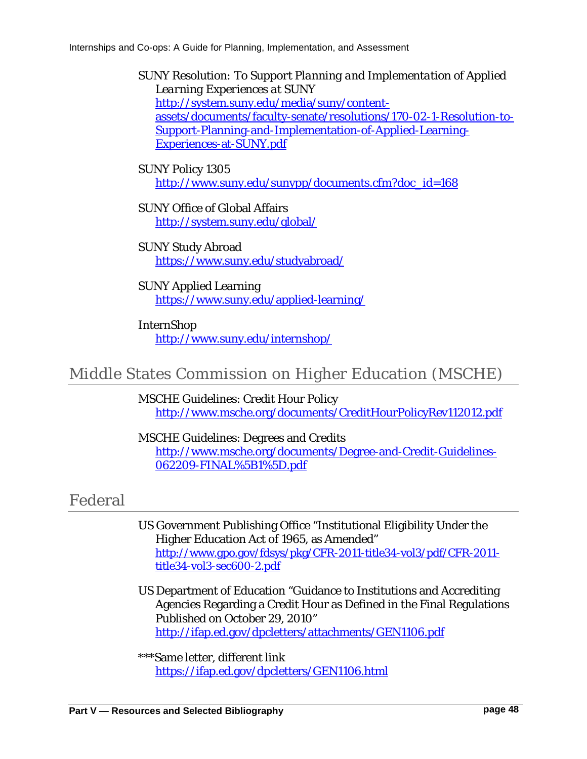SUNY Resolution: *To Support Planning and Implementation of Applied Learning Experiences at SUNY*
http://system.suny.edu/media/suny/content-assets/documents/faculty-senate/resolutions/170-02-1-Resolution-to-Support-Planning-and-Implementation-of-Applied-Learning-Experiences-at-SUNY.pdf

SUNY Policy 1305
http://www.suny.edu/sunypp/documents.cfm?doc_id=168

SUNY Office of Global Affairs
http://system.suny.edu/global/

SUNY Study Abroad
https://www.suny.edu/studyabroad/

SUNY Applied Learning
https://www.suny.edu/applied-learning/

InternShop
http://www.suny.edu/internshop/

## Middle States Commission on Higher Education (MSCHE)

MSCHE Guidelines: Credit Hour Policy
http://www.msche.org/documents/CreditHourPolicyRev112012.pdf

MSCHE Guidelines: Degrees and Credits
http://www.msche.org/documents/Degree-and-Credit-Guidelines-062209-FINAL%5B1%5D.pdf

## Federal

US Government Publishing Office "Institutional Eligibility Under the Higher Education Act of 1965, as Amended"
http://www.gpo.gov/fdsys/pkg/CFR-2011-title34-vol3/pdf/CFR-2011-title34-vol3-sec600-2.pdf

US Department of Education "Guidance to Institutions and Accrediting Agencies Regarding a Credit Hour as Defined in the Final Regulations Published on October 29, 2010"
http://ifap.ed.gov/dpcletters/attachments/GEN1106.pdf

***Same letter, different link
https://ifap.ed.gov/dpcletters/GEN1106.html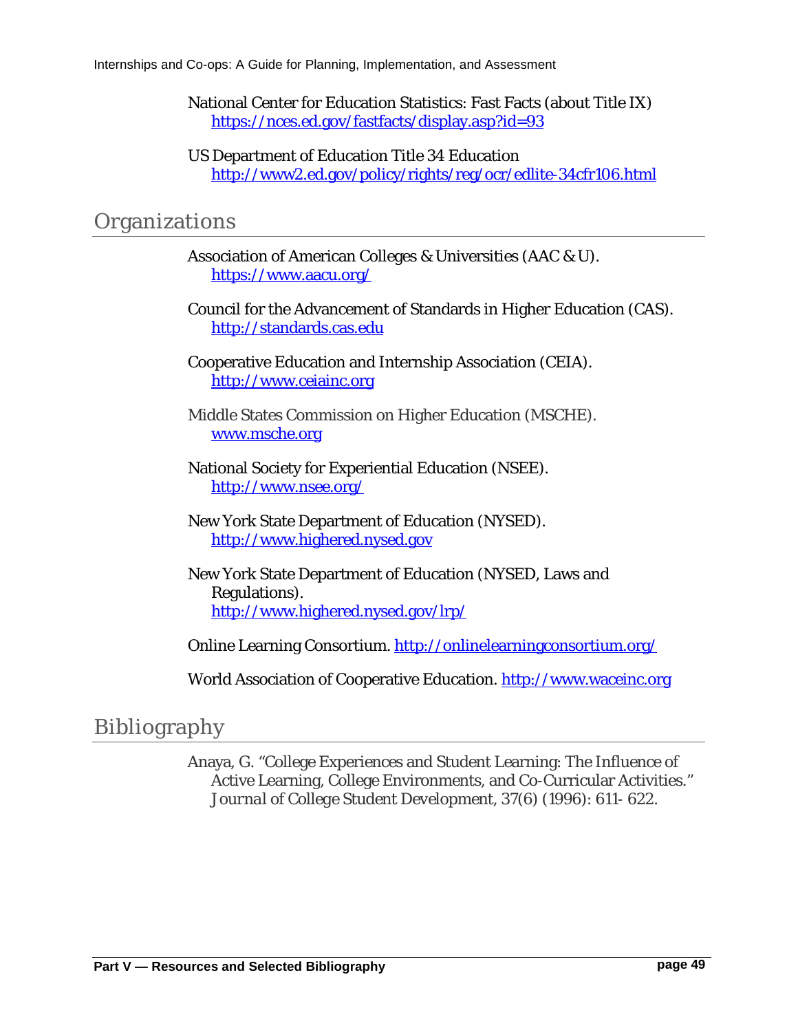National Center for Education Statistics: Fast Facts (about Title IX)
https://nces.ed.gov/fastfacts/display.asp?id=93

US Department of Education Title 34 Education
http://www2.ed.gov/policy/rights/reg/ocr/edlite-34cfr106.html

## Organizations

Association of American Colleges & Universities (AAC & U).
https://www.aacu.org/

Council for the Advancement of Standards in Higher Education (CAS).
http://standards.cas.edu

Cooperative Education and Internship Association (CEIA).
http://www.ceiainc.org

Middle States Commission on Higher Education (MSCHE).
www.msche.org

National Society for Experiential Education (NSEE).
http://www.nsee.org/

New York State Department of Education (NYSED).
http://www.highered.nysed.gov

New York State Department of Education (NYSED, Laws and Regulations).
http://www.highered.nysed.gov/lrp/

Online Learning Consortium. http://onlinelearningconsortium.org/

World Association of Cooperative Education. http://www.waceinc.org

## Bibliography

Anaya, G. "College Experiences and Student Learning: The Influence of Active Learning, College Environments, and Co-Curricular Activities." *Journal of College Student Development*, 37(6) (1996): 611- 622.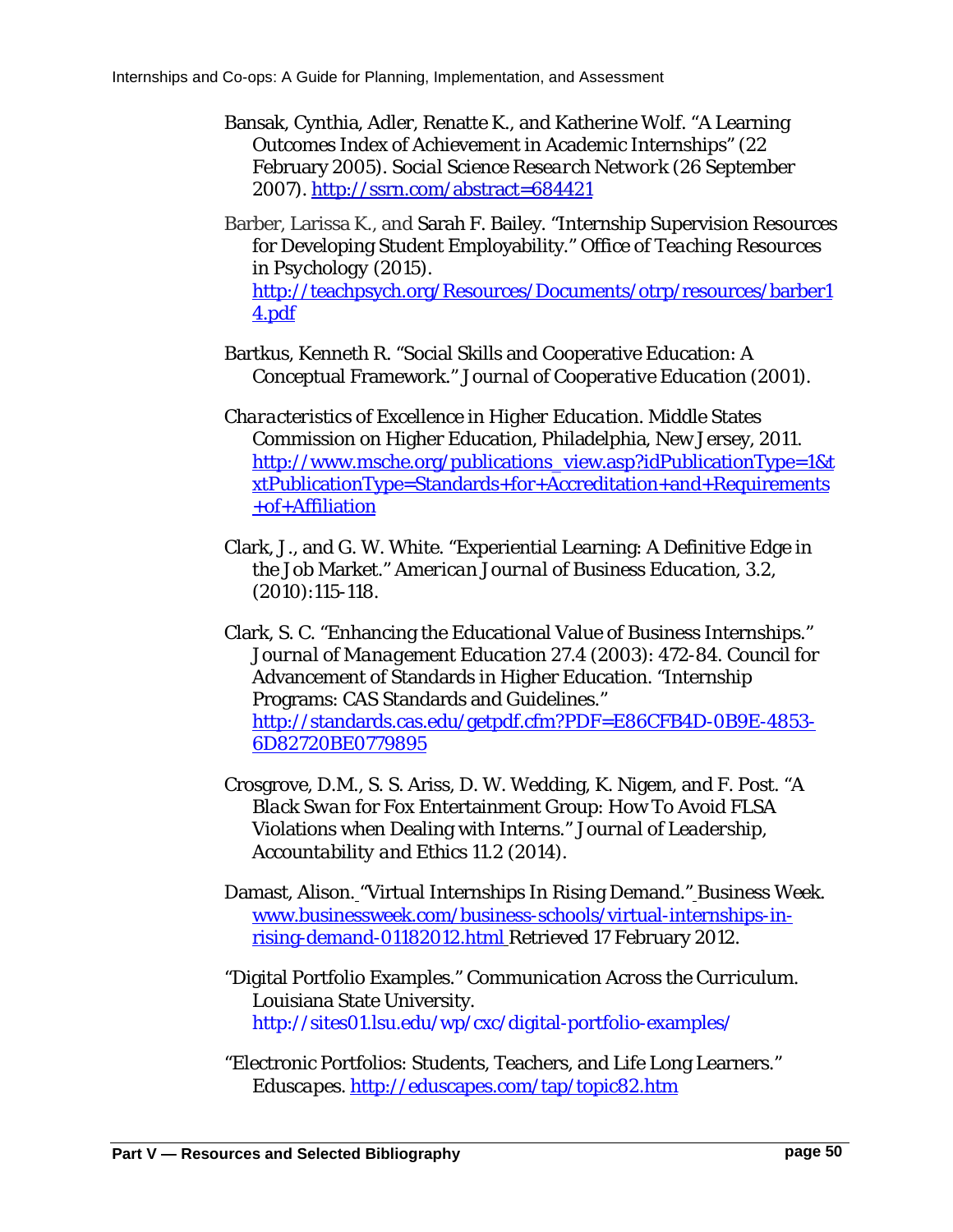Bansak, Cynthia, Adler, Renatte K., and Katherine Wolf. "A Learning Outcomes Index of Achievement in Academic Internships" (22 February 2005). *Social Science Research Network* (26 September 2007). http://ssrn.com/abstract=684421

Barber, Larissa K., and Sarah F. Bailey. "Internship Supervision Resources for Developing Student Employability." *Office of Teaching Resources in Psychology* (2015). http://teachpsych.org/Resources/Documents/otrp/resources/barber14.pdf

Bartkus, Kenneth R. "Social Skills and Cooperative Education: A Conceptual Framework." *Journal of Cooperative Education* (2001).

*Characteristics of Excellence in Higher Education*. Middle States Commission on Higher Education, Philadelphia, New Jersey, 2011. http://www.msche.org/publications_view.asp?idPublicationType=1&txtPublicationType=Standards+for+Accreditation+and+Requirements+of+Affiliation

Clark, J., and G. W. White. "Experiential Learning: A Definitive Edge in the Job Market." *American Journal of Business Education*, 3.2, (2010):115-118.

Clark, S. C. "Enhancing the Educational Value of Business Internships." *Journal of Management Education* 27.4 (2003): 472-84. Council for Advancement of Standards in Higher Education. "Internship Programs: CAS Standards and Guidelines." http://standards.cas.edu/getpdf.cfm?PDF=E86CFB4D-0B9E-4853-6D82720BE0779895

Crosgrove, D.M., S. S. Ariss, D. W. Wedding, K. Nigem, and F. Post. "A *Black Swan* for Fox Entertainment Group: How To Avoid FLSA Violations when Dealing with Interns." *Journal of Leadership, Accountability and Ethics* 11.2 (2014).

Damast, Alison. "Virtual Internships In Rising Demand." Business Week. www.businessweek.com/business-schools/virtual-internships-in-rising-demand-01182012.html Retrieved 17 February 2012.

"Digital Portfolio Examples." *Communication Across the Curriculum*. Louisiana State University. http://sites01.lsu.edu/wp/cxc/digital-portfolio-examples/

"Electronic Portfolios: Students, Teachers, and Life Long Learners." *Eduscapes*. http://eduscapes.com/tap/topic82.htm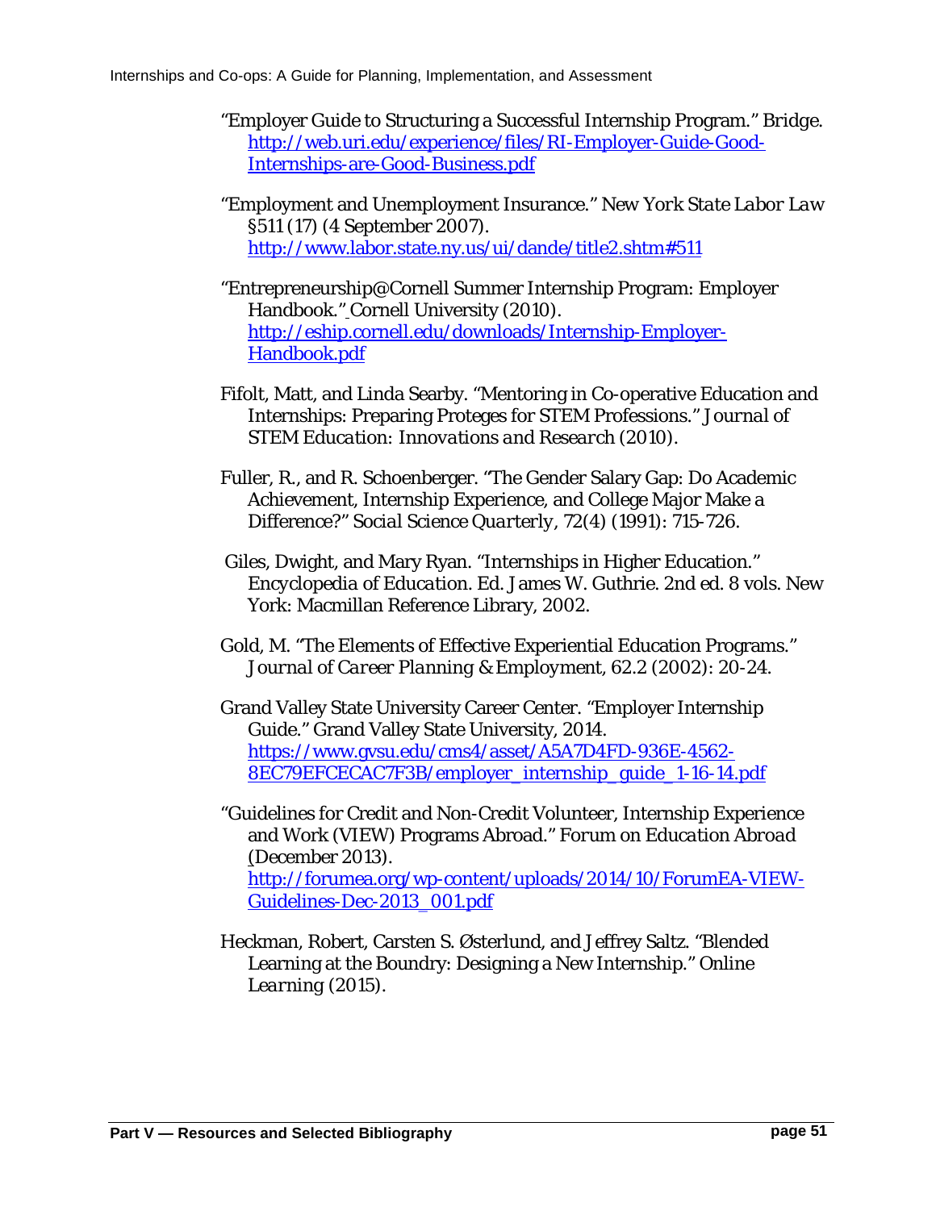"Employer Guide to Structuring a Successful Internship Program." Bridge. http://web.uri.edu/experience/files/RI-Employer-Guide-Good-Internships-are-Good-Business.pdf

"Employment and Unemployment Insurance." *New York State Labor Law* §511 (17) (4 September 2007). http://www.labor.state.ny.us/ui/dande/title2.shtm#511

"Entrepreneurship@Cornell Summer Internship Program: Employer Handbook." Cornell University (2010). http://eship.cornell.edu/downloads/Internship-Employer-Handbook.pdf

Fifolt, Matt, and Linda Searby. "Mentoring in Co-operative Education and Internships: Preparing Proteges for STEM Professions." *Journal of STEM Education: Innovations and Research* (2010).

Fuller, R., and R. Schoenberger. "The Gender Salary Gap: Do Academic Achievement, Internship Experience, and College Major Make a Difference?" *Social Science Quarterly*, 72(4) (1991): 715-726.

Giles, Dwight, and Mary Ryan. "Internships in Higher Education." *Encyclopedia of Education*. Ed. James W. Guthrie. 2nd ed. 8 vols. New York: Macmillan Reference Library, 2002.

Gold, M. "The Elements of Effective Experiential Education Programs." *Journal of Career Planning & Employment*, 62.2 (2002): 20-24.

Grand Valley State University Career Center. "Employer Internship Guide." Grand Valley State University, 2014. https://www.gvsu.edu/cms4/asset/A5A7D4FD-936E-4562-8EC79EFCECAC7F3B/employer_internship_guide_1-16-14.pdf

"Guidelines for Credit and Non-Credit Volunteer, Internship Experience and Work (VIEW) Programs Abroad." *Forum on Education Abroad* (December 2013). http://forumea.org/wp-content/uploads/2014/10/ForumEA-VIEW-Guidelines-Dec-2013_001.pdf

Heckman, Robert, Carsten S. Østerlund, and Jeffrey Saltz. "Blended Learning at the Boundry: Designing a New Internship." *Online Learning* (2015).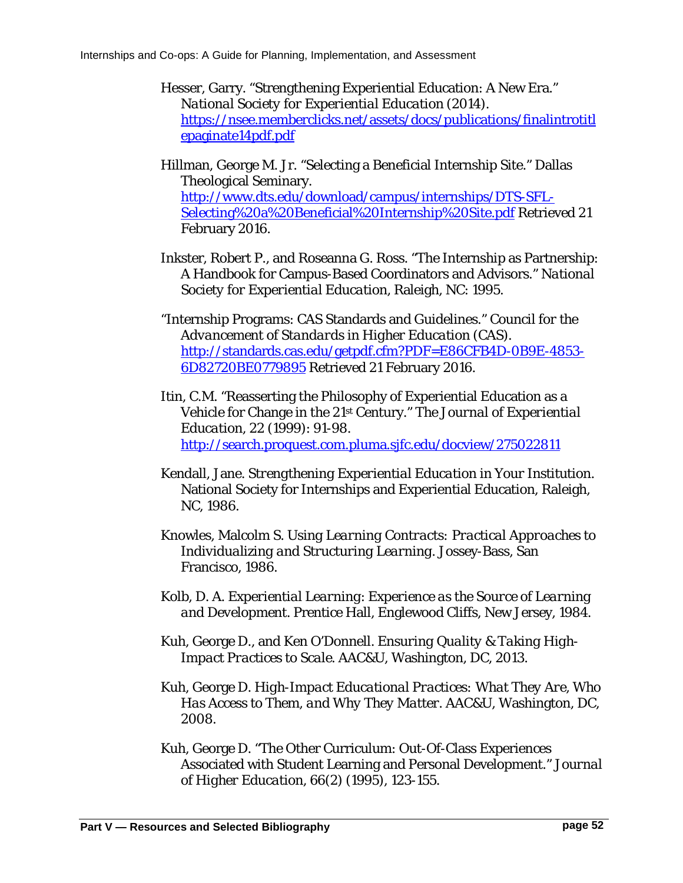Hesser, Garry. "Strengthening Experiential Education: A New Era." *National Society for Experiential Education* (2014). https://nsee.memberclicks.net/assets/docs/publications/finalintrotitlepaginate14pdf.pdf

Hillman, George M. Jr. "Selecting a Beneficial Internship Site." Dallas Theological Seminary. http://www.dts.edu/download/campus/internships/DTS-SFL-Selecting%20a%20Beneficial%20Internship%20Site.pdf Retrieved 21 February 2016.

Inkster, Robert P., and Roseanna G. Ross. "The Internship as Partnership: A Handbook for Campus-Based Coordinators and Advisors." *National Society for Experiential Education*, Raleigh, NC: 1995.

"Internship Programs: CAS Standards and Guidelines." Council for the *Advancement of Standards in Higher Education* (CAS). http://standards.cas.edu/getpdf.cfm?PDF=E86CFB4D-0B9E-4853-6D82720BE0779895 Retrieved 21 February 2016.

Itin, C.M. "Reasserting the Philosophy of Experiential Education as a Vehicle for Change in the 21st Century." *The Journal of Experiential Education*, 22 (1999): 91-98. http://search.proquest.com.pluma.sjfc.edu/docview/275022811

Kendall, Jane. *Strengthening Experiential Education in Your Institution.* National Society for Internships and Experiential Education, Raleigh, NC, 1986.

Knowles, Malcolm S. *Using Learning Contracts: Practical Approaches to Individualizing and Structuring Learning.* Jossey-Bass, San Francisco, 1986.

Kolb, D. A. *Experiential Learning: Experience as the Source of Learning and Development.* Prentice Hall, Englewood Cliffs, New Jersey, 1984.

Kuh, George D., and Ken O'Donnell. *Ensuring Quality & Taking High-Impact Practices to Scale.* AAC&U, Washington, DC, 2013.

Kuh, George D. *High-Impact Educational Practices: What They Are, Who Has Access to Them, and Why They Matter.* AAC&U, Washington, DC, 2008.

Kuh, George D. "The Other Curriculum: Out-Of-Class Experiences Associated with Student Learning and Personal Development." *Journal of Higher Education*, 66(2) (1995), 123-155.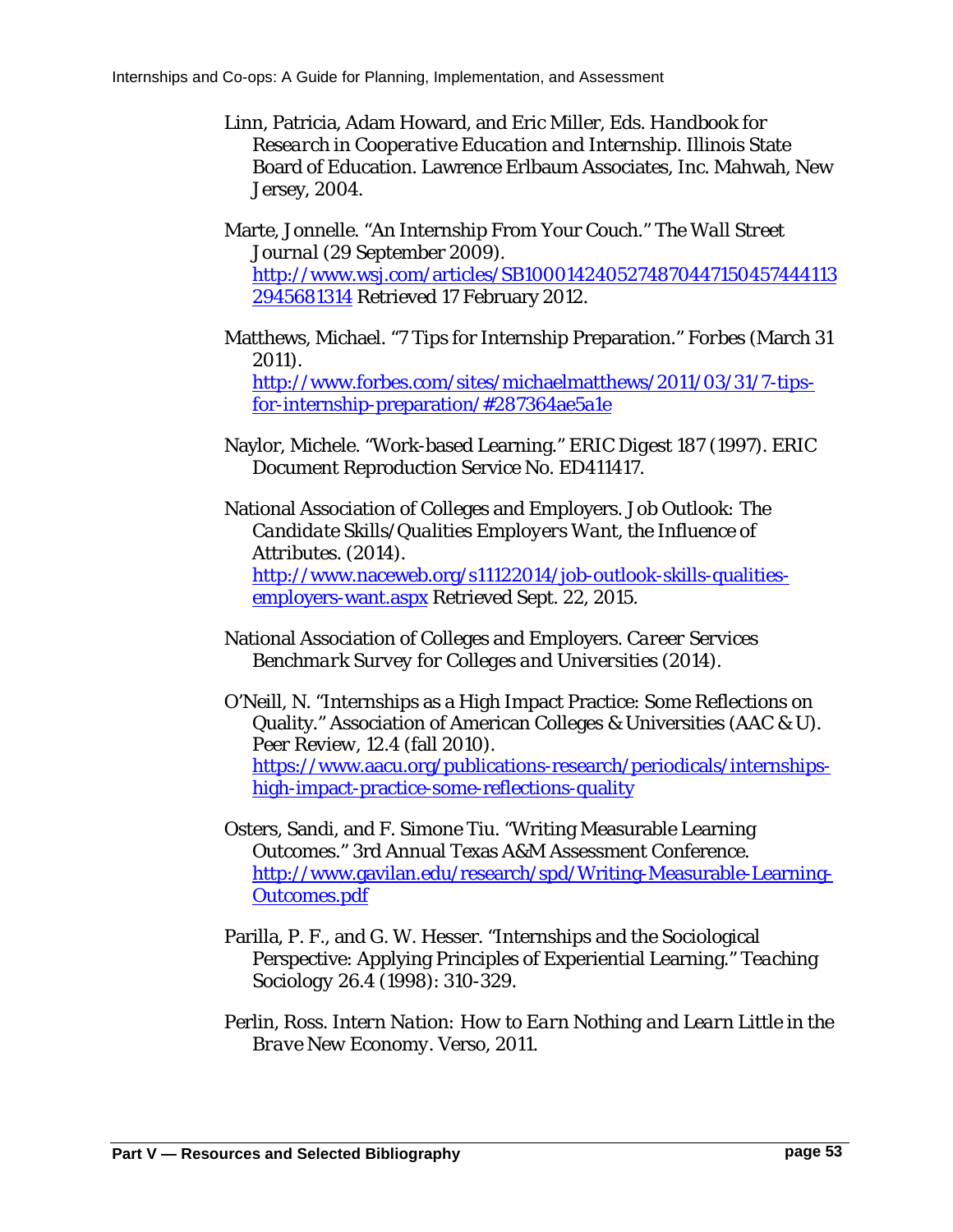Linn, Patricia, Adam Howard, and Eric Miller, Eds. *Handbook for Research in Cooperative Education and Internship*. Illinois State Board of Education. Lawrence Erlbaum Associates, Inc. Mahwah, New Jersey, 2004.

Marte, Jonnelle. "An Internship From Your Couch." *The Wall Street Journal* (29 September 2009). http://www.wsj.com/articles/SB10001424052748704471504574441132945681314 Retrieved 17 February 2012.

Matthews, Michael. "7 Tips for Internship Preparation." Forbes (March 31 2011). http://www.forbes.com/sites/michaelmatthews/2011/03/31/7-tips-for-internship-preparation/#287364ae5a1e

Naylor, Michele. "Work-based Learning." ERIC Digest 187 (1997). ERIC Document Reproduction Service No. ED411417.

National Association of Colleges and Employers. *Job Outlook: The Candidate Skills/Qualities Employers Want, the Influence of Attributes*. (2014). http://www.naceweb.org/s11122014/job-outlook-skills-qualities-employers-want.aspx Retrieved Sept. 22, 2015.

National Association of Colleges and Employers. *Career Services Benchmark Survey for Colleges and Universities* (2014).

O'Neill, N. "Internships as a High Impact Practice: Some Reflections on Quality." Association of American Colleges & Universities (AAC & U). Peer Review, 12.4 (fall 2010). https://www.aacu.org/publications-research/periodicals/internships-high-impact-practice-some-reflections-quality

Osters, Sandi, and F. Simone Tiu. "Writing Measurable Learning Outcomes." 3rd Annual Texas A&M Assessment Conference. http://www.gavilan.edu/research/spd/Writing-Measurable-Learning-Outcomes.pdf

Parilla, P. F., and G. W. Hesser. "Internships and the Sociological Perspective: Applying Principles of Experiential Learning." *Teaching Sociology* 26.4 (1998): 310-329.

Perlin, Ross. *Intern Nation: How to Earn Nothing and Learn Little in the Brave New Economy*. Verso, 2011.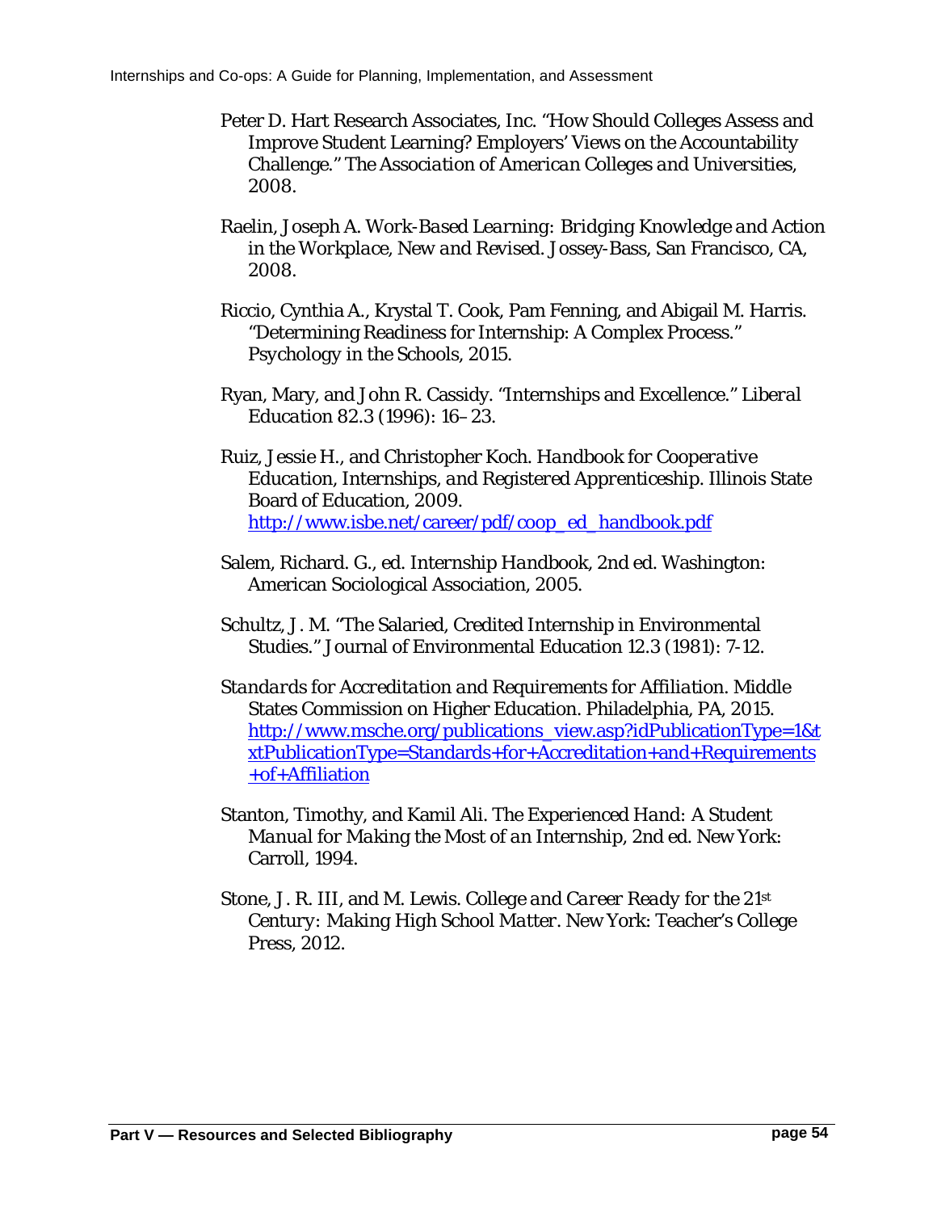Peter D. Hart Research Associates, Inc. "How Should Colleges Assess and Improve Student Learning? Employers' Views on the Accountability Challenge." *The Association of American Colleges and Universities*, 2008.

Raelin, Joseph A. *Work-Based Learning: Bridging Knowledge and Action in the Workplace, New and Revised*. Jossey-Bass, San Francisco, CA, 2008.

Riccio, Cynthia A., Krystal T. Cook, Pam Fenning, and Abigail M. Harris. "Determining Readiness for Internship: A Complex Process." *Psychology in the Schools*, 2015.

Ryan, Mary, and John R. Cassidy. "Internships and Excellence." *Liberal Education* 82.3 (1996): 16–23.

Ruiz, Jessie H., and Christopher Koch. *Handbook for Cooperative Education, Internships, and Registered Apprenticeship*. Illinois State Board of Education, 2009. http://www.isbe.net/career/pdf/coop_ed_handbook.pdf

Salem, Richard. G., ed. *Internship Handbook*, 2nd ed. Washington: American Sociological Association, 2005.

Schultz, J. M. "The Salaried, Credited Internship in Environmental Studies." Journal of Environmental Education 12.3 (1981): 7-12.

*Standards for Accreditation and Requirements for Affiliation*. Middle States Commission on Higher Education. Philadelphia, PA, 2015. http://www.msche.org/publications_view.asp?idPublicationType=1&txtPublicationType=Standards+for+Accreditation+and+Requirements+of+Affiliation

Stanton, Timothy, and Kamil Ali. *The Experienced Hand: A Student Manual for Making the Most of an Internship*, 2nd ed. New York: Carroll, 1994.

Stone, J. R. III, and M. Lewis. *College and Career Ready for the 21st Century: Making High School Matter*. New York: Teacher's College Press, 2012.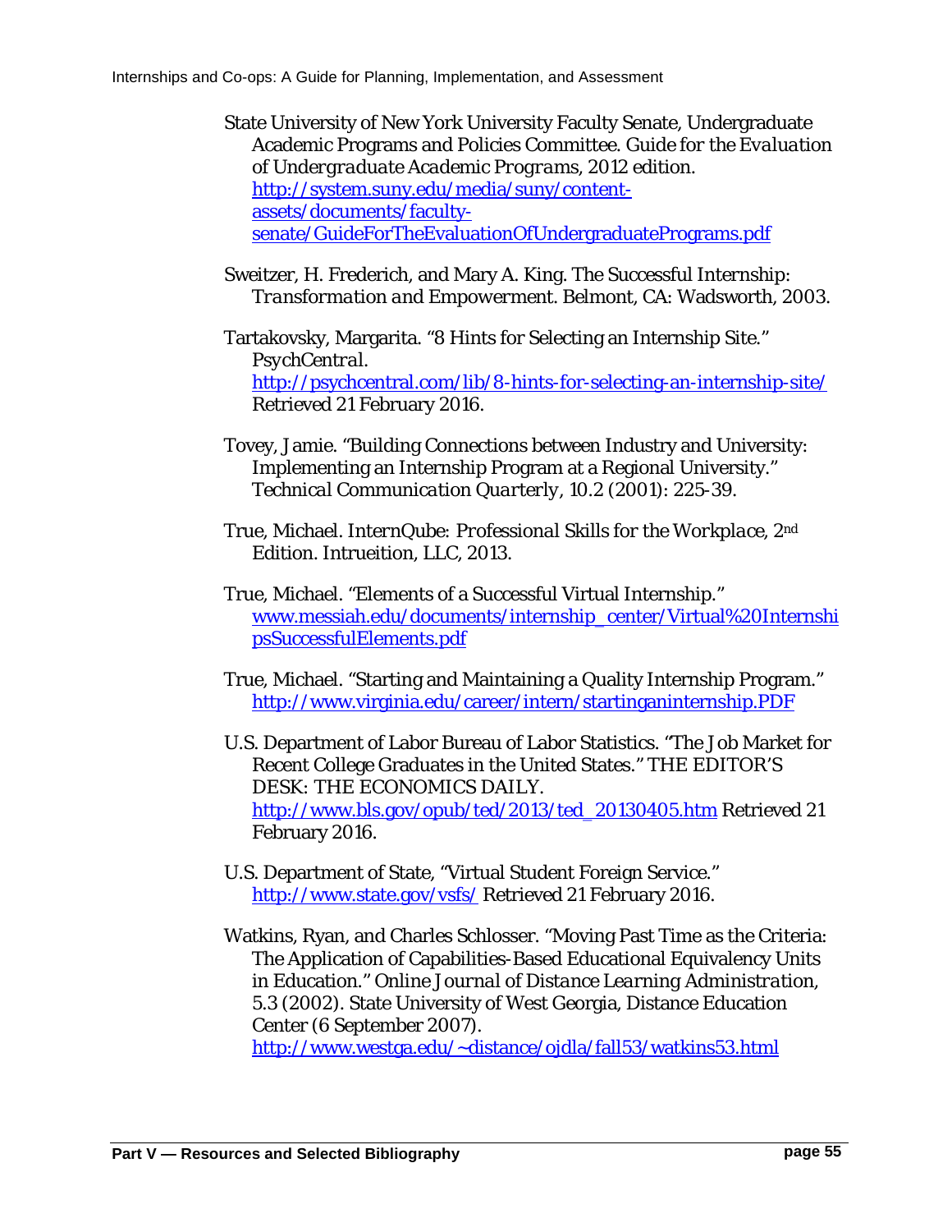State University of New York University Faculty Senate, Undergraduate Academic Programs and Policies Committee. *Guide for the Evaluation of Undergraduate Academic Programs*, 2012 edition. http://system.suny.edu/media/suny/content-assets/documents/faculty-senate/GuideForTheEvaluationOfUndergraduatePrograms.pdf

Sweitzer, H. Frederich, and Mary A. King. The Successful Internship: *Transformation and Empowerment*. Belmont, CA: Wadsworth, 2003.

Tartakovsky, Margarita. "8 Hints for Selecting an Internship Site." *PsychCentral*. http://psychcentral.com/lib/8-hints-for-selecting-an-internship-site/ Retrieved 21 February 2016.

Tovey, Jamie. "Building Connections between Industry and University: Implementing an Internship Program at a Regional University." *Technical Communication Quarterly*, 10.2 (2001): 225-39.

True, Michael. *InternQube: Professional Skills for the Workplace*, 2nd Edition. Intrueition, LLC, 2013.

True, Michael. "Elements of a Successful Virtual Internship." www.messiah.edu/documents/internship_center/Virtual%20InternshipsSuccessfulElements.pdf

True, Michael. "Starting and Maintaining a Quality Internship Program." http://www.virginia.edu/career/intern/startinganinternship.PDF

U.S. Department of Labor Bureau of Labor Statistics. "The Job Market for Recent College Graduates in the United States." THE EDITOR'S DESK: THE ECONOMICS DAILY. http://www.bls.gov/opub/ted/2013/ted_20130405.htm Retrieved 21 February 2016.

U.S. Department of State, "Virtual Student Foreign Service." http://www.state.gov/vsfs/ Retrieved 21 February 2016.

Watkins, Ryan, and Charles Schlosser. "Moving Past Time as the Criteria: The Application of Capabilities-Based Educational Equivalency Units in Education." *Online Journal of Distance Learning Administration*, 5.3 (2002). State University of West Georgia, Distance Education Center (6 September 2007). http://www.westga.edu/~distance/ojdla/fall53/watkins53.html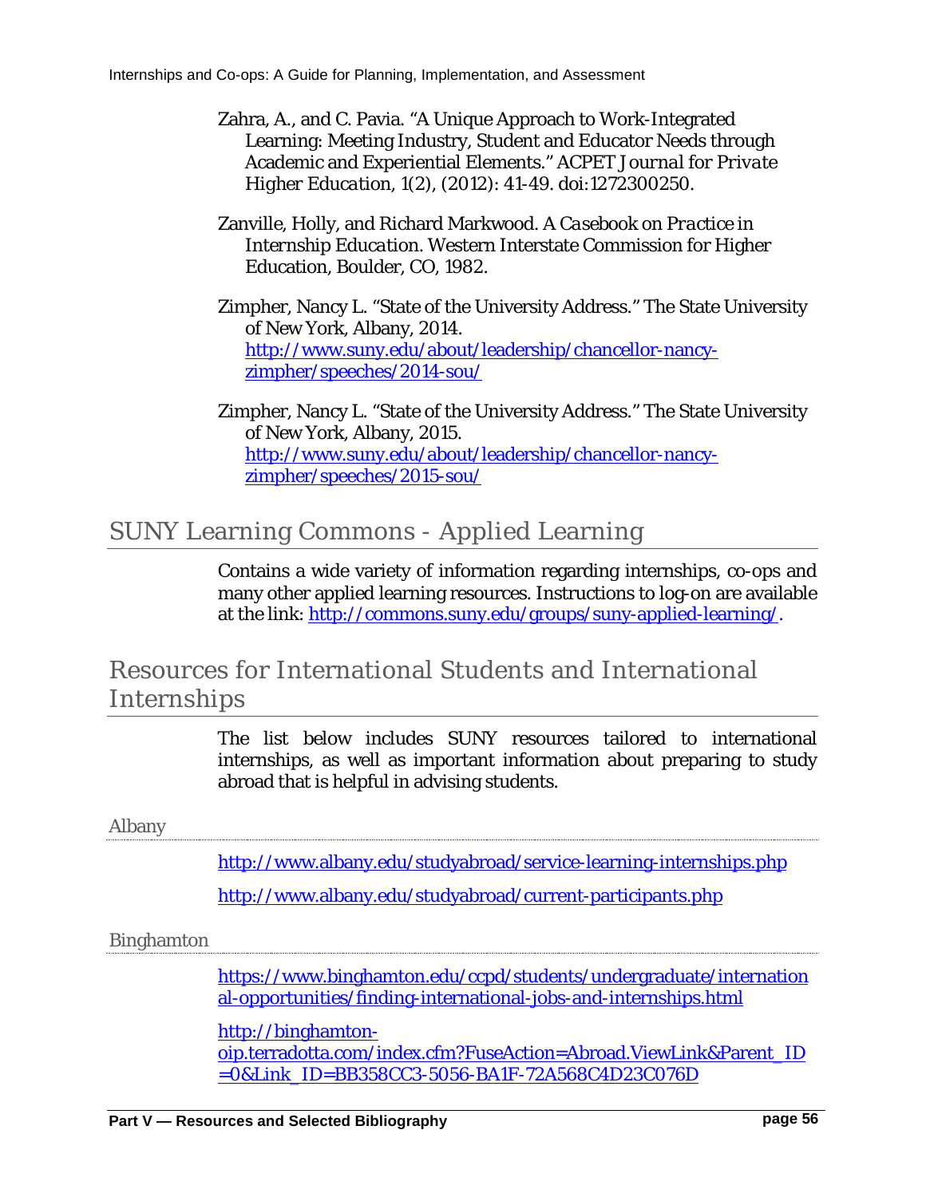Zahra, A., and C. Pavia. "A Unique Approach to Work-Integrated Learning: Meeting Industry, Student and Educator Needs through Academic and Experiential Elements." *ACPET Journal for Private Higher Education*, 1(2), (2012): 41-49. doi:1272300250.

Zanville, Holly, and Richard Markwood. *A Casebook on Practice in Internship Education*. Western Interstate Commission for Higher Education, Boulder, CO, 1982.

Zimpher, Nancy L. "State of the University Address." The State University of New York, Albany, 2014. http://www.suny.edu/about/leadership/chancellor-nancy-zimpher/speeches/2014-sou/

Zimpher, Nancy L. "State of the University Address." The State University of New York, Albany, 2015. http://www.suny.edu/about/leadership/chancellor-nancy-zimpher/speeches/2015-sou/

## SUNY Learning Commons - Applied Learning

Contains a wide variety of information regarding internships, co-ops and many other applied learning resources. Instructions to log-on are available at the link: http://commons.suny.edu/groups/suny-applied-learning/.

## Resources for International Students and International Internships

The list below includes SUNY resources tailored to international internships, as well as important information about preparing to study abroad that is helpful in advising students.

### Albany

http://www.albany.edu/studyabroad/service-learning-internships.php

http://www.albany.edu/studyabroad/current-participants.php

### Binghamton

https://www.binghamton.edu/ccpd/students/undergraduate/international-opportunities/finding-international-jobs-and-internships.html

http://binghamton-oip.terradotta.com/index.cfm?FuseAction=Abroad.ViewLink&Parent_ID=0&Link_ID=BB358CC3-5056-BA1F-72A568C4D23C076D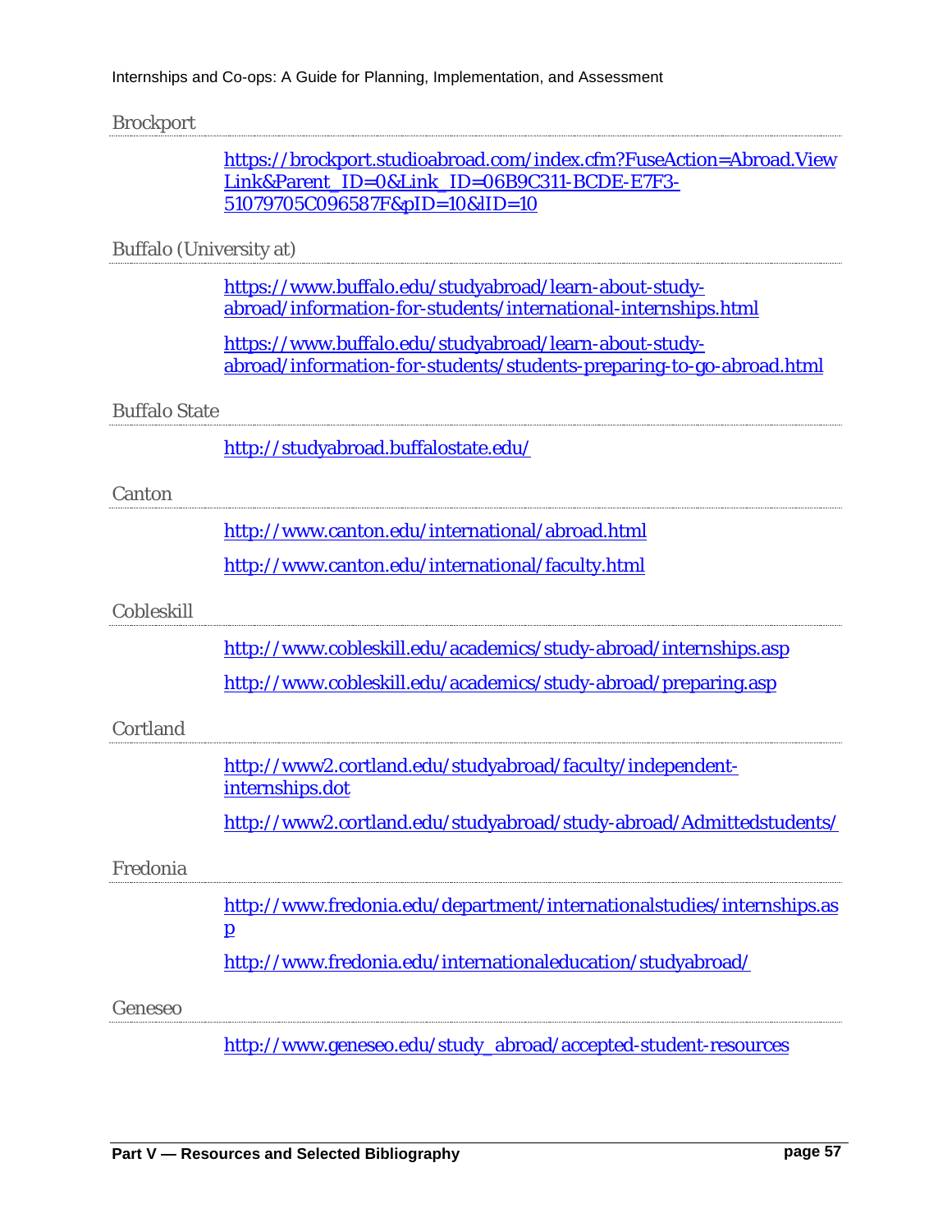Brockport

https://brockport.studioabroad.com/index.cfm?FuseAction=Abroad.ViewLink&Parent_ID=0&Link_ID=06B9C311-BCDE-E7F3-51079705C096587F&pID=10&lID=10

Buffalo (University at)

https://www.buffalo.edu/studyabroad/learn-about-study-abroad/information-for-students/international-internships.html

https://www.buffalo.edu/studyabroad/learn-about-study-abroad/information-for-students/students-preparing-to-go-abroad.html

Buffalo State

http://studyabroad.buffalostate.edu/

Canton

http://www.canton.edu/international/abroad.html

http://www.canton.edu/international/faculty.html

Cobleskill

http://www.cobleskill.edu/academics/study-abroad/internships.asp

http://www.cobleskill.edu/academics/study-abroad/preparing.asp

Cortland

http://www2.cortland.edu/studyabroad/faculty/independent-internships.dot

http://www2.cortland.edu/studyabroad/study-abroad/Admittedstudents/

Fredonia

http://www.fredonia.edu/department/internationalstudies/internships.asp

http://www.fredonia.edu/internationaleducation/studyabroad/

Geneseo

http://www.geneseo.edu/study_abroad/accepted-student-resources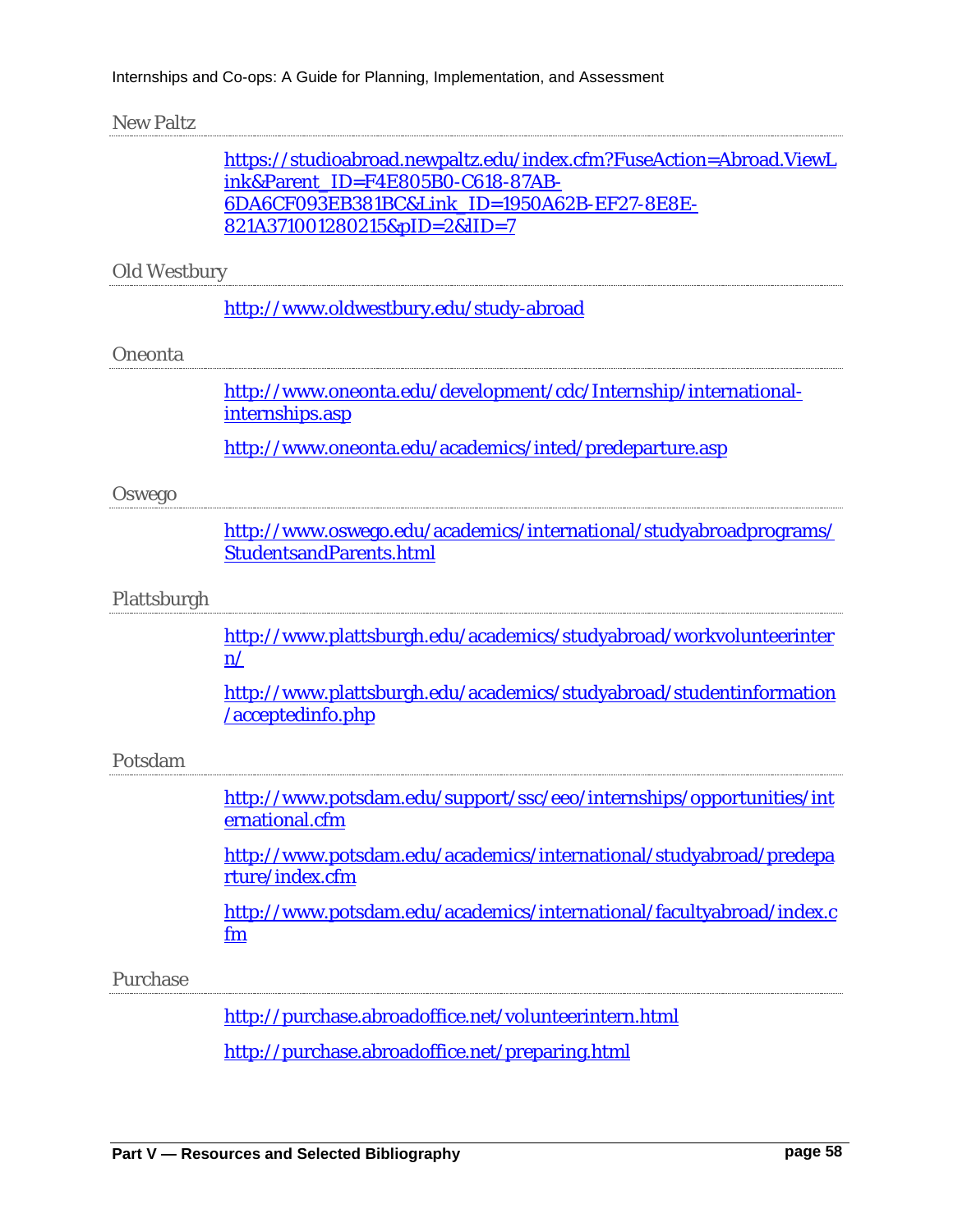New Paltz

https://studioabroad.newpaltz.edu/index.cfm?FuseAction=Abroad.ViewLink&Parent_ID=F4E805B0-C618-87AB-6DA6CF093EB381BC&Link_ID=1950A62B-EF27-8E8E-821A371001280215&pID=2&lID=7

Old Westbury

http://www.oldwestbury.edu/study-abroad

Oneonta

http://www.oneonta.edu/development/cdc/Internship/international-internships.asp

http://www.oneonta.edu/academics/inted/predeparture.asp

Oswego

http://www.oswego.edu/academics/international/studyabroadprograms/StudentsandParents.html

Plattsburgh

http://www.plattsburgh.edu/academics/studyabroad/workvolunteerintern/

http://www.plattsburgh.edu/academics/studyabroad/studentinformation/acceptedinfo.php

Potsdam

http://www.potsdam.edu/support/ssc/eeo/internships/opportunities/international.cfm

http://www.potsdam.edu/academics/international/studyabroad/predeparture/index.cfm

http://www.potsdam.edu/academics/international/facultyabroad/index.cfm

Purchase

http://purchase.abroadoffice.net/volunteerintern.html

http://purchase.abroadoffice.net/preparing.html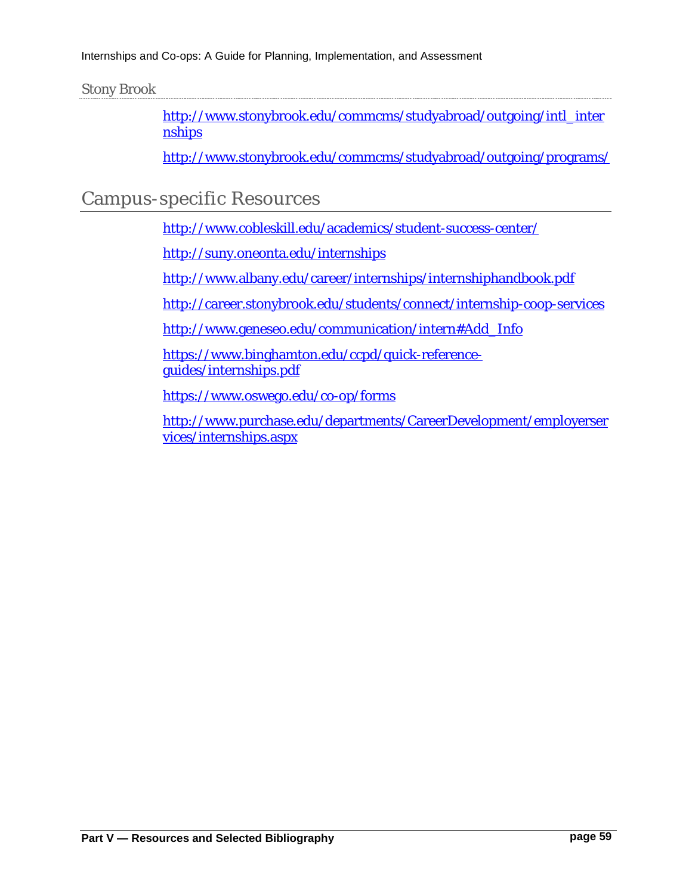Stony Brook

http://www.stonybrook.edu/commcms/studyabroad/outgoing/intl_internships

http://www.stonybrook.edu/commcms/studyabroad/outgoing/programs/

## Campus-specific Resources

http://www.cobleskill.edu/academics/student-success-center/

http://suny.oneonta.edu/internships

http://www.albany.edu/career/internships/internshiphandbook.pdf

http://career.stonybrook.edu/students/connect/internship-coop-services

http://www.geneseo.edu/communication/intern#Add_Info

https://www.binghamton.edu/ccpd/quick-reference-guides/internships.pdf

https://www.oswego.edu/co-op/forms

http://www.purchase.edu/departments/CareerDevelopment/employerservices/internships.aspx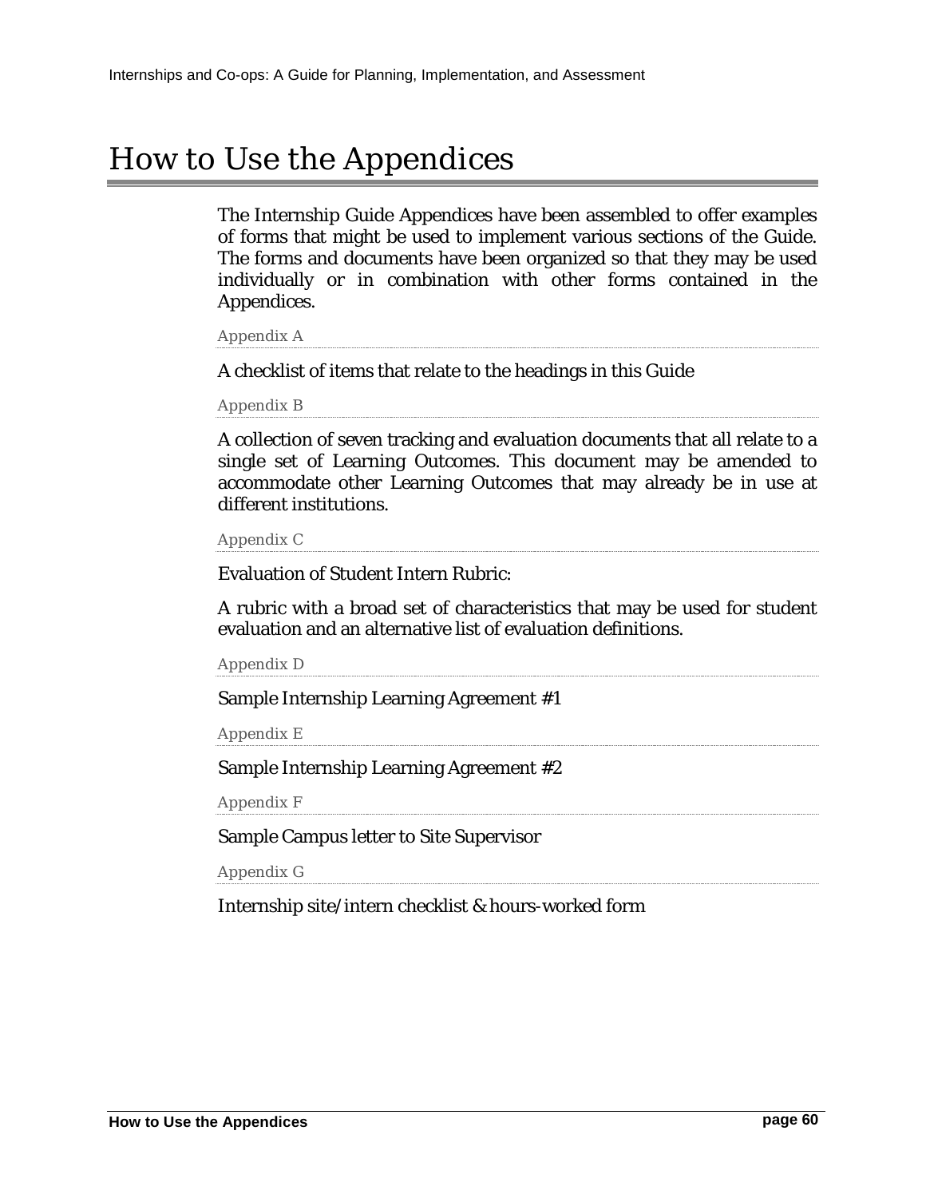# How to Use the Appendices

The Internship Guide Appendices have been assembled to offer examples of forms that might be used to implement various sections of the Guide. The forms and documents have been organized so that they may be used individually or in combination with other forms contained in the Appendices.

Appendix A

A checklist of items that relate to the headings in this Guide

Appendix B

A collection of seven tracking and evaluation documents that all relate to a single set of Learning Outcomes. This document may be amended to accommodate other Learning Outcomes that may already be in use at different institutions.

Appendix C

Evaluation of Student Intern Rubric:

A rubric with a broad set of characteristics that may be used for student evaluation and an alternative list of evaluation definitions.

Appendix D

Sample Internship Learning Agreement #1

Appendix E

Sample Internship Learning Agreement #2

Appendix F

Sample Campus letter to Site Supervisor

Appendix G

Internship site/intern checklist & hours-worked form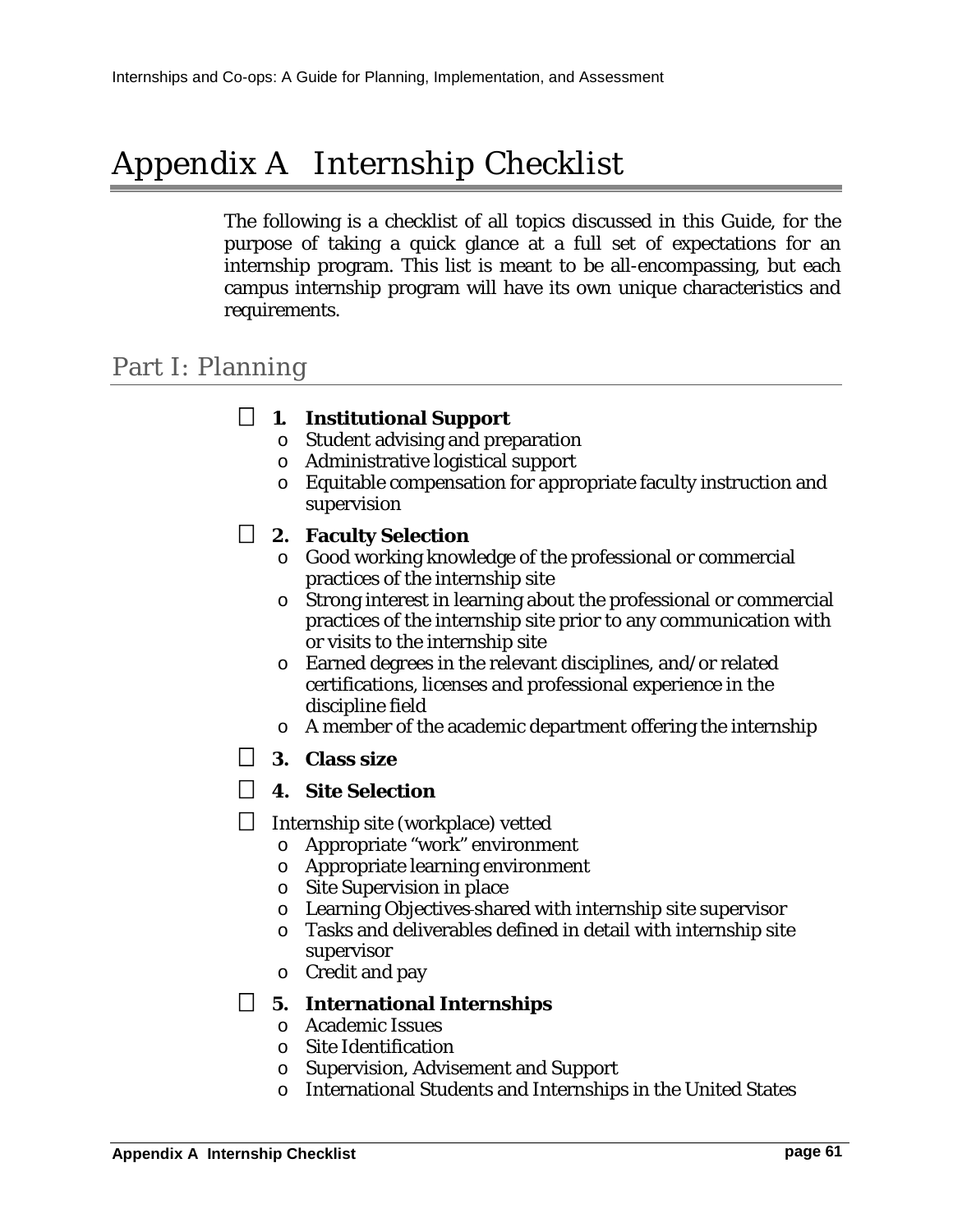# Appendix A Internship Checklist

The following is a checklist of all topics discussed in this Guide, for the purpose of taking a quick glance at a full set of expectations for an internship program. This list is meant to be all-encompassing, but each campus internship program will have its own unique characteristics and requirements.

## Part I: Planning

- ☐ **1. Institutional Support**
  - Student advising and preparation
  - Administrative logistical support
  - Equitable compensation for appropriate faculty instruction and supervision
- ☐ **2. Faculty Selection**
  - Good working knowledge of the professional or commercial practices of the internship site
  - Strong interest in learning about the professional or commercial practices of the internship site prior to any communication with or visits to the internship site
  - Earned degrees in the relevant disciplines, and/or related certifications, licenses and professional experience in the discipline field
  - A member of the academic department offering the internship
- ☐ **3. Class size**
- ☐ **4. Site Selection**
- ☐ Internship site (workplace) vetted
  - Appropriate "work" environment
  - Appropriate learning environment
  - Site Supervision in place
  - Learning Objectives shared with internship site supervisor
  - Tasks and deliverables defined in detail with internship site supervisor
  - Credit and pay
- ☐ **5. International Internships**
  - Academic Issues
  - Site Identification
  - Supervision, Advisement and Support
  - International Students and Internships in the United States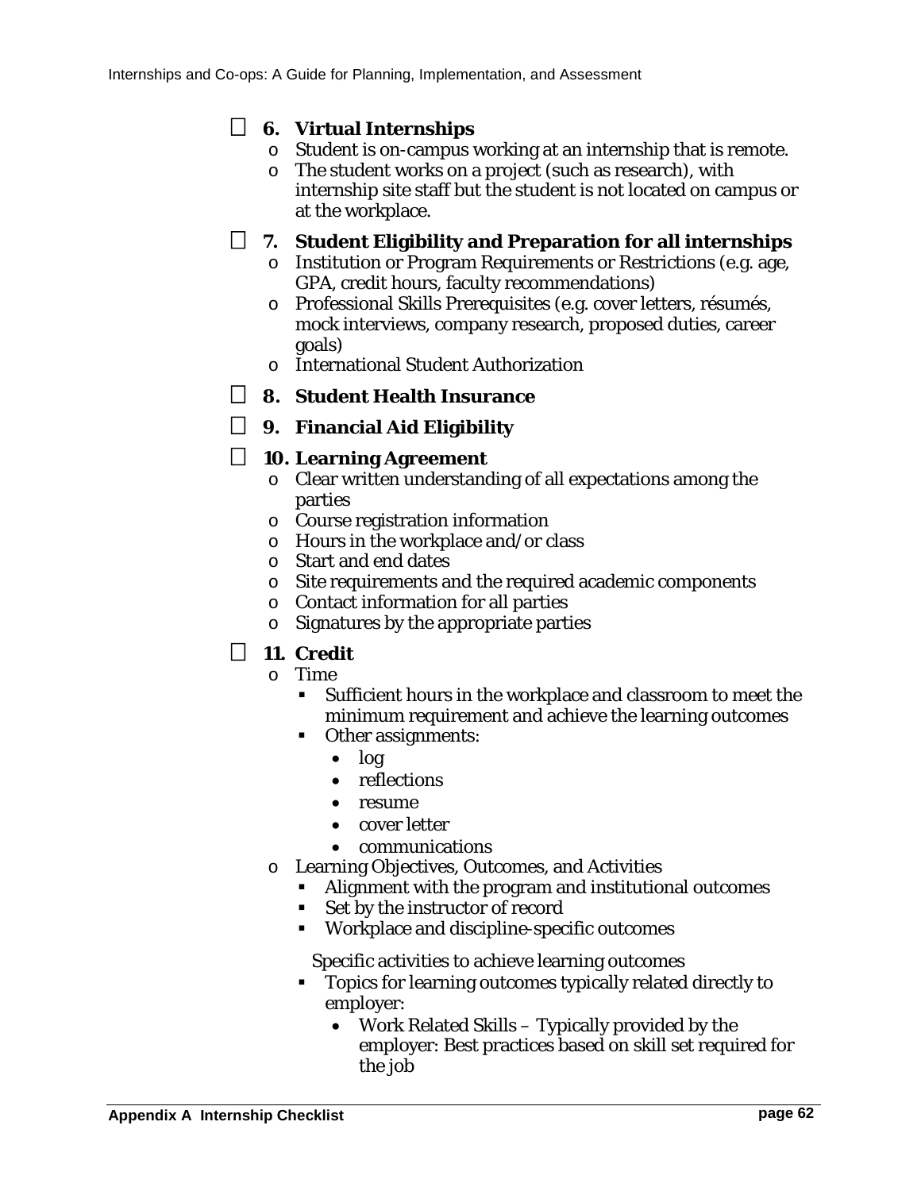- [ ] **6. Virtual Internships**
  - Student is on-campus working at an internship that is remote.
  - The student works on a project (such as research), with internship site staff but the student is not located on campus or at the workplace.

- [ ] **7. Student Eligibility and Preparation for all internships**
  - Institution or Program Requirements or Restrictions (e.g. age, GPA, credit hours, faculty recommendations)
  - Professional Skills Prerequisites (e.g. cover letters, résumés, mock interviews, company research, proposed duties, career goals)
  - International Student Authorization

- [ ] **8. Student Health Insurance**

- [ ] **9. Financial Aid Eligibility**

- [ ] **10. Learning Agreement**
  - Clear written understanding of all expectations among the parties
  - Course registration information
  - Hours in the workplace and/or class
  - Start and end dates
  - Site requirements and the required academic components
  - Contact information for all parties
  - Signatures by the appropriate parties

- [ ] **11. Credit**
  - Time
    - Sufficient hours in the workplace and classroom to meet the minimum requirement and achieve the learning outcomes
    - Other assignments:
      - log
      - reflections
      - resume
      - cover letter
      - communications
  - Learning Objectives, Outcomes, and Activities
    - Alignment with the program and institutional outcomes
    - Set by the instructor of record
    - Workplace and discipline-specific outcomes

      Specific activities to achieve learning outcomes
    - Topics for learning outcomes typically related directly to employer:
      - Work Related Skills – Typically provided by the employer: Best practices based on skill set required for the job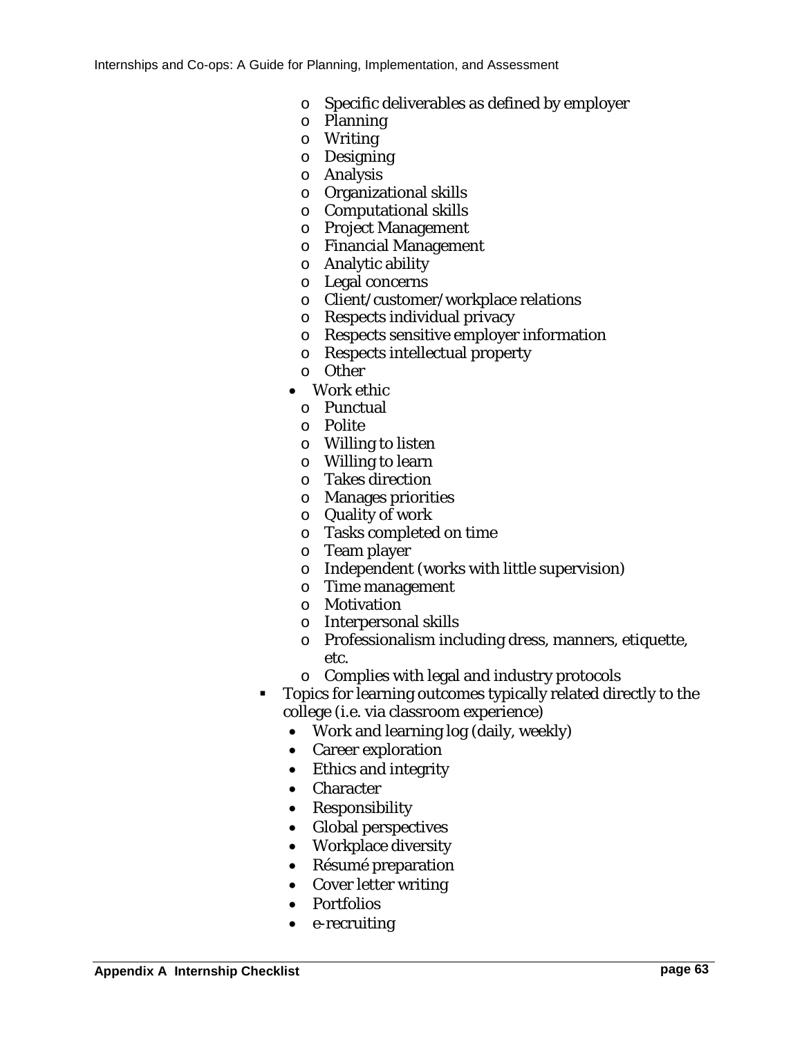- Specific deliverables as defined by employer
    - Planning
    - Writing
    - Designing
    - Analysis
    - Organizational skills
    - Computational skills
    - Project Management
    - Financial Management
    - Analytic ability
    - Legal concerns
    - Client/customer/workplace relations
    - Respects individual privacy
    - Respects sensitive employer information
    - Respects intellectual property
    - Other
  - Work ethic
    - Punctual
    - Polite
    - Willing to listen
    - Willing to learn
    - Takes direction
    - Manages priorities
    - Quality of work
    - Tasks completed on time
    - Team player
    - Independent (works with little supervision)
    - Time management
    - Motivation
    - Interpersonal skills
    - Professionalism including dress, manners, etiquette, etc.
    - Complies with legal and industry protocols
- Topics for learning outcomes typically related directly to the college (i.e. via classroom experience)
  - Work and learning log (daily, weekly)
  - Career exploration
  - Ethics and integrity
  - Character
  - Responsibility
  - Global perspectives
  - Workplace diversity
  - Résumé preparation
  - Cover letter writing
  - Portfolios
  - e-recruiting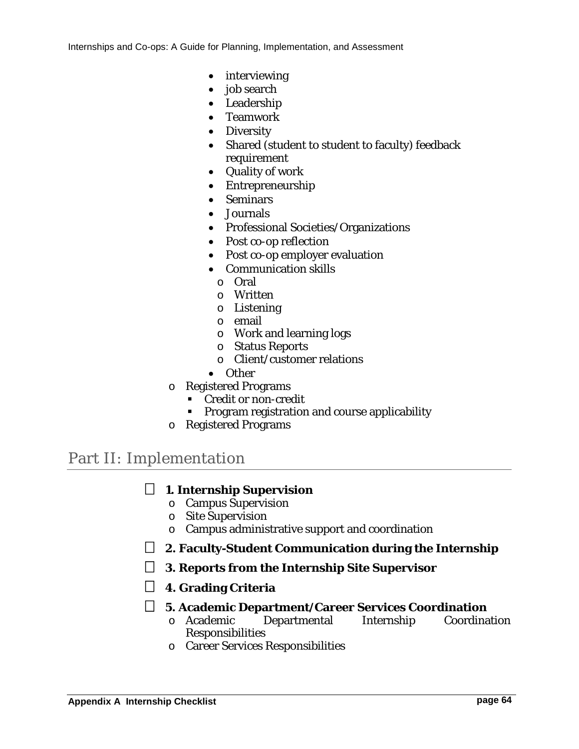- interviewing
    - job search
    - Leadership
    - Teamwork
    - Diversity
    - Shared (student to student to faculty) feedback requirement
    - Quality of work
    - Entrepreneurship
    - Seminars
    - Journals
    - Professional Societies/Organizations
    - Post co-op reflection
    - Post co-op employer evaluation
    - Communication skills
      - Oral
      - Written
      - Listening
      - email
      - Work and learning logs
      - Status Reports
      - Client/customer relations
    - Other
- Registered Programs
  - Credit or non-credit
  - Program registration and course applicability
- Registered Programs

## Part II: Implementation

☐ **1. Internship Supervision**
- Campus Supervision
- Site Supervision
- Campus administrative support and coordination

☐ **2. Faculty-Student Communication during the Internship**

☐ **3. Reports from the Internship Site Supervisor**

☐ **4. Grading Criteria**

☐ **5. Academic Department/Career Services Coordination**
- Academic Departmental Internship Coordination Responsibilities
- Career Services Responsibilities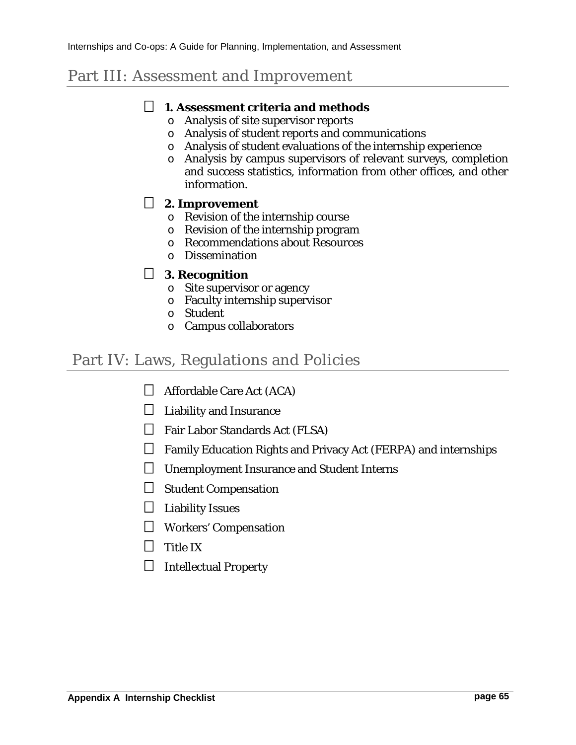## Part III: Assessment and Improvement

- ☐ **1. Assessment criteria and methods**
  - Analysis of site supervisor reports
  - Analysis of student reports and communications
  - Analysis of student evaluations of the internship experience
  - Analysis by campus supervisors of relevant surveys, completion and success statistics, information from other offices, and other information.
- ☐ **2. Improvement**
  - Revision of the internship course
  - Revision of the internship program
  - Recommendations about Resources
  - Dissemination
- ☐ **3. Recognition**
  - Site supervisor or agency
  - Faculty internship supervisor
  - Student
  - Campus collaborators

## Part IV: Laws, Regulations and Policies

- ☐ Affordable Care Act (ACA)
- ☐ Liability and Insurance
- ☐ Fair Labor Standards Act (FLSA)
- ☐ Family Education Rights and Privacy Act (FERPA) and internships
- ☐ Unemployment Insurance and Student Interns
- ☐ Student Compensation
- ☐ Liability Issues
- ☐ Workers' Compensation
- ☐ Title IX
- ☐ Intellectual Property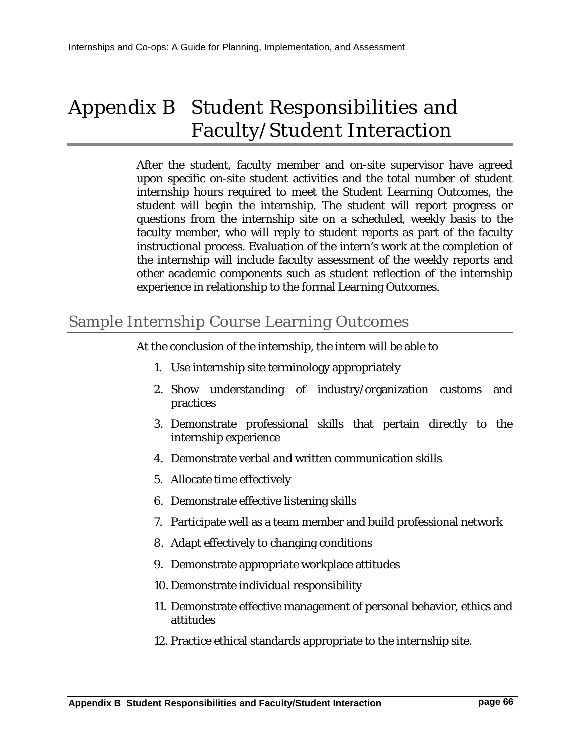# Appendix B Student Responsibilities and Faculty/Student Interaction

After the student, faculty member and on-site supervisor have agreed upon specific on-site student activities and the total number of student internship hours required to meet the Student Learning Outcomes, the student will begin the internship. The student will report progress or questions from the internship site on a scheduled, weekly basis to the faculty member, who will reply to student reports as part of the faculty instructional process. Evaluation of the intern's work at the completion of the internship will include faculty assessment of the weekly reports and other academic components such as student reflection of the internship experience in relationship to the formal Learning Outcomes.

## Sample Internship Course Learning Outcomes

At the conclusion of the internship, the intern will be able to

1. Use internship site terminology appropriately
2. Show understanding of industry/organization customs and practices
3. Demonstrate professional skills that pertain directly to the internship experience
4. Demonstrate verbal and written communication skills
5. Allocate time effectively
6. Demonstrate effective listening skills
7. Participate well as a team member and build professional network
8. Adapt effectively to changing conditions
9. Demonstrate appropriate workplace attitudes
10. Demonstrate individual responsibility
11. Demonstrate effective management of personal behavior, ethics and attitudes
12. Practice ethical standards appropriate to the internship site.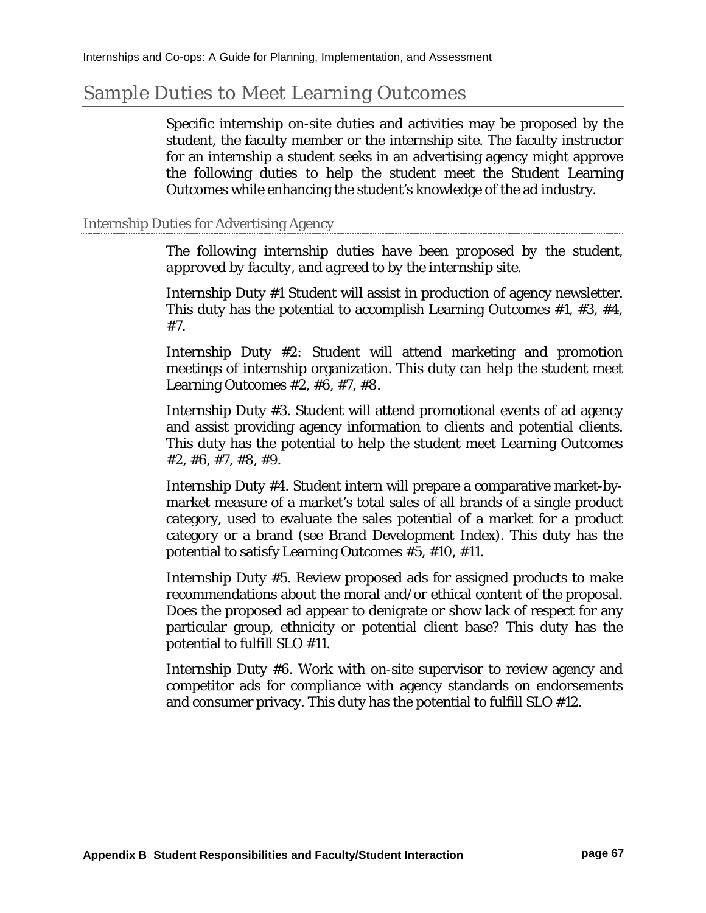## Sample Duties to Meet Learning Outcomes

Specific internship on-site duties and activities may be proposed by the student, the faculty member or the internship site. The faculty instructor for an internship a student seeks in an advertising agency might approve the following duties to help the student meet the Student Learning Outcomes while enhancing the student's knowledge of the ad industry.

### Internship Duties for Advertising Agency

*The following internship duties have been proposed by the student, approved by faculty, and agreed to by the internship site.*

Internship Duty #1 Student will assist in production of agency newsletter. This duty has the potential to accomplish Learning Outcomes #1, #3, #4, #7.

Internship Duty #2: Student will attend marketing and promotion meetings of internship organization. This duty can help the student meet Learning Outcomes #2, #6, #7, #8.

Internship Duty #3. Student will attend promotional events of ad agency and assist providing agency information to clients and potential clients. This duty has the potential to help the student meet Learning Outcomes #2, #6, #7, #8, #9.

Internship Duty #4. Student intern will prepare a comparative market-by-market measure of a market's total sales of all brands of a single product category, used to evaluate the sales potential of a market for a product category or a brand (see Brand Development Index). This duty has the potential to satisfy Learning Outcomes #5, #10, #11.

Internship Duty #5. Review proposed ads for assigned products to make recommendations about the moral and/or ethical content of the proposal. Does the proposed ad appear to denigrate or show lack of respect for any particular group, ethnicity or potential client base? This duty has the potential to fulfill SLO #11.

Internship Duty #6. Work with on-site supervisor to review agency and competitor ads for compliance with agency standards on endorsements and consumer privacy. This duty has the potential to fulfill SLO #12.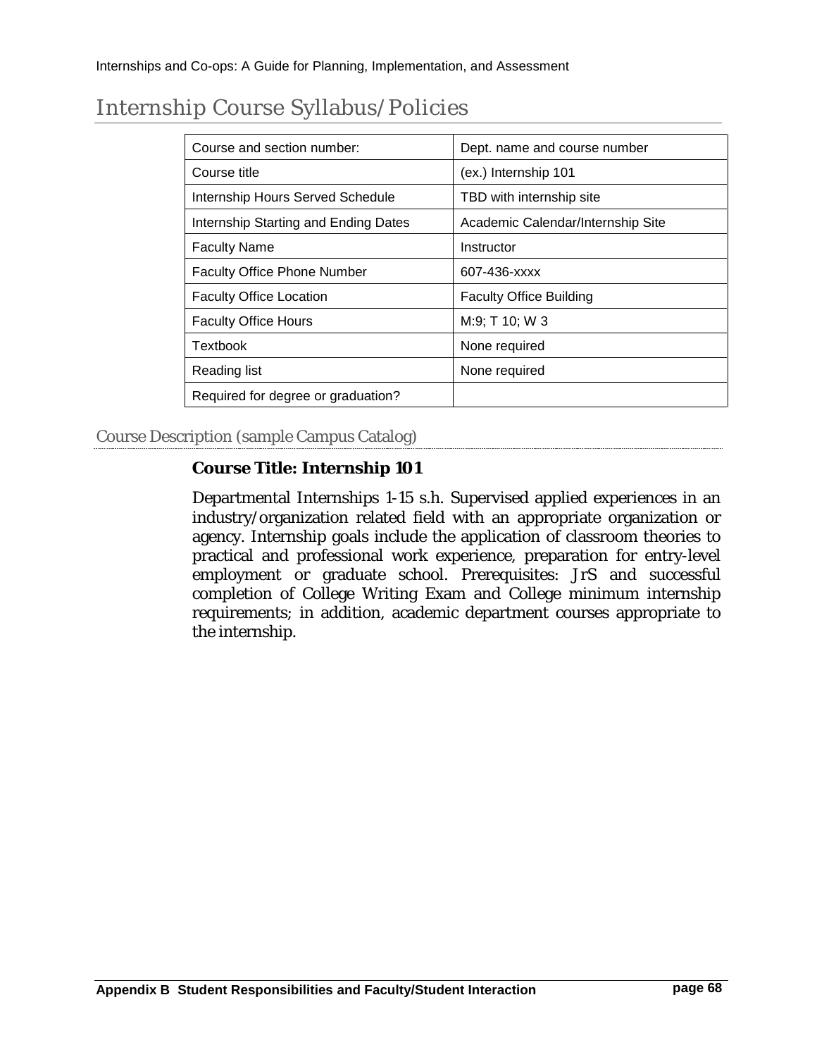# Internship Course Syllabus/Policies

| Course and section number: | Dept. name and course number |
|---|---|
| Course title | (ex.) Internship 101 |
| Internship Hours Served Schedule | TBD with internship site |
| Internship Starting and Ending Dates | Academic Calendar/Internship Site |
| Faculty Name | Instructor |
| Faculty Office Phone Number | 607-436-xxxx |
| Faculty Office Location | Faculty Office Building |
| Faculty Office Hours | M:9; T 10; W 3 |
| Textbook | None required |
| Reading list | None required |
| Required for degree or graduation? | |

## Course Description (sample Campus Catalog)

**Course Title: Internship 101**

Departmental Internships 1-15 s.h. Supervised applied experiences in an industry/organization related field with an appropriate organization or agency. Internship goals include the application of classroom theories to practical and professional work experience, preparation for entry-level employment or graduate school. Prerequisites: JrS and successful completion of College Writing Exam and College minimum internship requirements; in addition, academic department courses appropriate to the internship.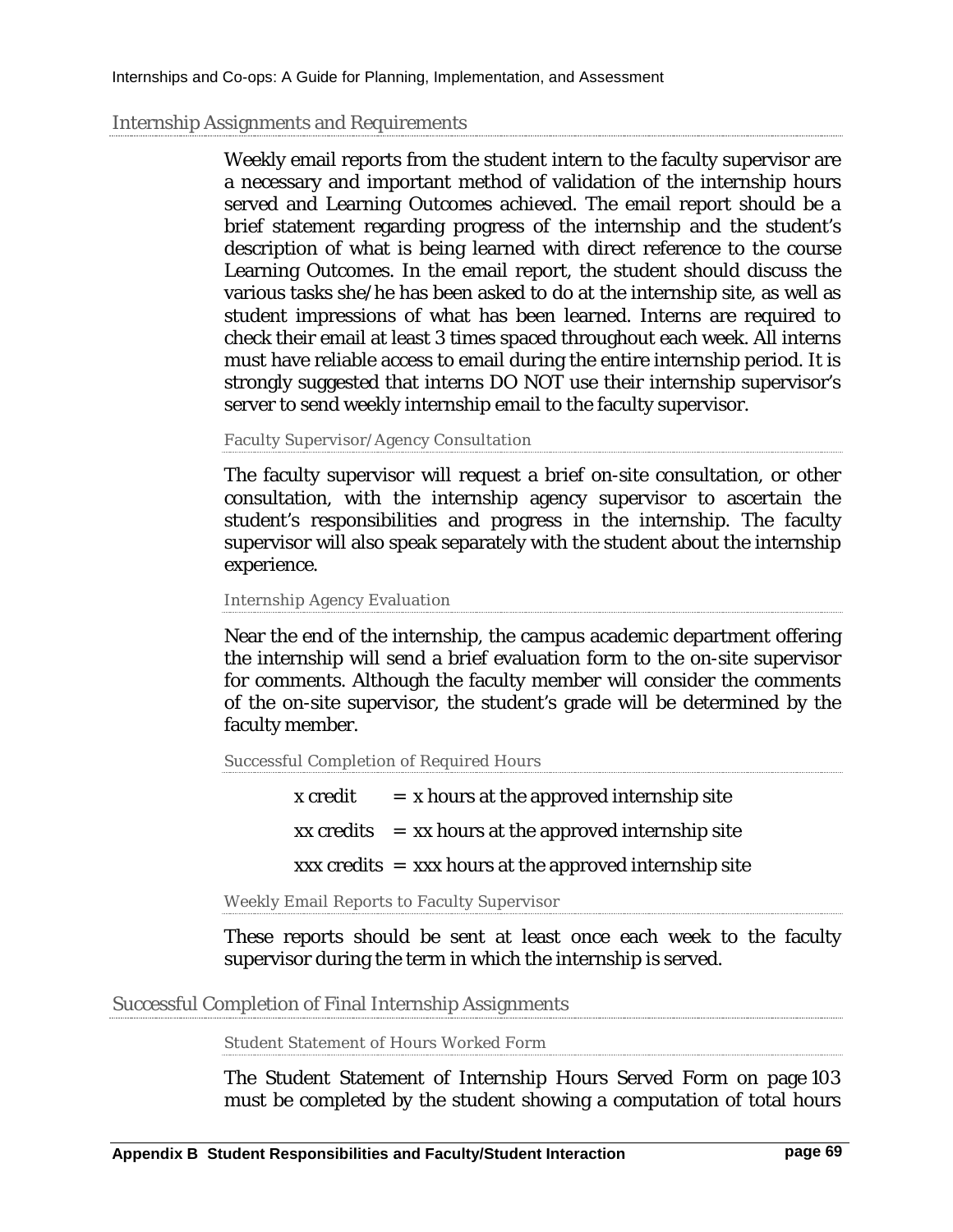## Internship Assignments and Requirements

Weekly email reports from the student intern to the faculty supervisor are a necessary and important method of validation of the internship hours served and Learning Outcomes achieved. The email report should be a brief statement regarding progress of the internship and the student's description of what is being learned with direct reference to the course Learning Outcomes. In the email report, the student should discuss the various tasks she/he has been asked to do at the internship site, as well as student impressions of what has been learned. Interns are required to check their email at least 3 times spaced throughout each week. All interns must have reliable access to email during the entire internship period. It is strongly suggested that interns DO NOT use their internship supervisor's server to send weekly internship email to the faculty supervisor.

### Faculty Supervisor/Agency Consultation

The faculty supervisor will request a brief on-site consultation, or other consultation, with the internship agency supervisor to ascertain the student's responsibilities and progress in the internship. The faculty supervisor will also speak separately with the student about the internship experience.

### Internship Agency Evaluation

Near the end of the internship, the campus academic department offering the internship will send a brief evaluation form to the on-site supervisor for comments. Although the faculty member will consider the comments of the on-site supervisor, the student's grade will be determined by the faculty member.

### Successful Completion of Required Hours

x credit = x hours at the approved internship site

xx credits = xx hours at the approved internship site

xxx credits = xxx hours at the approved internship site

### Weekly Email Reports to Faculty Supervisor

These reports should be sent at least once each week to the faculty supervisor during the term in which the internship is served.

## Successful Completion of Final Internship Assignments

### Student Statement of Hours Worked Form

The Student Statement of Internship Hours Served Form on page 103 must be completed by the student showing a computation of total hours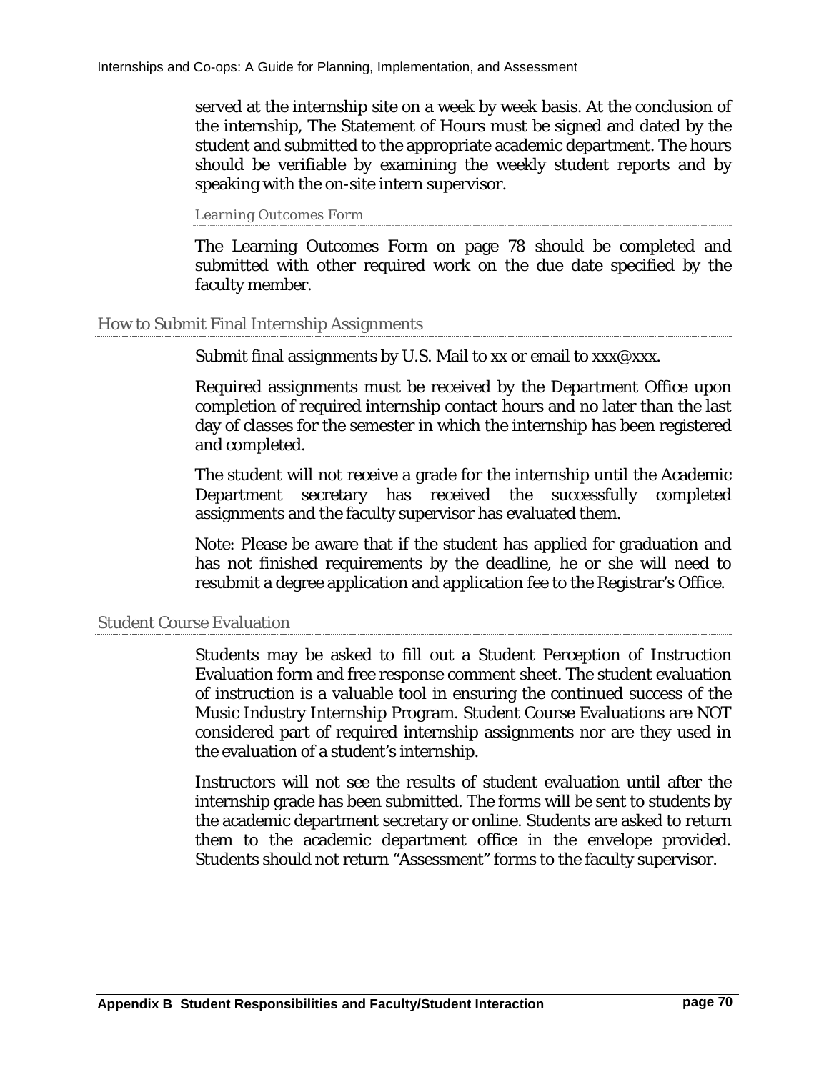served at the internship site on a week by week basis. At the conclusion of the internship, The Statement of Hours must be signed and dated by the student and submitted to the appropriate academic department. The hours should be verifiable by examining the weekly student reports and by speaking with the on-site intern supervisor.

#### Learning Outcomes Form

The Learning Outcomes Form on page 78 should be completed and submitted with other required work on the due date specified by the faculty member.

### How to Submit Final Internship Assignments

Submit final assignments by U.S. Mail to xx or email to xxx@xxx.

Required assignments must be received by the Department Office upon completion of required internship contact hours and no later than the last day of classes for the semester in which the internship has been registered and completed.

The student will not receive a grade for the internship until the Academic Department secretary has received the successfully completed assignments and the faculty supervisor has evaluated them.

Note: Please be aware that if the student has applied for graduation and has not finished requirements by the deadline, he or she will need to resubmit a degree application and application fee to the Registrar's Office.

### Student Course Evaluation

Students may be asked to fill out a Student Perception of Instruction Evaluation form and free response comment sheet. The student evaluation of instruction is a valuable tool in ensuring the continued success of the Music Industry Internship Program. Student Course Evaluations are NOT considered part of required internship assignments nor are they used in the evaluation of a student's internship.

Instructors will not see the results of student evaluation until after the internship grade has been submitted. The forms will be sent to students by the academic department secretary or online. Students are asked to return them to the academic department office in the envelope provided. Students should not return "Assessment" forms to the faculty supervisor.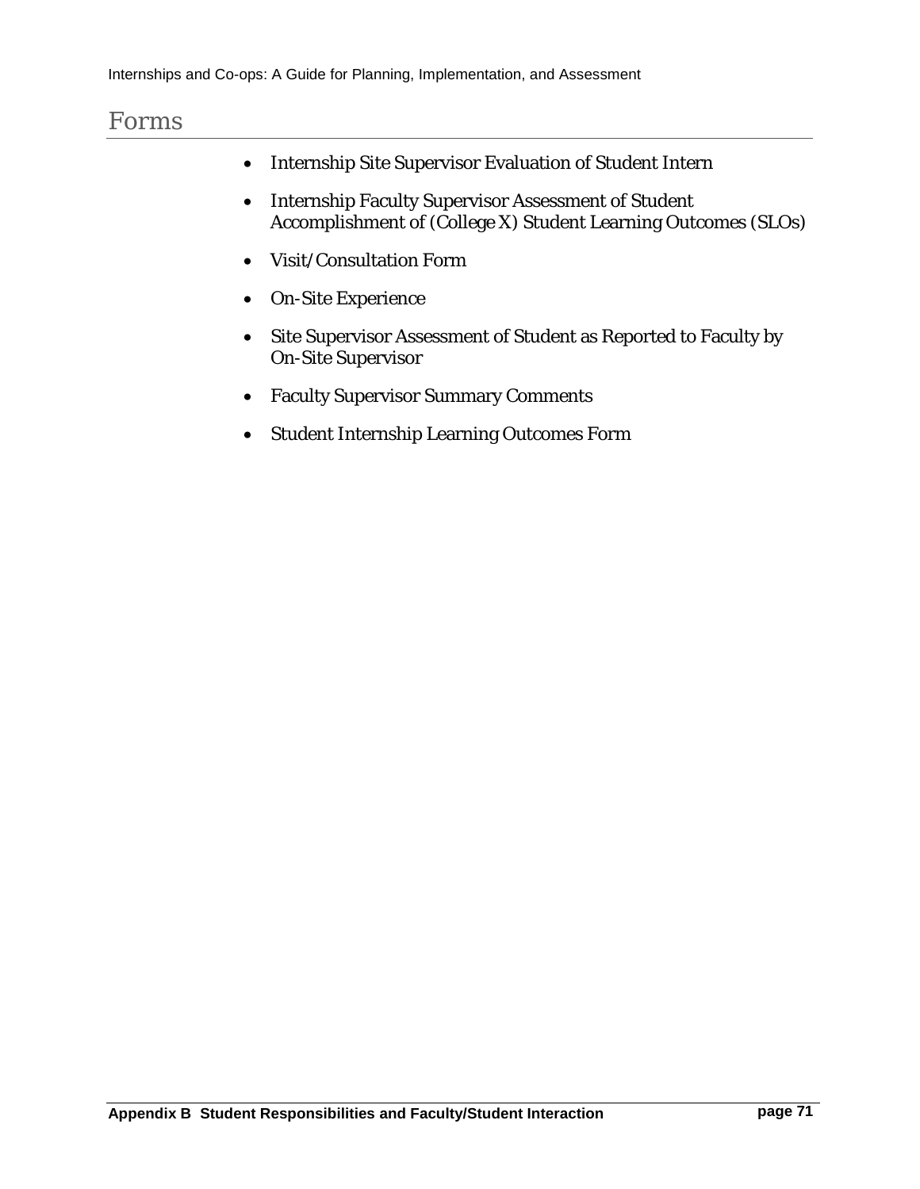# Forms

- Internship Site Supervisor Evaluation of Student Intern
- Internship Faculty Supervisor Assessment of Student Accomplishment of (College X) Student Learning Outcomes (SLOs)
- Visit/Consultation Form
- On-Site Experience
- Site Supervisor Assessment of Student as Reported to Faculty by On-Site Supervisor
- Faculty Supervisor Summary Comments
- Student Internship Learning Outcomes Form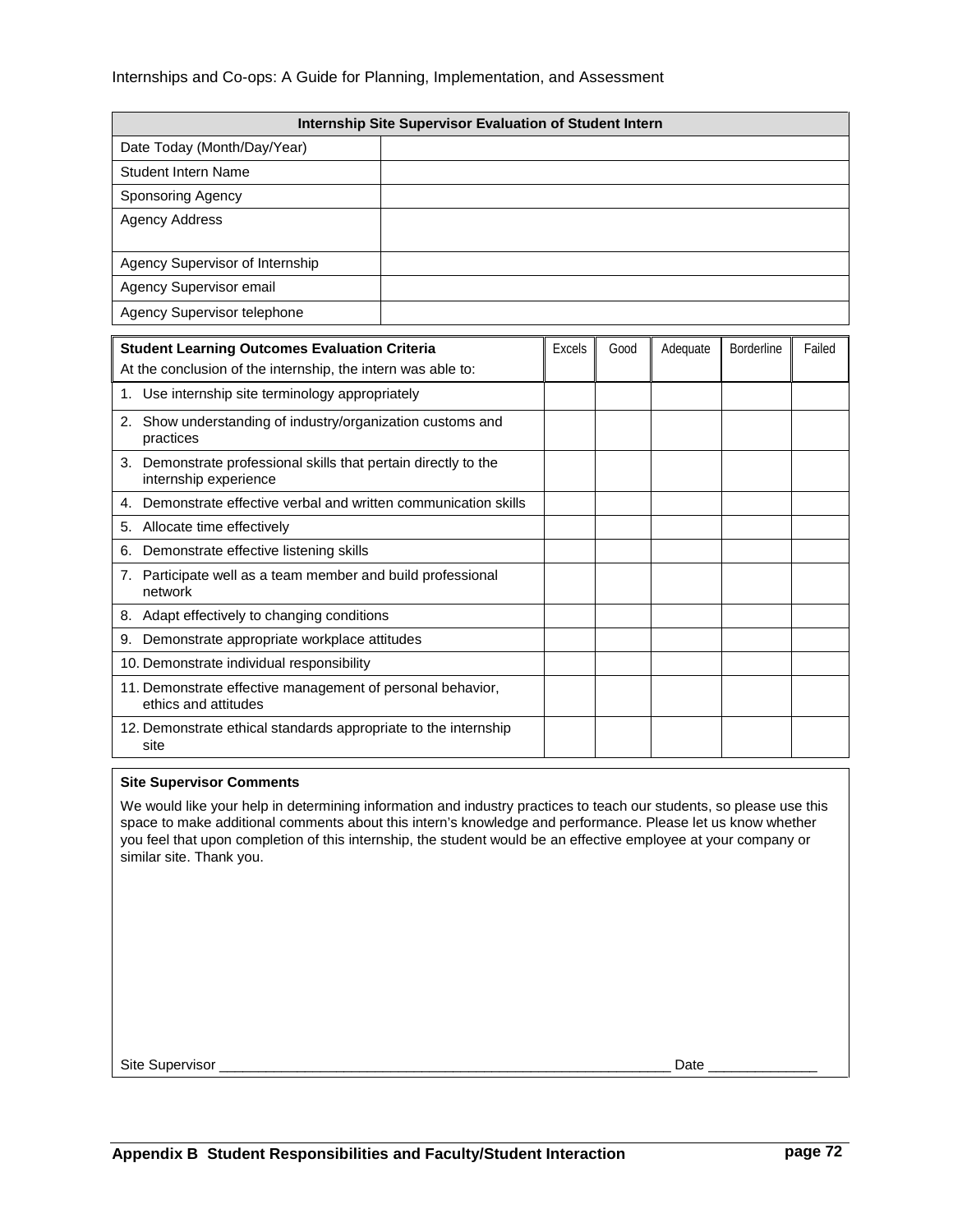| Internship Site Supervisor Evaluation of Student Intern | |
|---|---|
| Date Today (Month/Day/Year) | |
| Student Intern Name | |
| Sponsoring Agency | |
| Agency Address | |
| Agency Supervisor of Internship | |
| Agency Supervisor email | |
| Agency Supervisor telephone | |

| **Student Learning Outcomes Evaluation Criteria** At the conclusion of the internship, the intern was able to: | Excels | Good | Adequate | Borderline | Failed |
|---|---|---|---|---|---|
| 1. Use internship site terminology appropriately | | | | | |
| 2. Show understanding of industry/organization customs and practices | | | | | |
| 3. Demonstrate professional skills that pertain directly to the internship experience | | | | | |
| 4. Demonstrate effective verbal and written communication skills | | | | | |
| 5. Allocate time effectively | | | | | |
| 6. Demonstrate effective listening skills | | | | | |
| 7. Participate well as a team member and build professional network | | | | | |
| 8. Adapt effectively to changing conditions | | | | | |
| 9. Demonstrate appropriate workplace attitudes | | | | | |
| 10. Demonstrate individual responsibility | | | | | |
| 11. Demonstrate effective management of personal behavior, ethics and attitudes | | | | | |
| 12. Demonstrate ethical standards appropriate to the internship site | | | | | |

**Site Supervisor Comments**

We would like your help in determining information and industry practices to teach our students, so please use this space to make additional comments about this intern's knowledge and performance. Please let us know whether you feel that upon completion of this internship, the student would be an effective employee at your company or similar site. Thank you.

Site Supervisor ___________________________________________________________ Date ______________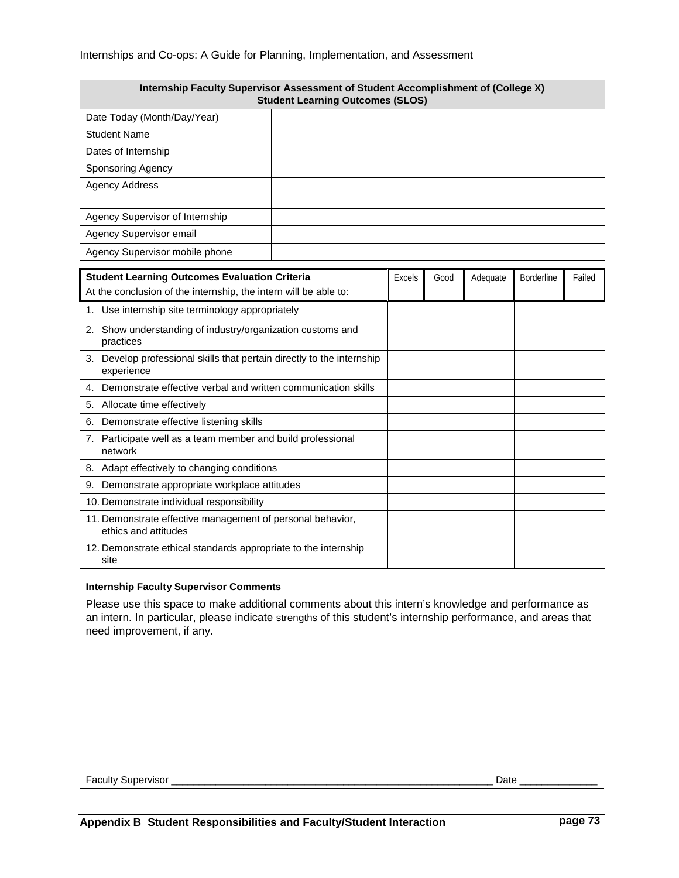| Internship Faculty Supervisor Assessment of Student Accomplishment of (College X) Student Learning Outcomes (SLOS) | |
|---|---|
| Date Today (Month/Day/Year) | |
| Student Name | |
| Dates of Internship | |
| Sponsoring Agency | |
| Agency Address | |
| Agency Supervisor of Internship | |
| Agency Supervisor email | |
| Agency Supervisor mobile phone | |

| **Student Learning Outcomes Evaluation Criteria**<br>At the conclusion of the internship, the intern will be able to: | Excels | Good | Adequate | Borderline | Failed |
|---|---|---|---|---|---|
| 1. Use internship site terminology appropriately | | | | | |
| 2. Show understanding of industry/organization customs and practices | | | | | |
| 3. Develop professional skills that pertain directly to the internship experience | | | | | |
| 4. Demonstrate effective verbal and written communication skills | | | | | |
| 5. Allocate time effectively | | | | | |
| 6. Demonstrate effective listening skills | | | | | |
| 7. Participate well as a team member and build professional network | | | | | |
| 8. Adapt effectively to changing conditions | | | | | |
| 9. Demonstrate appropriate workplace attitudes | | | | | |
| 10. Demonstrate individual responsibility | | | | | |
| 11. Demonstrate effective management of personal behavior, ethics and attitudes | | | | | |
| 12. Demonstrate ethical standards appropriate to the internship site | | | | | |

**Internship Faculty Supervisor Comments**

Please use this space to make additional comments about this intern's knowledge and performance as an intern. In particular, please indicate strengths of this student's internship performance, and areas that need improvement, if any.

Faculty Supervisor ________________________________________________________ Date _____________

**Appendix B Student Responsibilities and Faculty/Student Interaction**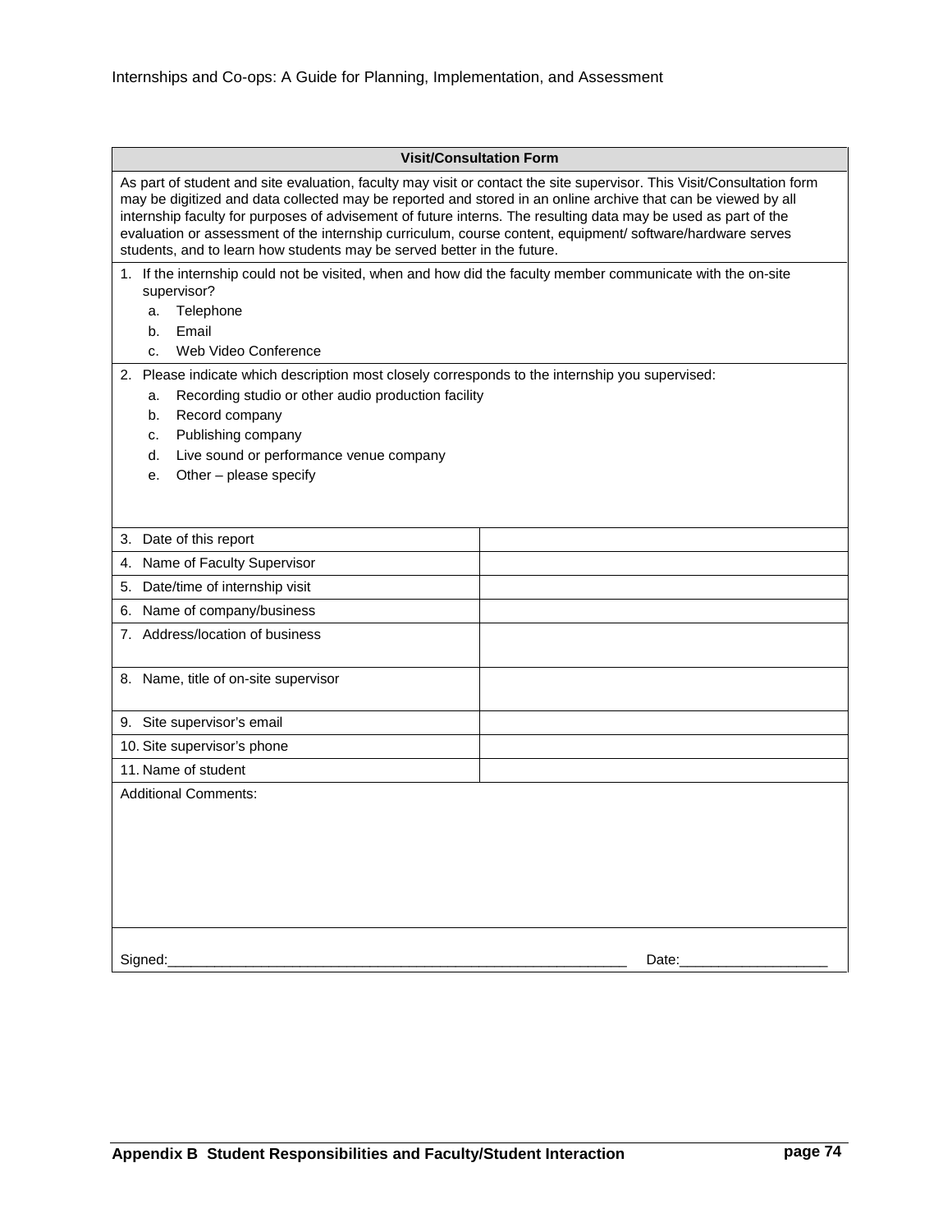## Visit/Consultation Form

As part of student and site evaluation, faculty may visit or contact the site supervisor. This Visit/Consultation form may be digitized and data collected may be reported and stored in an online archive that can be viewed by all internship faculty for purposes of advisement of future interns. The resulting data may be used as part of the evaluation or assessment of the internship curriculum, course content, equipment/ software/hardware serves students, and to learn how students may be served better in the future.

1. If the internship could not be visited, when and how did the faculty member communicate with the on-site supervisor?
   a. Telephone
   b. Email
   c. Web Video Conference

2. Please indicate which description most closely corresponds to the internship you supervised:
   a. Recording studio or other audio production facility
   b. Record company
   c. Publishing company
   d. Live sound or performance venue company
   e. Other – please specify

| | |
|---|---|
| 3. Date of this report | |
| 4. Name of Faculty Supervisor | |
| 5. Date/time of internship visit | |
| 6. Name of company/business | |
| 7. Address/location of business | |
| 8. Name, title of on-site supervisor | |
| 9. Site supervisor's email | |
| 10. Site supervisor's phone | |
| 11. Name of student | |

Additional Comments:

Signed:_____________________________________________________________ Date:___________________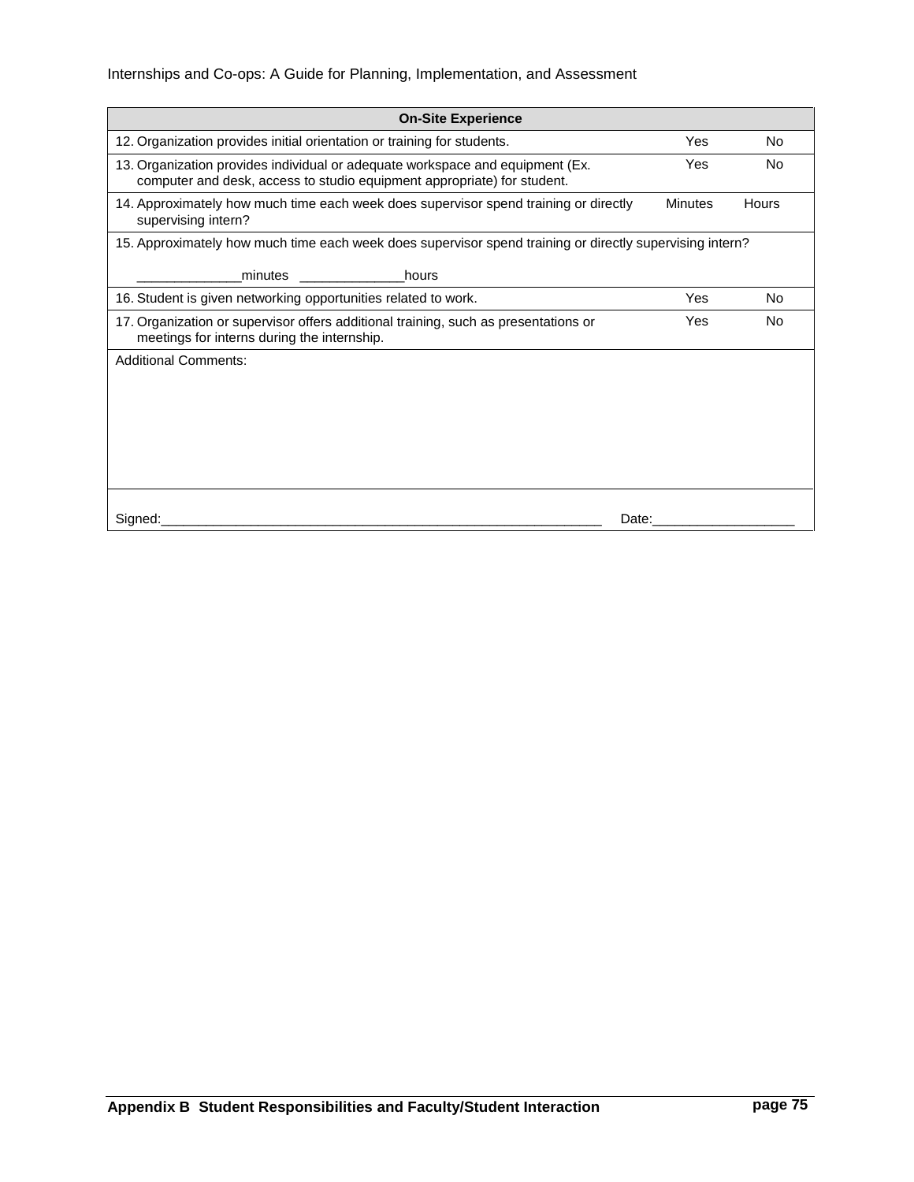| On-Site Experience | | |
|---|---|---|
| 12. Organization provides initial orientation or training for students. | Yes | No |
| 13. Organization provides individual or adequate workspace and equipment (Ex. computer and desk, access to studio equipment appropriate) for student. | Yes | No |
| 14. Approximately how much time each week does supervisor spend training or directly supervising intern? | Minutes | Hours |
| 15. Approximately how much time each week does supervisor spend training or directly supervising intern?<br><br>______________minutes ______________hours | | |
| 16. Student is given networking opportunities related to work. | Yes | No |
| 17. Organization or supervisor offers additional training, such as presentations or meetings for interns during the internship. | Yes | No |
| Additional Comments: | | |
| Signed:____________________________________________________________ | Date:__________________ | |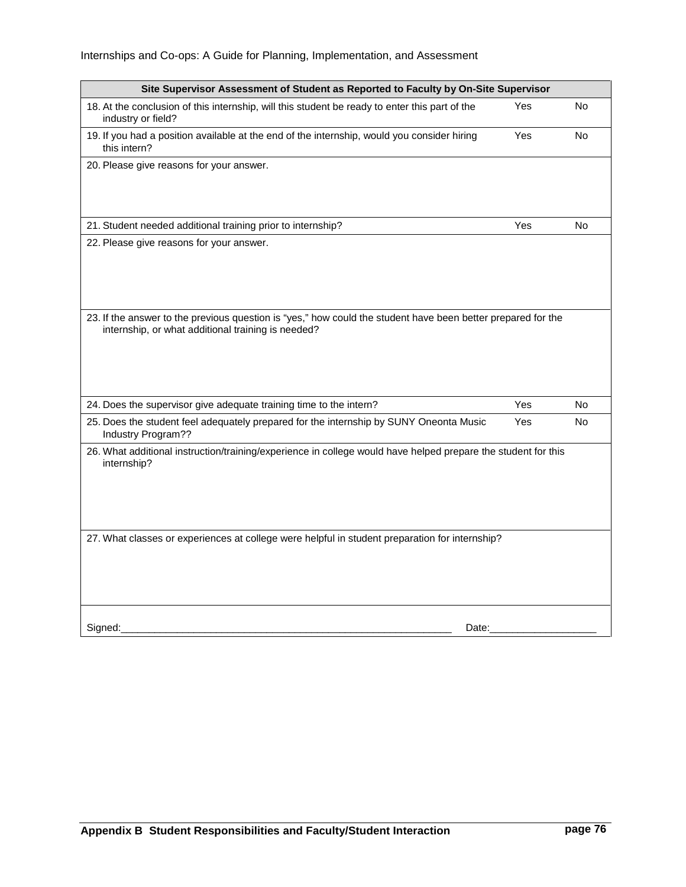| Site Supervisor Assessment of Student as Reported to Faculty by On-Site Supervisor | | |
|---|---|---|
| 18. At the conclusion of this internship, will this student be ready to enter this part of the industry or field? | Yes | No |
| 19. If you had a position available at the end of the internship, would you consider hiring this intern? | Yes | No |
| 20. Please give reasons for your answer. | | |
| 21. Student needed additional training prior to internship? | Yes | No |
| 22. Please give reasons for your answer. | | |
| 23. If the answer to the previous question is "yes," how could the student have been better prepared for the internship, or what additional training is needed? | | |
| 24. Does the supervisor give adequate training time to the intern? | Yes | No |
| 25. Does the student feel adequately prepared for the internship by SUNY Oneonta Music Industry Program?? | Yes | No |
| 26. What additional instruction/training/experience in college would have helped prepare the student for this internship? | | |
| 27. What classes or experiences at college were helpful in student preparation for internship? | | |
| Signed:____________________________________________________________ | Date:__________________ | |

**Appendix B Student Responsibilities and Faculty/Student Interaction**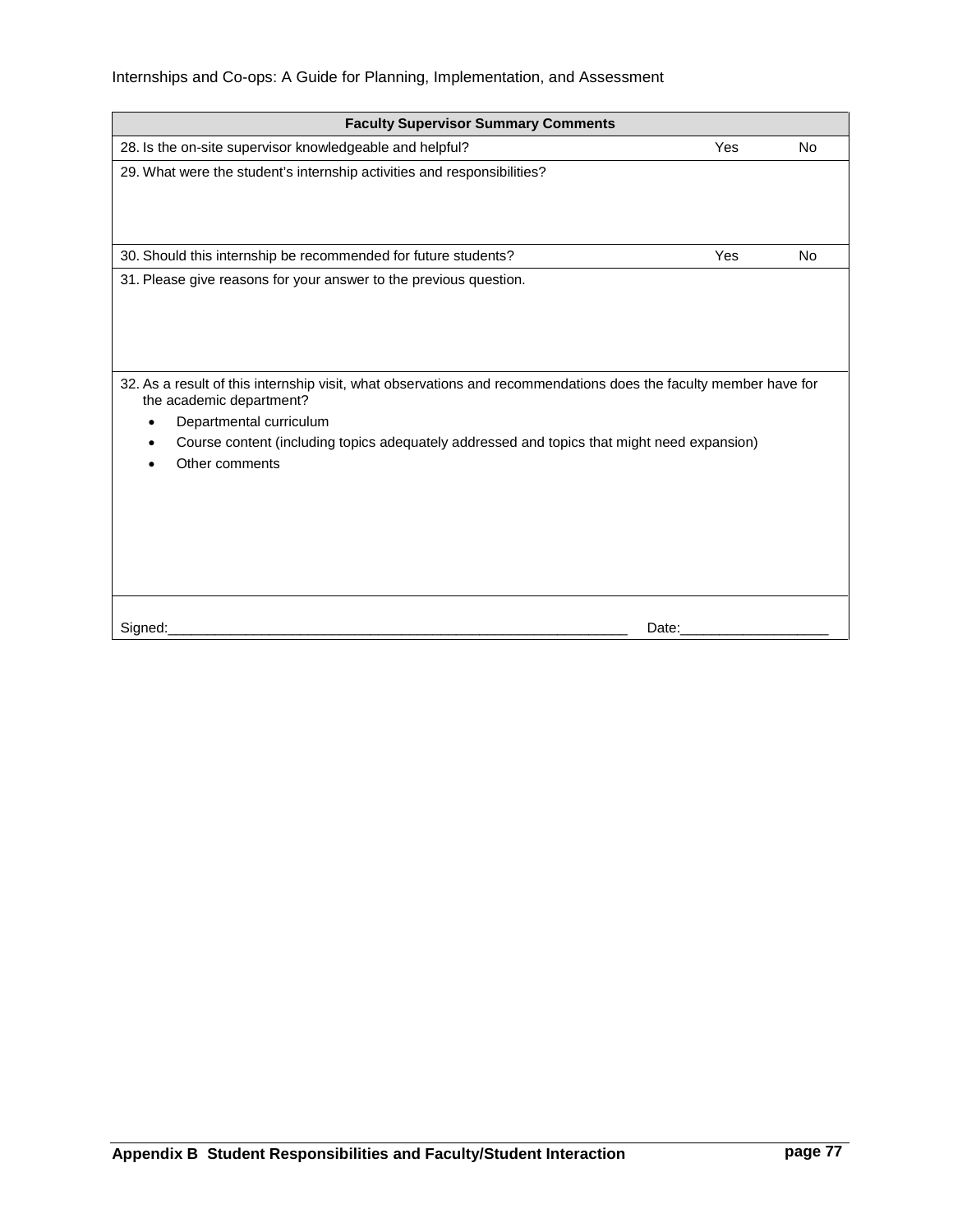| Faculty Supervisor Summary Comments | | |
|---|---|---|
| 28. Is the on-site supervisor knowledgeable and helpful? | Yes | No |
| 29. What were the student's internship activities and responsibilities? | | |
| 30. Should this internship be recommended for future students? | Yes | No |
| 31. Please give reasons for your answer to the previous question. | | |
| 32. As a result of this internship visit, what observations and recommendations does the faculty member have for the academic department?<br>• Departmental curriculum<br>• Course content (including topics adequately addressed and topics that might need expansion)<br>• Other comments | | |
| Signed:_______________________________________________ Date:________________ | | |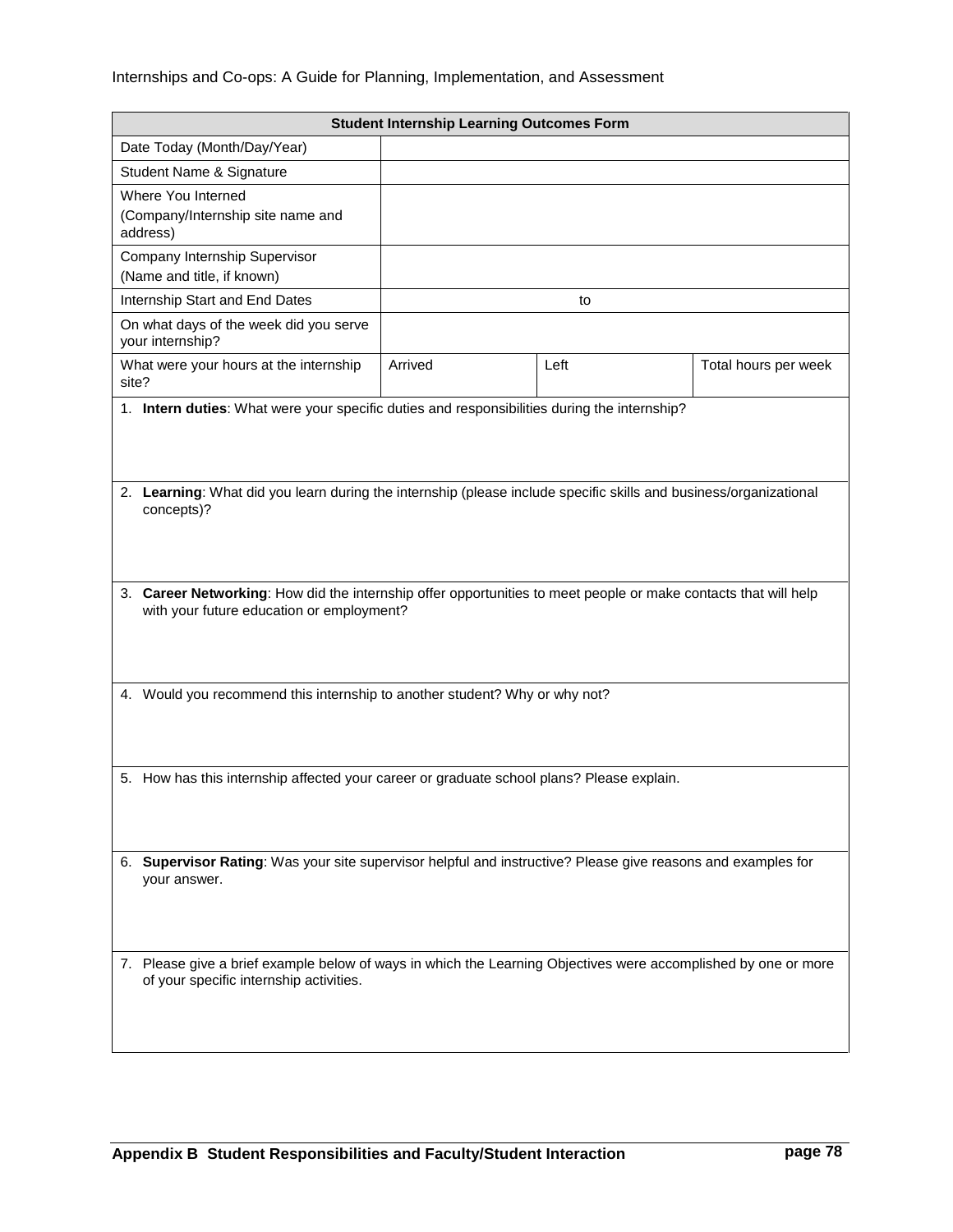| Student Internship Learning Outcomes Form | | | |
|---|---|---|---|
| Date Today (Month/Day/Year) | | | |
| Student Name & Signature | | | |
| Where You Interned (Company/Internship site name and address) | | | |
| Company Internship Supervisor (Name and title, if known) | | | |
| Internship Start and End Dates | to | | |
| On what days of the week did you serve your internship? | | | |
| What were your hours at the internship site? | Arrived | Left | Total hours per week |

1. **Intern duties**: What were your specific duties and responsibilities during the internship?

2. **Learning**: What did you learn during the internship (please include specific skills and business/organizational concepts)?

3. **Career Networking**: How did the internship offer opportunities to meet people or make contacts that will help with your future education or employment?

4. Would you recommend this internship to another student? Why or why not?

5. How has this internship affected your career or graduate school plans? Please explain.

6. **Supervisor Rating**: Was your site supervisor helpful and instructive? Please give reasons and examples for your answer.

7. Please give a brief example below of ways in which the Learning Objectives were accomplished by one or more of your specific internship activities.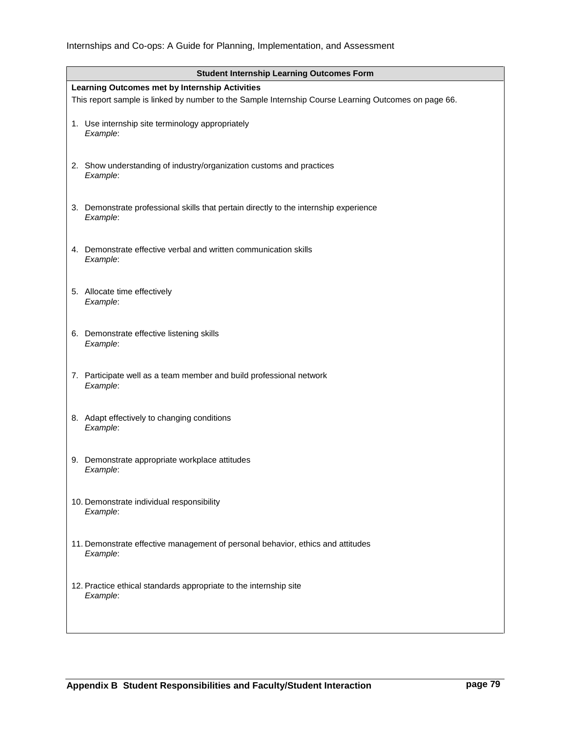## Student Internship Learning Outcomes Form

**Learning Outcomes met by Internship Activities**

This report sample is linked by number to the Sample Internship Course Learning Outcomes on page 66.

1. Use internship site terminology appropriately
   *Example*:

2. Show understanding of industry/organization customs and practices
   *Example*:

3. Demonstrate professional skills that pertain directly to the internship experience
   *Example*:

4. Demonstrate effective verbal and written communication skills
   *Example*:

5. Allocate time effectively
   *Example*:

6. Demonstrate effective listening skills
   *Example*:

7. Participate well as a team member and build professional network
   *Example*:

8. Adapt effectively to changing conditions
   *Example*:

9. Demonstrate appropriate workplace attitudes
   *Example*:

10. Demonstrate individual responsibility
    *Example*:

11. Demonstrate effective management of personal behavior, ethics and attitudes
    *Example*:

12. Practice ethical standards appropriate to the internship site
    *Example*: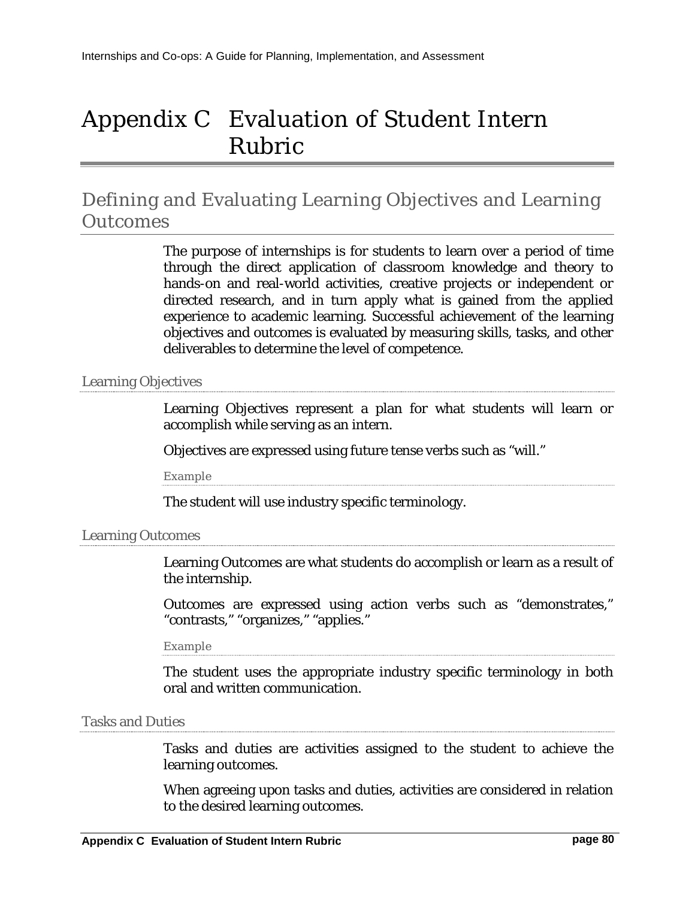# Appendix C Evaluation of Student Intern Rubric

## Defining and Evaluating Learning Objectives and Learning Outcomes

The purpose of internships is for students to learn over a period of time through the direct application of classroom knowledge and theory to hands-on and real-world activities, creative projects or independent or directed research, and in turn apply what is gained from the applied experience to academic learning. Successful achievement of the learning objectives and outcomes is evaluated by measuring skills, tasks, and other deliverables to determine the level of competence.

### Learning Objectives

Learning Objectives represent a plan for what students will learn or accomplish while serving as an intern.

Objectives are expressed using future tense verbs such as "will."

#### Example

The student will use industry specific terminology.

### Learning Outcomes

Learning Outcomes are what students do accomplish or learn as a result of the internship.

Outcomes are expressed using action verbs such as "demonstrates," "contrasts," "organizes," "applies."

#### Example

The student uses the appropriate industry specific terminology in both oral and written communication.

### Tasks and Duties

Tasks and duties are activities assigned to the student to achieve the learning outcomes.

When agreeing upon tasks and duties, activities are considered in relation to the desired learning outcomes.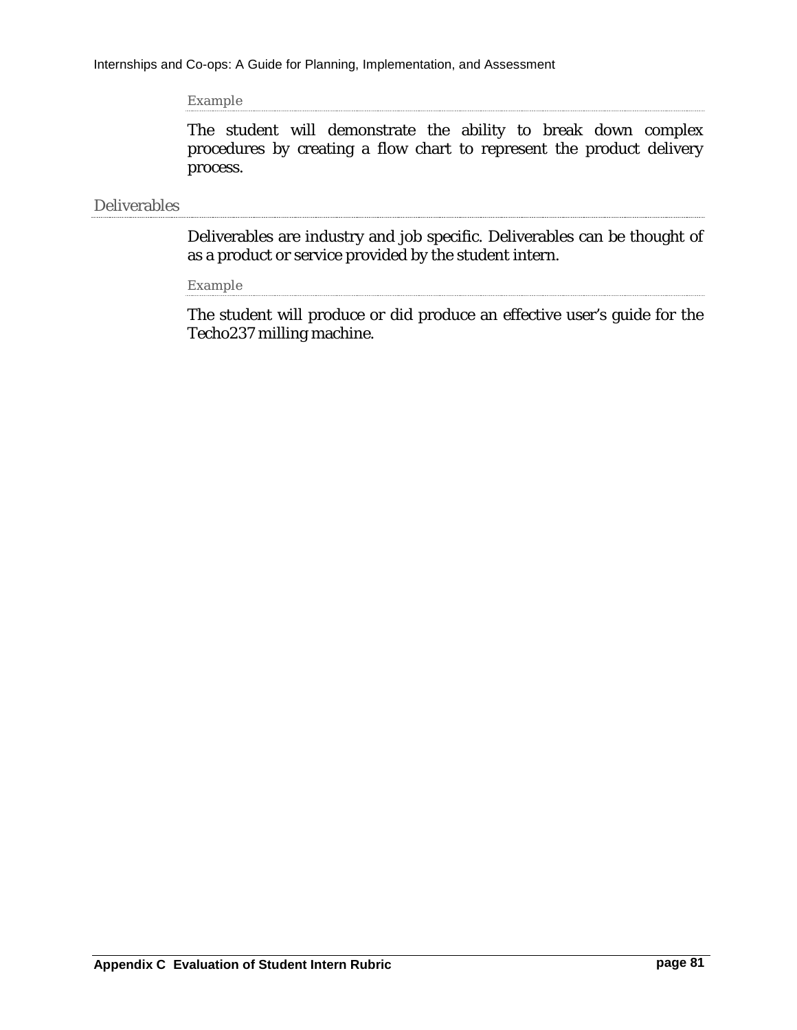#### Example

The student will demonstrate the ability to break down complex procedures by creating a flow chart to represent the product delivery process.

### Deliverables

Deliverables are industry and job specific. Deliverables can be thought of as a product or service provided by the student intern.

#### Example

The student will produce or did produce an effective user's guide for the Techo237 milling machine.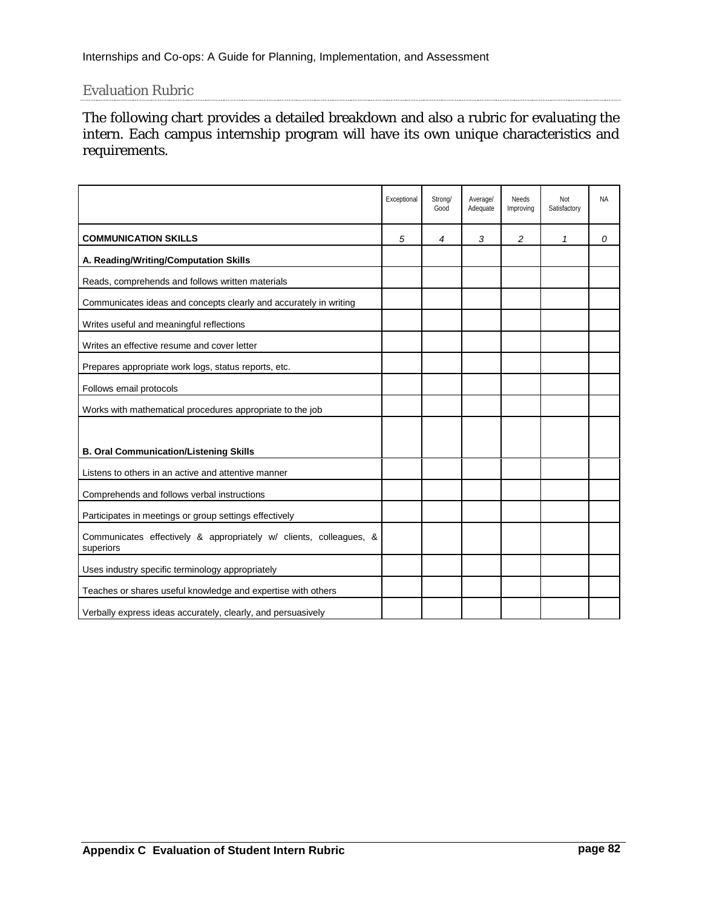## Evaluation Rubric

The following chart provides a detailed breakdown and also a rubric for evaluating the intern. Each campus internship program will have its own unique characteristics and requirements.

| | Exceptional | Strong/ Good | Average/ Adequate | Needs Improving | Not Satisfactory | NA |
|---|---|---|---|---|---|---|
| **COMMUNICATION SKILLS** | *5* | *4* | *3* | *2* | *1* | *0* |
| **A. Reading/Writing/Computation Skills** | | | | | | |
| Reads, comprehends and follows written materials | | | | | | |
| Communicates ideas and concepts clearly and accurately in writing | | | | | | |
| Writes useful and meaningful reflections | | | | | | |
| Writes an effective resume and cover letter | | | | | | |
| Prepares appropriate work logs, status reports, etc. | | | | | | |
| Follows email protocols | | | | | | |
| Works with mathematical procedures appropriate to the job | | | | | | |
| **B. Oral Communication/Listening Skills** | | | | | | |
| Listens to others in an active and attentive manner | | | | | | |
| Comprehends and follows verbal instructions | | | | | | |
| Participates in meetings or group settings effectively | | | | | | |
| Communicates effectively & appropriately w/ clients, colleagues, & superiors | | | | | | |
| Uses industry specific terminology appropriately | | | | | | |
| Teaches or shares useful knowledge and expertise with others | | | | | | |
| Verbally express ideas accurately, clearly, and persuasively | | | | | | |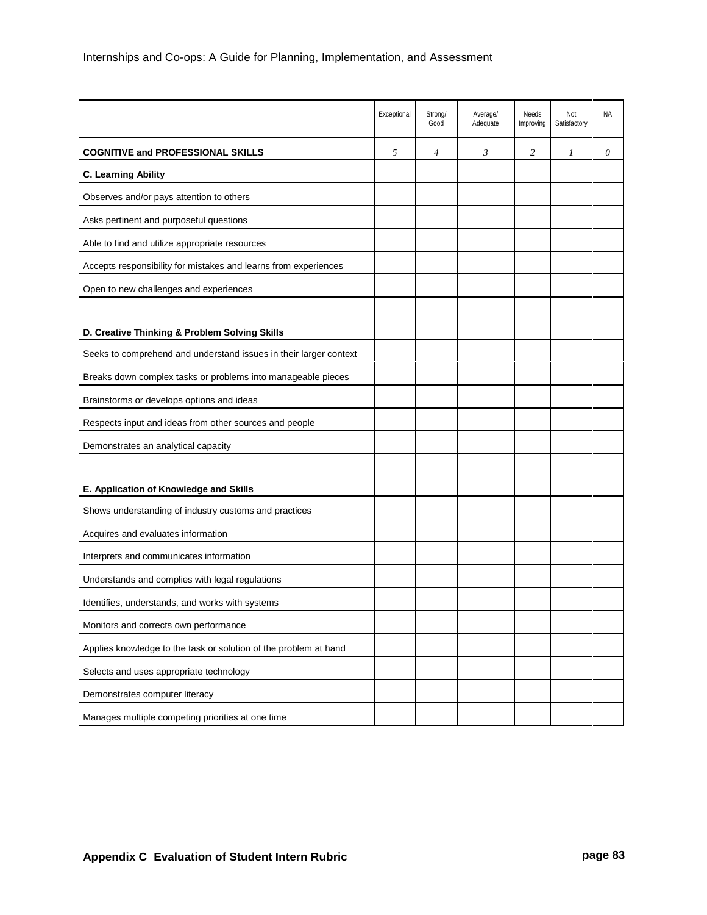| | Exceptional | Strong/ Good | Average/ Adequate | Needs Improving | Not Satisfactory | NA |
|---|---|---|---|---|---|---|
| **COGNITIVE and PROFESSIONAL SKILLS** | *5* | *4* | *3* | *2* | *1* | *0* |
| **C. Learning Ability** | | | | | | |
| Observes and/or pays attention to others | | | | | | |
| Asks pertinent and purposeful questions | | | | | | |
| Able to find and utilize appropriate resources | | | | | | |
| Accepts responsibility for mistakes and learns from experiences | | | | | | |
| Open to new challenges and experiences | | | | | | |
| **D. Creative Thinking & Problem Solving Skills** | | | | | | |
| Seeks to comprehend and understand issues in their larger context | | | | | | |
| Breaks down complex tasks or problems into manageable pieces | | | | | | |
| Brainstorms or develops options and ideas | | | | | | |
| Respects input and ideas from other sources and people | | | | | | |
| Demonstrates an analytical capacity | | | | | | |
| **E. Application of Knowledge and Skills** | | | | | | |
| Shows understanding of industry customs and practices | | | | | | |
| Acquires and evaluates information | | | | | | |
| Interprets and communicates information | | | | | | |
| Understands and complies with legal regulations | | | | | | |
| Identifies, understands, and works with systems | | | | | | |
| Monitors and corrects own performance | | | | | | |
| Applies knowledge to the task or solution of the problem at hand | | | | | | |
| Selects and uses appropriate technology | | | | | | |
| Demonstrates computer literacy | | | | | | |
| Manages multiple competing priorities at one time | | | | | | |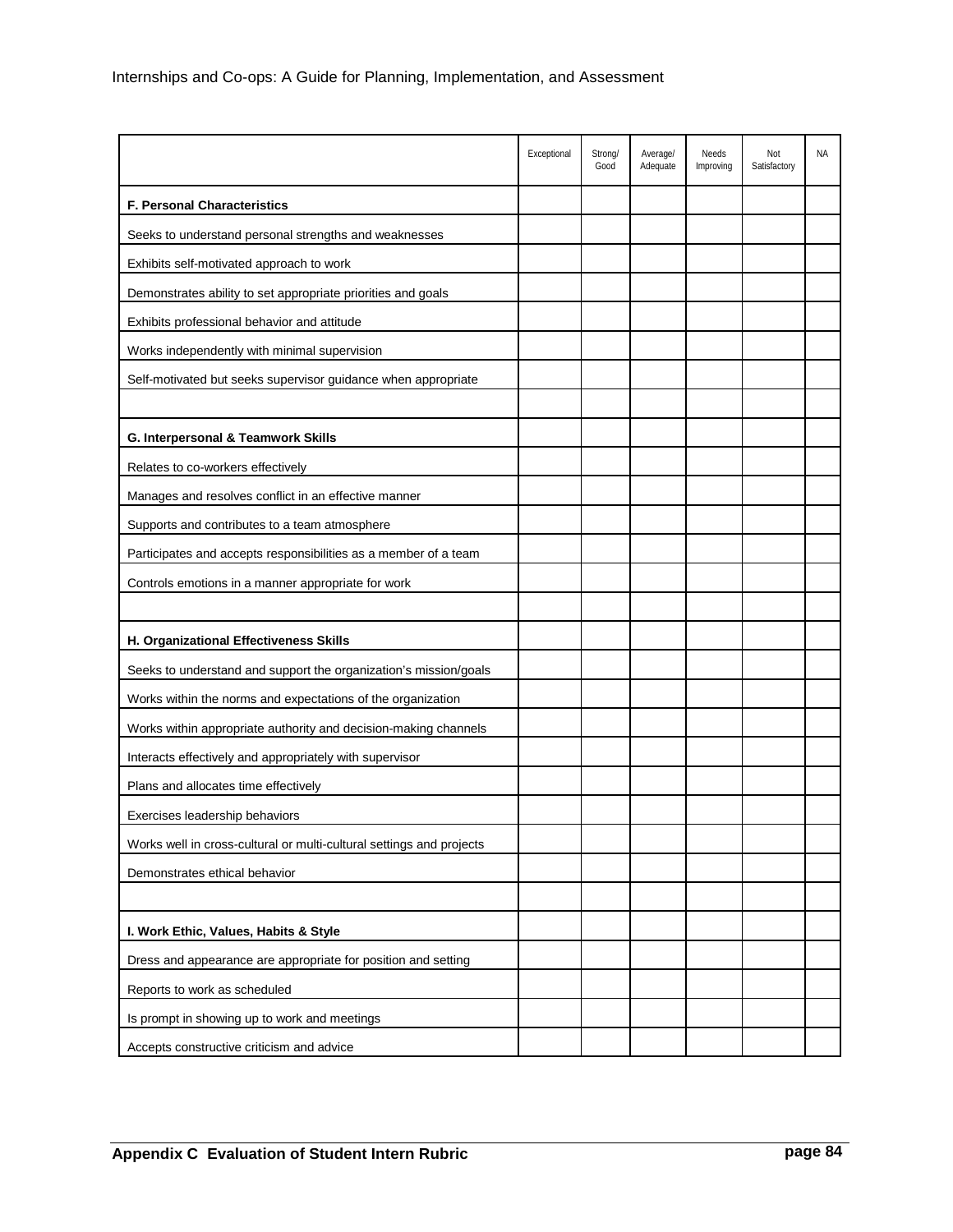| | Exceptional | Strong/ Good | Average/ Adequate | Needs Improving | Not Satisfactory | NA |
|---|---|---|---|---|---|---|
| **F. Personal Characteristics** | | | | | | |
| Seeks to understand personal strengths and weaknesses | | | | | | |
| Exhibits self-motivated approach to work | | | | | | |
| Demonstrates ability to set appropriate priorities and goals | | | | | | |
| Exhibits professional behavior and attitude | | | | | | |
| Works independently with minimal supervision | | | | | | |
| Self-motivated but seeks supervisor guidance when appropriate | | | | | | |
| | | | | | | |
| **G. Interpersonal & Teamwork Skills** | | | | | | |
| Relates to co-workers effectively | | | | | | |
| Manages and resolves conflict in an effective manner | | | | | | |
| Supports and contributes to a team atmosphere | | | | | | |
| Participates and accepts responsibilities as a member of a team | | | | | | |
| Controls emotions in a manner appropriate for work | | | | | | |
| | | | | | | |
| **H. Organizational Effectiveness Skills** | | | | | | |
| Seeks to understand and support the organization's mission/goals | | | | | | |
| Works within the norms and expectations of the organization | | | | | | |
| Works within appropriate authority and decision-making channels | | | | | | |
| Interacts effectively and appropriately with supervisor | | | | | | |
| Plans and allocates time effectively | | | | | | |
| Exercises leadership behaviors | | | | | | |
| Works well in cross-cultural or multi-cultural settings and projects | | | | | | |
| Demonstrates ethical behavior | | | | | | |
| | | | | | | |
| **I. Work Ethic, Values, Habits & Style** | | | | | | |
| Dress and appearance are appropriate for position and setting | | | | | | |
| Reports to work as scheduled | | | | | | |
| Is prompt in showing up to work and meetings | | | | | | |
| Accepts constructive criticism and advice | | | | | | |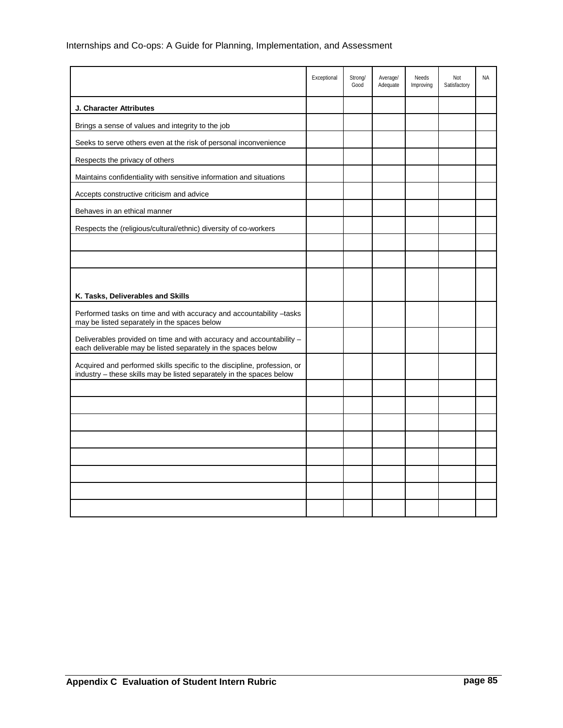| | Exceptional | Strong/ Good | Average/ Adequate | Needs Improving | Not Satisfactory | NA |
|---|---|---|---|---|---|---|
| **J. Character Attributes** | | | | | | |
| Brings a sense of values and integrity to the job | | | | | | |
| Seeks to serve others even at the risk of personal inconvenience | | | | | | |
| Respects the privacy of others | | | | | | |
| Maintains confidentiality with sensitive information and situations | | | | | | |
| Accepts constructive criticism and advice | | | | | | |
| Behaves in an ethical manner | | | | | | |
| Respects the (religious/cultural/ethnic) diversity of co-workers | | | | | | |
| | | | | | | |
| | | | | | | |
| **K. Tasks, Deliverables and Skills** | | | | | | |
| Performed tasks on time and with accuracy and accountability –tasks may be listed separately in the spaces below | | | | | | |
| Deliverables provided on time and with accuracy and accountability – each deliverable may be listed separately in the spaces below | | | | | | |
| Acquired and performed skills specific to the discipline, profession, or industry – these skills may be listed separately in the spaces below | | | | | | |
| | | | | | | |
| | | | | | | |
| | | | | | | |
| | | | | | | |
| | | | | | | |
| | | | | | | |
| | | | | | | |
| | | | | | | |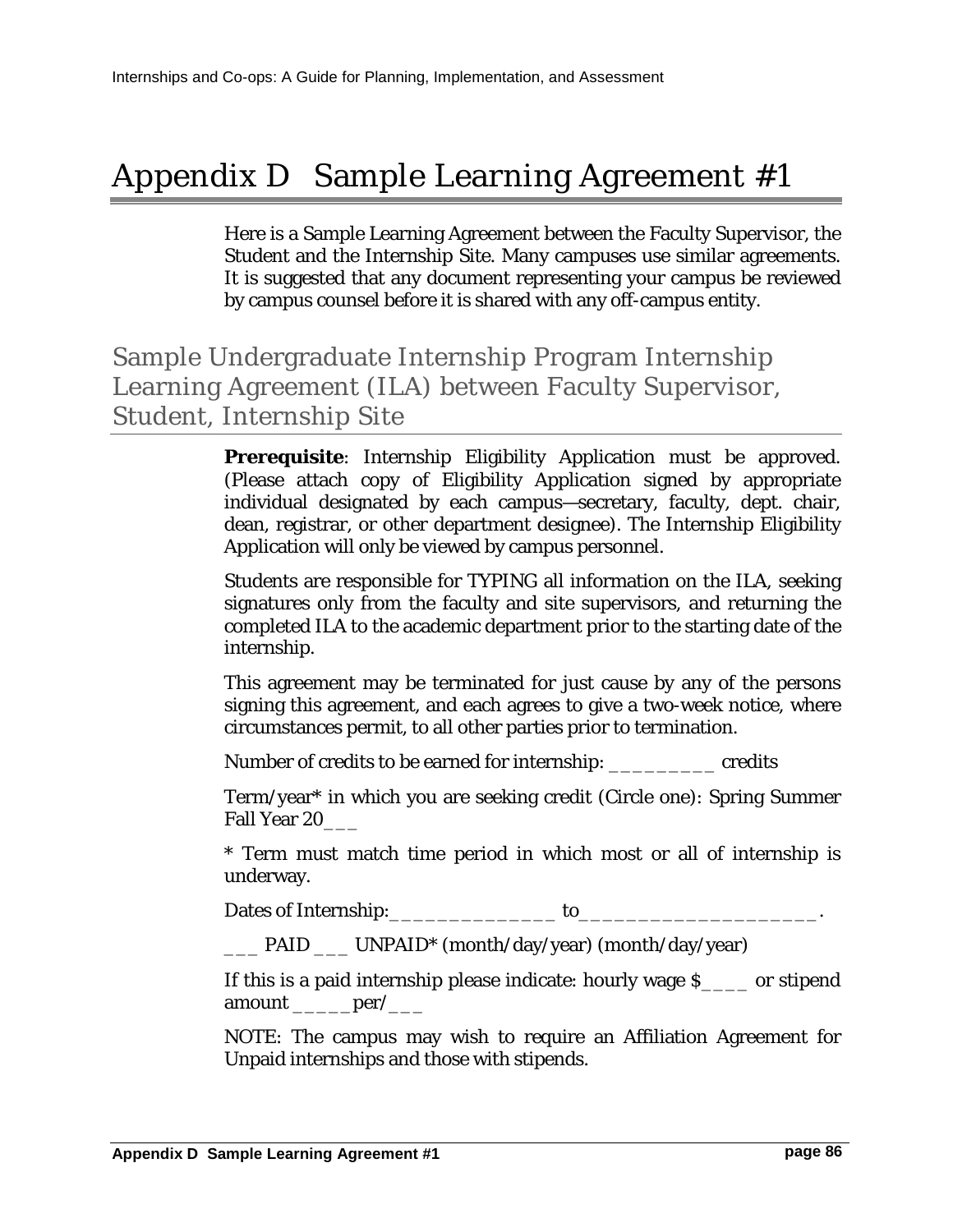# Appendix D Sample Learning Agreement #1

Here is a Sample Learning Agreement between the Faculty Supervisor, the Student and the Internship Site. Many campuses use similar agreements. It is suggested that any document representing your campus be reviewed by campus counsel before it is shared with any off-campus entity.

## Sample Undergraduate Internship Program Internship Learning Agreement (ILA) between Faculty Supervisor, Student, Internship Site

**Prerequisite**: Internship Eligibility Application must be approved. (Please attach copy of Eligibility Application signed by appropriate individual designated by each campus—secretary, faculty, dept. chair, dean, registrar, or other department designee). The Internship Eligibility Application will only be viewed by campus personnel.

Students are responsible for TYPING all information on the ILA, seeking signatures only from the faculty and site supervisors, and returning the completed ILA to the academic department prior to the starting date of the internship.

This agreement may be terminated for just cause by any of the persons signing this agreement, and each agrees to give a two-week notice, where circumstances permit, to all other parties prior to termination.

Number of credits to be earned for internship: _________ credits

Term/year* in which you are seeking credit (Circle one): Spring Summer Fall Year 20___

* Term must match time period in which most or all of internship is underway.

Dates of Internship:______________ to___________________.

___ PAID ___ UNPAID* (month/day/year) (month/day/year)

If this is a paid internship please indicate: hourly wage $____ or stipend amount _____per/___

NOTE: The campus may wish to require an Affiliation Agreement for Unpaid internships and those with stipends.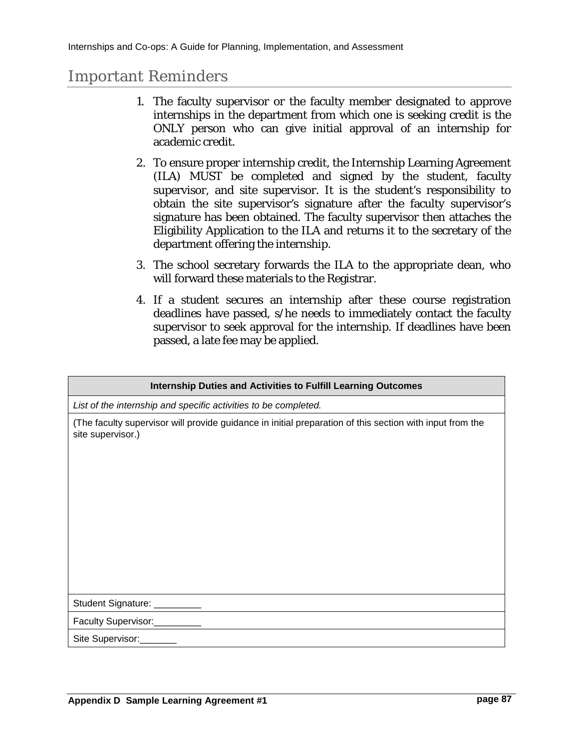## Important Reminders

1. The faculty supervisor or the faculty member designated to approve internships in the department from which one is seeking credit is the ONLY person who can give initial approval of an internship for academic credit.
2. To ensure proper internship credit, the Internship Learning Agreement (ILA) MUST be completed and signed by the student, faculty supervisor, and site supervisor. It is the student's responsibility to obtain the site supervisor's signature after the faculty supervisor's signature has been obtained. The faculty supervisor then attaches the Eligibility Application to the ILA and returns it to the secretary of the department offering the internship.
3. The school secretary forwards the ILA to the appropriate dean, who will forward these materials to the Registrar.
4. If a student secures an internship after these course registration deadlines have passed, s/he needs to immediately contact the faculty supervisor to seek approval for the internship. If deadlines have been passed, a late fee may be applied.

| **Internship Duties and Activities to Fulfill Learning Outcomes** |
|---|
| *List of the internship and specific activities to be completed.* |
| (The faculty supervisor will provide guidance in initial preparation of this section with input from the site supervisor.) |
| Student Signature: _________ |
| Faculty Supervisor:_________ |
| Site Supervisor:_______ |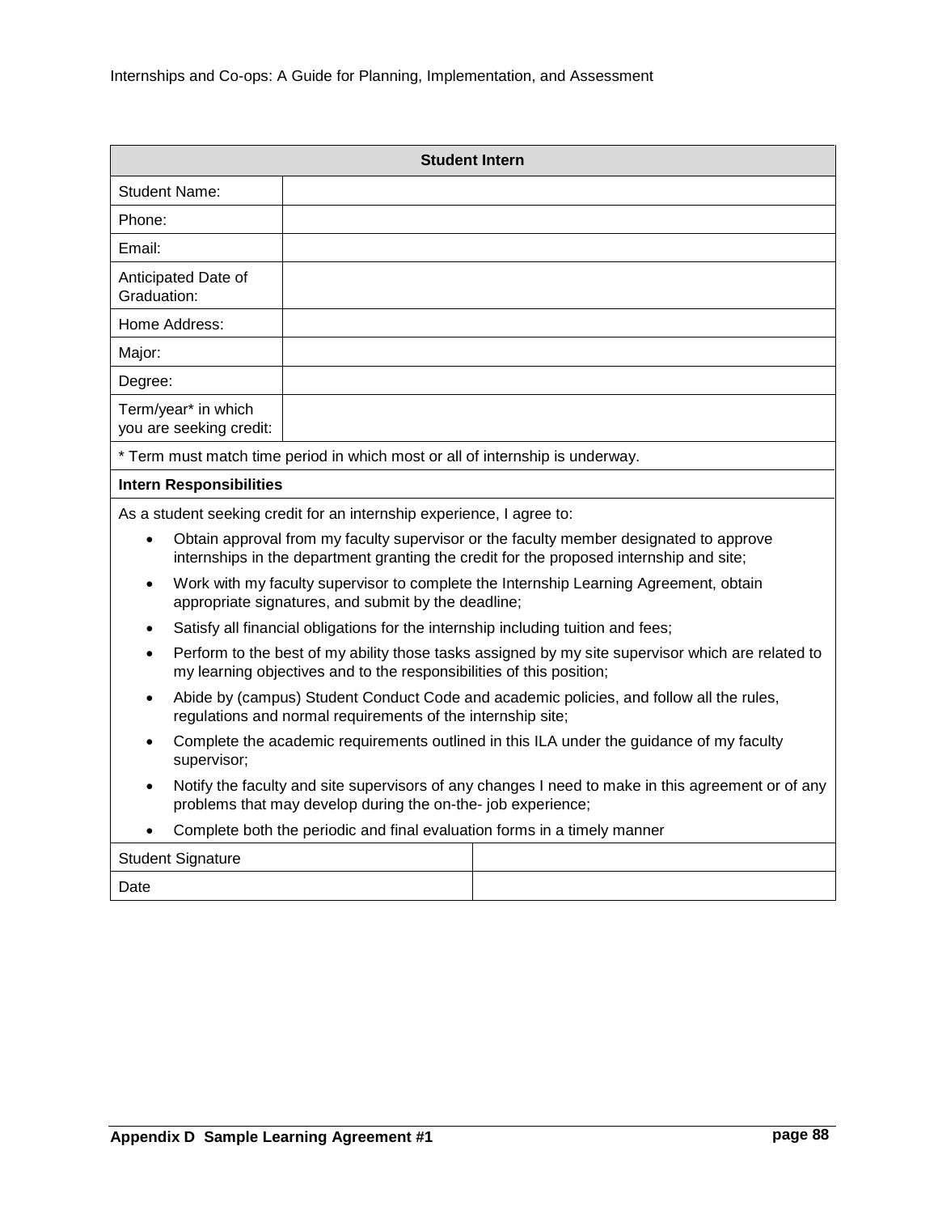| Student Intern | |
|---|---|
| Student Name: | |
| Phone: | |
| Email: | |
| Anticipated Date of Graduation: | |
| Home Address: | |
| Major: | |
| Degree: | |
| Term/year* in which you are seeking credit: | |

\* Term must match time period in which most or all of internship is underway.

**Intern Responsibilities**

As a student seeking credit for an internship experience, I agree to:

- Obtain approval from my faculty supervisor or the faculty member designated to approve internships in the department granting the credit for the proposed internship and site;
- Work with my faculty supervisor to complete the Internship Learning Agreement, obtain appropriate signatures, and submit by the deadline;
- Satisfy all financial obligations for the internship including tuition and fees;
- Perform to the best of my ability those tasks assigned by my site supervisor which are related to my learning objectives and to the responsibilities of this position;
- Abide by (campus) Student Conduct Code and academic policies, and follow all the rules, regulations and normal requirements of the internship site;
- Complete the academic requirements outlined in this ILA under the guidance of my faculty supervisor;
- Notify the faculty and site supervisors of any changes I need to make in this agreement or of any problems that may develop during the on-the- job experience;
- Complete both the periodic and final evaluation forms in a timely manner

| | |
|---|---|
| Student Signature | |
| Date | |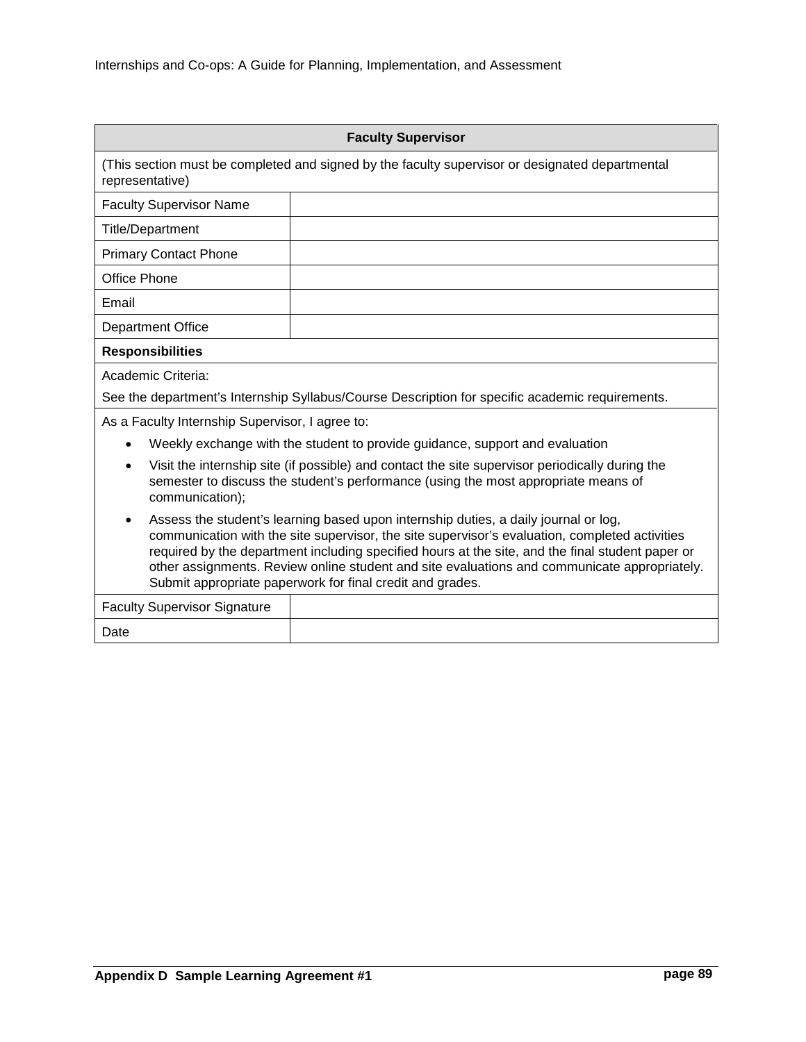| Faculty Supervisor | |
|---|---|
| (This section must be completed and signed by the faculty supervisor or designated departmental representative) | |
| Faculty Supervisor Name | |
| Title/Department | |
| Primary Contact Phone | |
| Office Phone | |
| Email | |
| Department Office | |
| **Responsibilities** | |
| Academic Criteria:<br>See the department's Internship Syllabus/Course Description for specific academic requirements. | |
| As a Faculty Internship Supervisor, I agree to:<br>• Weekly exchange with the student to provide guidance, support and evaluation<br>• Visit the internship site (if possible) and contact the site supervisor periodically during the semester to discuss the student's performance (using the most appropriate means of communication);<br>• Assess the student's learning based upon internship duties, a daily journal or log, communication with the site supervisor, the site supervisor's evaluation, completed activities required by the department including specified hours at the site, and the final student paper or other assignments. Review online student and site evaluations and communicate appropriately. Submit appropriate paperwork for final credit and grades. | |
| Faculty Supervisor Signature | |
| Date | |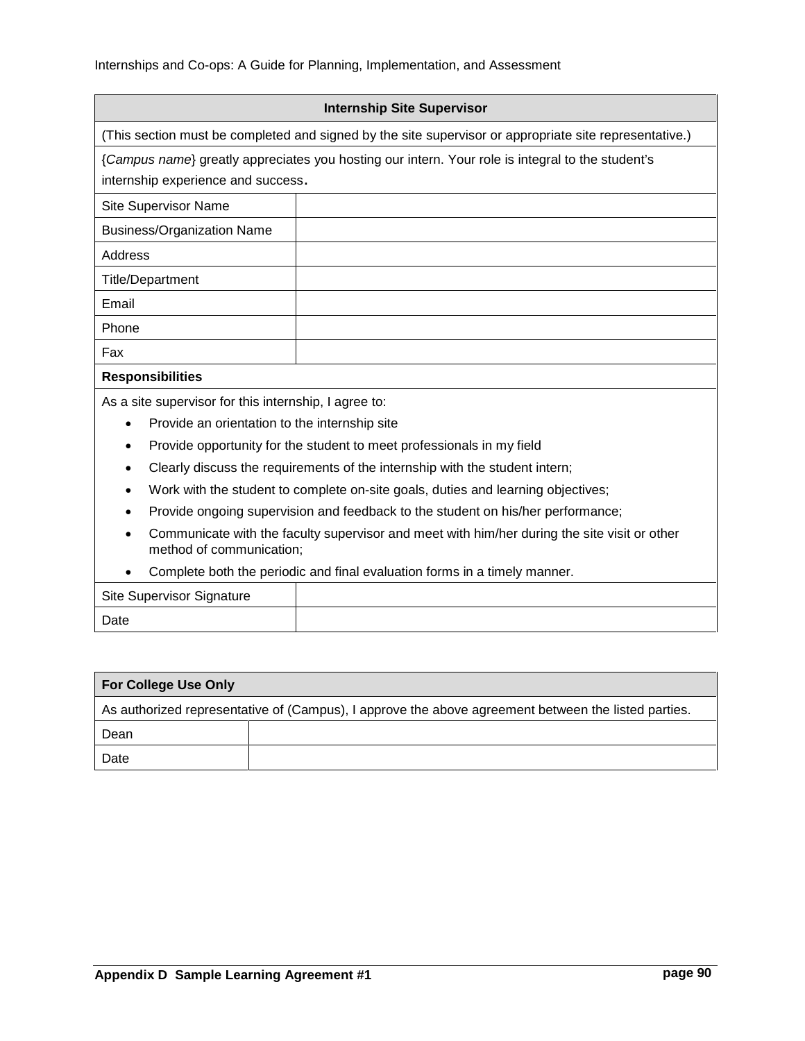| Internship Site Supervisor | |
|---|---|
| (This section must be completed and signed by the site supervisor or appropriate site representative.) | |
| {*Campus name*} greatly appreciates you hosting our intern. Your role is integral to the student's internship experience and success. | |
| Site Supervisor Name | |
| Business/Organization Name | |
| Address | |
| Title/Department | |
| Email | |
| Phone | |
| Fax | |
| **Responsibilities** | |
| As a site supervisor for this internship, I agree to:<br>• Provide an orientation to the internship site<br>• Provide opportunity for the student to meet professionals in my field<br>• Clearly discuss the requirements of the internship with the student intern;<br>• Work with the student to complete on-site goals, duties and learning objectives;<br>• Provide ongoing supervision and feedback to the student on his/her performance;<br>• Communicate with the faculty supervisor and meet with him/her during the site visit or other method of communication;<br>• Complete both the periodic and final evaluation forms in a timely manner. | |
| Site Supervisor Signature | |
| Date | |

| For College Use Only | |
|---|---|
| As authorized representative of (Campus), I approve the above agreement between the listed parties. | |
| Dean | |
| Date | |

**Appendix D Sample Learning Agreement #1**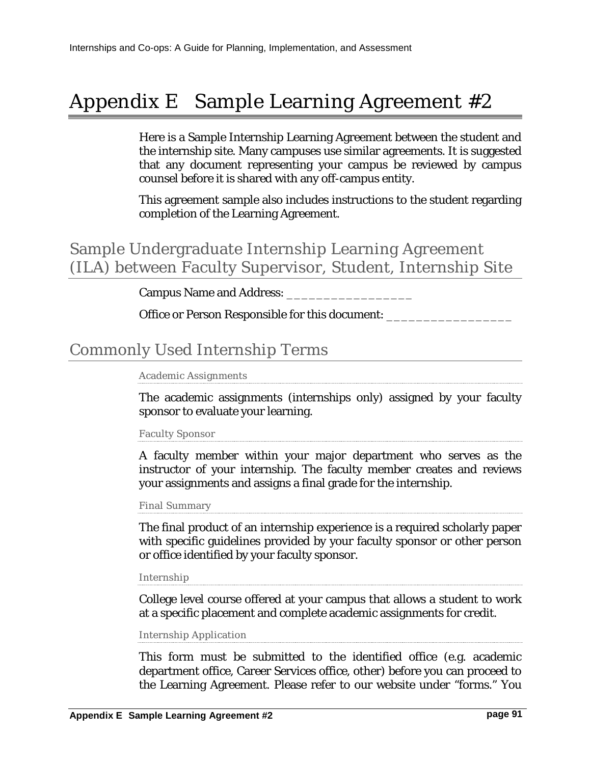# Appendix E Sample Learning Agreement #2

Here is a Sample Internship Learning Agreement between the student and the internship site. Many campuses use similar agreements. It is suggested that any document representing your campus be reviewed by campus counsel before it is shared with any off-campus entity.

This agreement sample also includes instructions to the student regarding completion of the Learning Agreement.

## Sample Undergraduate Internship Learning Agreement (ILA) between Faculty Supervisor, Student, Internship Site

Campus Name and Address: _________________

Office or Person Responsible for this document: _________________

## Commonly Used Internship Terms

### Academic Assignments

The academic assignments (internships only) assigned by your faculty sponsor to evaluate your learning.

### Faculty Sponsor

A faculty member within your major department who serves as the instructor of your internship. The faculty member creates and reviews your assignments and assigns a final grade for the internship.

### Final Summary

The final product of an internship experience is a required scholarly paper with specific guidelines provided by your faculty sponsor or other person or office identified by your faculty sponsor.

### Internship

College level course offered at your campus that allows a student to work at a specific placement and complete academic assignments for credit.

### Internship Application

This form must be submitted to the identified office (e.g. academic department office, Career Services office, other) before you can proceed to the Learning Agreement. Please refer to our website under "forms." You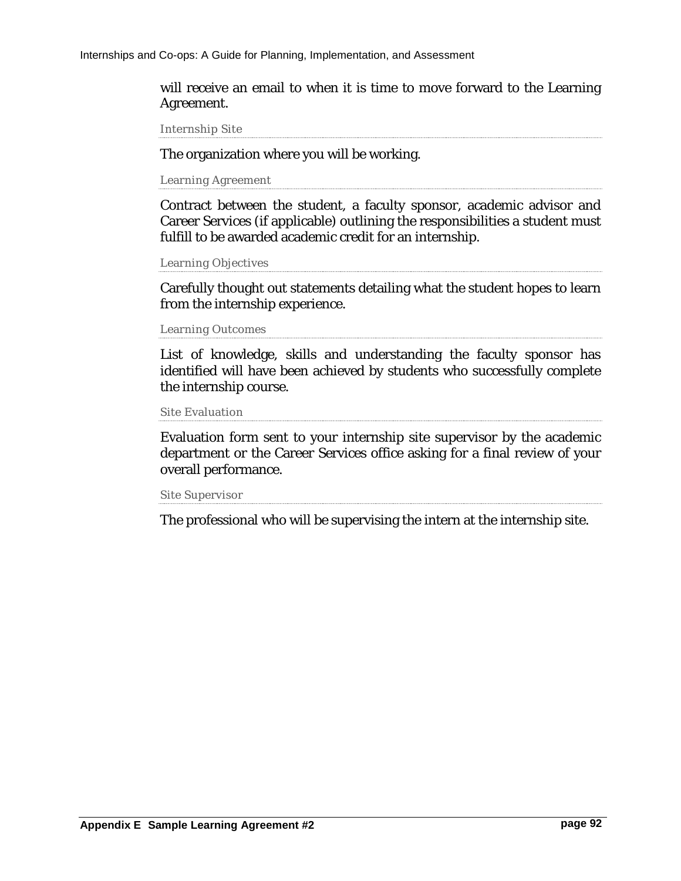will receive an email to when it is time to move forward to the Learning Agreement.

#### Internship Site

The organization where you will be working.

#### Learning Agreement

Contract between the student, a faculty sponsor, academic advisor and Career Services (if applicable) outlining the responsibilities a student must fulfill to be awarded academic credit for an internship.

#### Learning Objectives

Carefully thought out statements detailing what the student hopes to learn from the internship experience.

#### Learning Outcomes

List of knowledge, skills and understanding the faculty sponsor has identified will have been achieved by students who successfully complete the internship course.

#### Site Evaluation

Evaluation form sent to your internship site supervisor by the academic department or the Career Services office asking for a final review of your overall performance.

#### Site Supervisor

The professional who will be supervising the intern at the internship site.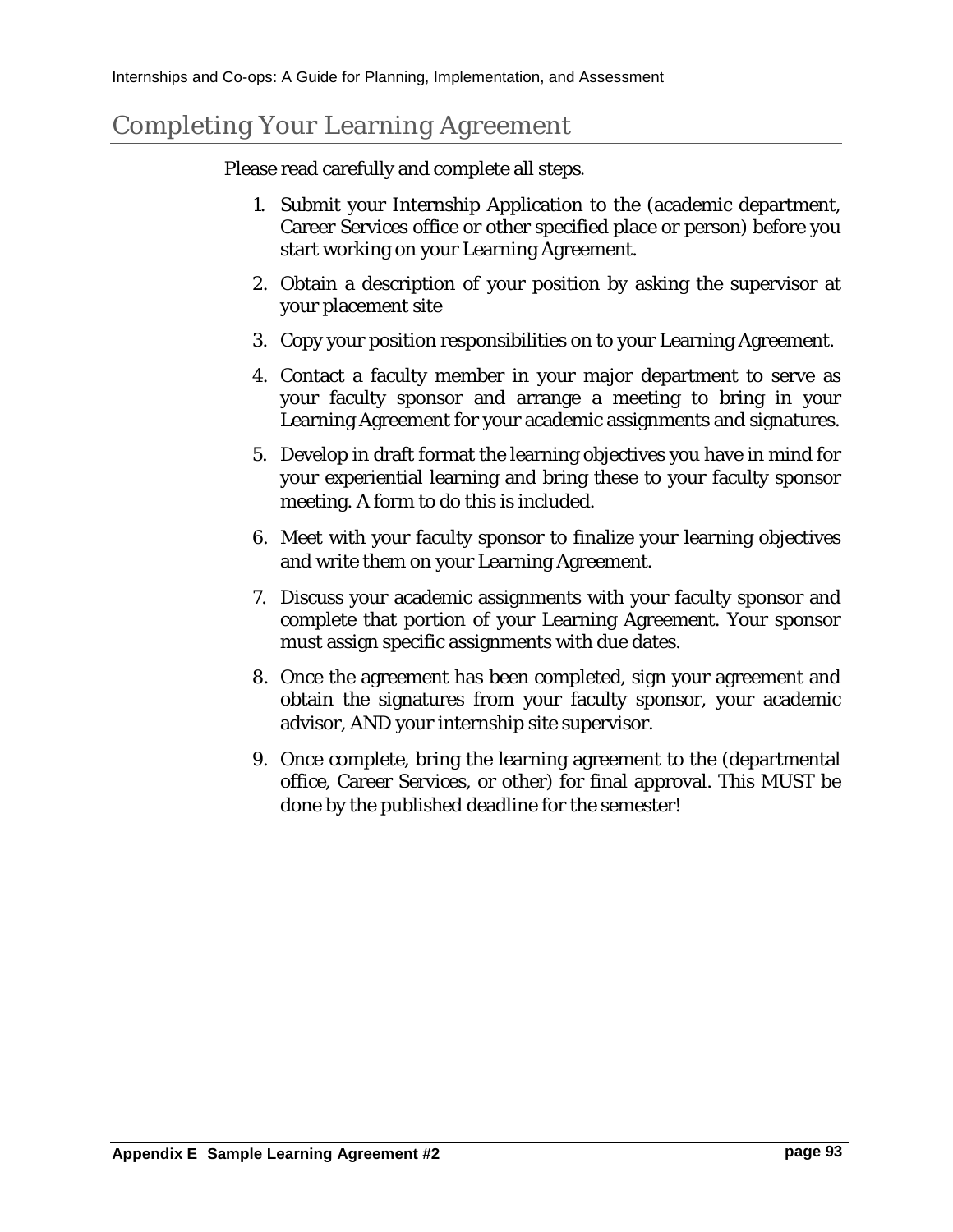## Completing Your Learning Agreement

Please read carefully and complete all steps.

1. Submit your Internship Application to the (academic department, Career Services office or other specified place or person) before you start working on your Learning Agreement.
2. Obtain a description of your position by asking the supervisor at your placement site
3. Copy your position responsibilities on to your Learning Agreement.
4. Contact a faculty member in your major department to serve as your faculty sponsor and arrange a meeting to bring in your Learning Agreement for your academic assignments and signatures.
5. Develop in draft format the learning objectives you have in mind for your experiential learning and bring these to your faculty sponsor meeting. A form to do this is included.
6. Meet with your faculty sponsor to finalize your learning objectives and write them on your Learning Agreement.
7. Discuss your academic assignments with your faculty sponsor and complete that portion of your Learning Agreement. Your sponsor must assign specific assignments with due dates.
8. Once the agreement has been completed, sign your agreement and obtain the signatures from your faculty sponsor, your academic advisor, AND your internship site supervisor.
9. Once complete, bring the learning agreement to the (departmental office, Career Services, or other) for final approval. This MUST be done by the published deadline for the semester!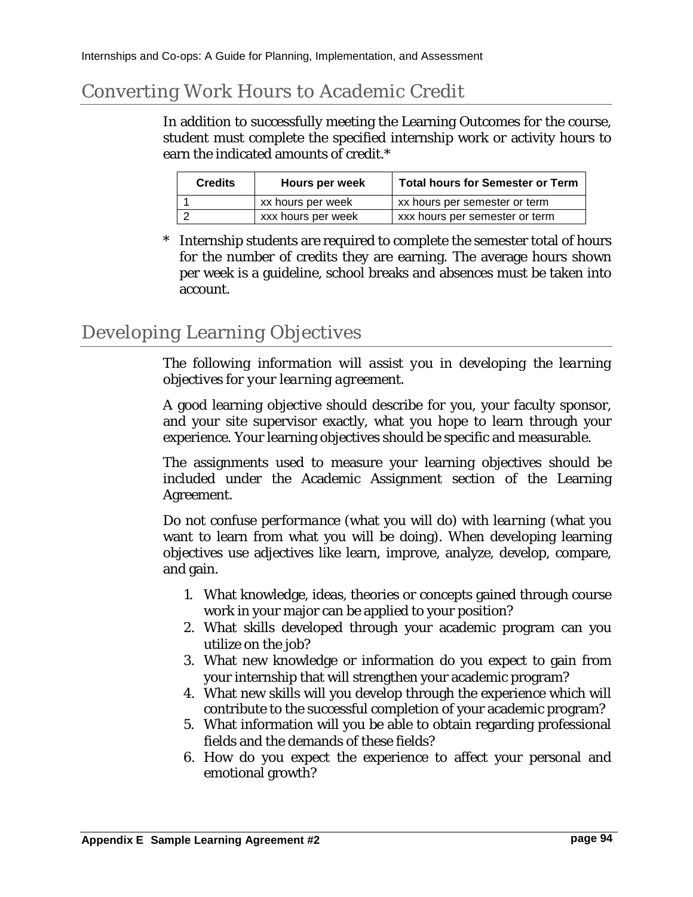## Converting Work Hours to Academic Credit

In addition to successfully meeting the Learning Outcomes for the course, student must complete the specified internship work or activity hours to earn the indicated amounts of credit.*

| Credits | Hours per week | Total hours for Semester or Term |
|---|---|---|
| 1 | xx hours per week | xx hours per semester or term |
| 2 | xxx hours per week | xxx hours per semester or term |

\* Internship students are required to complete the semester total of hours for the number of credits they are earning. The average hours shown per week is a guideline, school breaks and absences must be taken into account.

## Developing Learning Objectives

*The following information will assist you in developing the learning objectives for your learning agreement.*

A good learning objective should describe for you, your faculty sponsor, and your site supervisor exactly, what you hope to learn through your experience. Your learning objectives should be specific and measurable.

The assignments used to measure your learning objectives should be included under the Academic Assignment section of the Learning Agreement.

Do not confuse *performance* (what you will do) with *learning* (what you want to learn from what you will be doing). When developing learning objectives use adjectives like learn, improve, analyze, develop, compare, and gain.

1. What knowledge, ideas, theories or concepts gained through course work in your major can be applied to your position?
2. What skills developed through your academic program can you utilize on the job?
3. What new knowledge or information do you expect to gain from your internship that will strengthen your academic program?
4. What new skills will you develop through the experience which will contribute to the successful completion of your academic program?
5. What information will you be able to obtain regarding professional fields and the demands of these fields?
6. How do you expect the experience to affect your personal and emotional growth?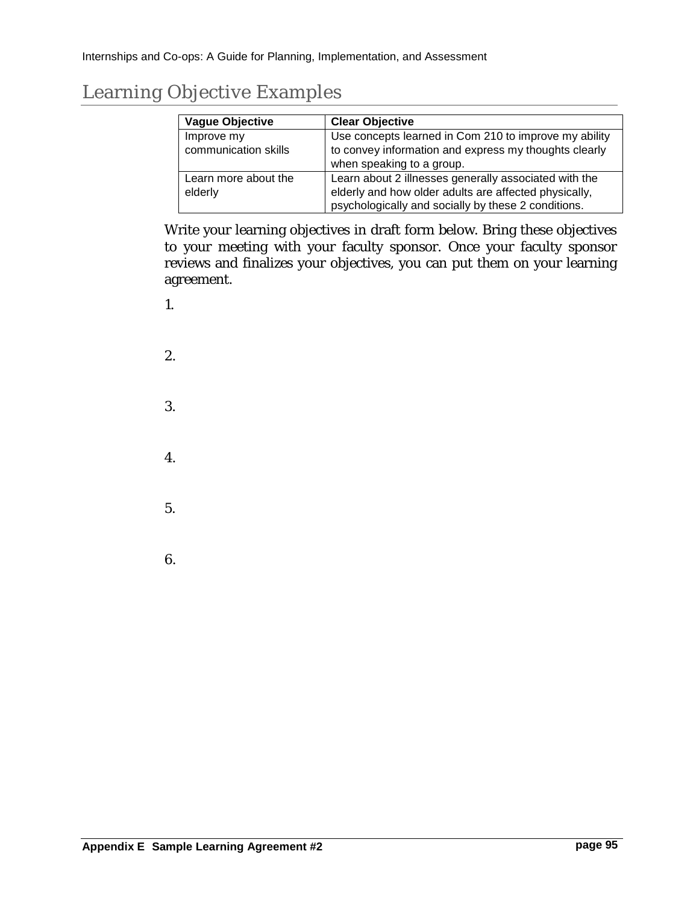## Learning Objective Examples

| Vague Objective | Clear Objective |
|---|---|
| Improve my communication skills | Use concepts learned in Com 210 to improve my ability to convey information and express my thoughts clearly when speaking to a group. |
| Learn more about the elderly | Learn about 2 illnesses generally associated with the elderly and how older adults are affected physically, psychologically and socially by these 2 conditions. |

Write your learning objectives in draft form below. Bring these objectives to your meeting with your faculty sponsor. Once your faculty sponsor reviews and finalizes your objectives, you can put them on your learning agreement.

1.

2.

3.

4.

5.

6.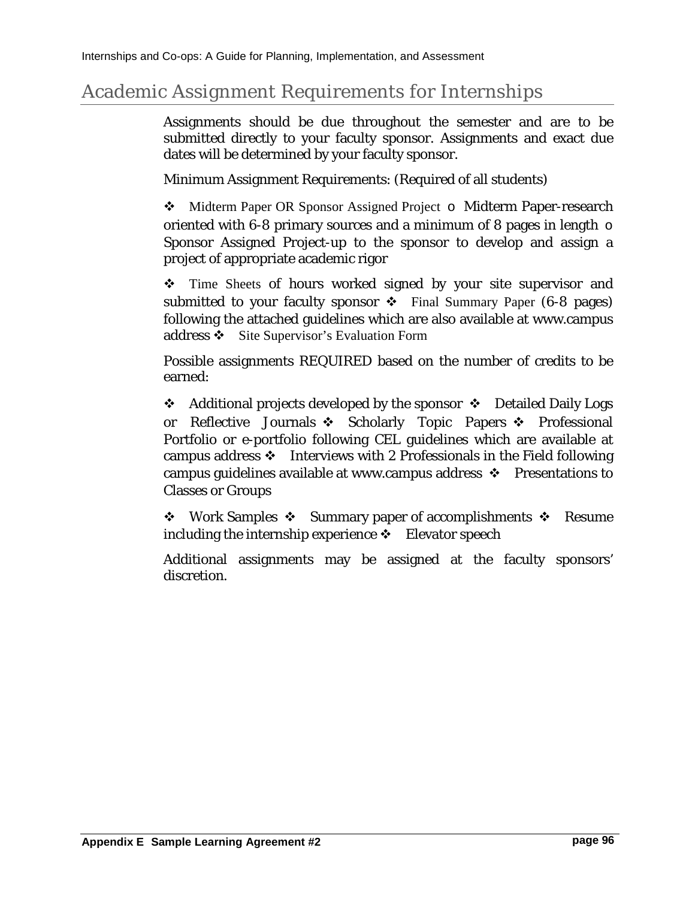## Academic Assignment Requirements for Internships

Assignments should be due throughout the semester and are to be submitted directly to your faculty sponsor. Assignments and exact due dates will be determined by your faculty sponsor.

Minimum Assignment Requirements: (Required of all students)

- Midterm Paper OR Sponsor Assigned Project
  - Midterm Paper-research oriented with 6-8 primary sources and a minimum of 8 pages in length
  - Sponsor Assigned Project-up to the sponsor to develop and assign a project of appropriate academic rigor
- Time Sheets of hours worked signed by your site supervisor and submitted to your faculty sponsor
- Final Summary Paper (6-8 pages) following the attached guidelines which are also available at www.campus address
- Site Supervisor's Evaluation Form

Possible assignments REQUIRED based on the number of credits to be earned:

- Additional projects developed by the sponsor
- Detailed Daily Logs or Reflective Journals
- Scholarly Topic Papers
- Professional Portfolio or e-portfolio following CEL guidelines which are available at campus address
- Interviews with 2 Professionals in the Field following campus guidelines available at www.campus address
- Presentations to Classes or Groups
- Work Samples
- Summary paper of accomplishments
- Resume including the internship experience
- Elevator speech

Additional assignments may be assigned at the faculty sponsors' discretion.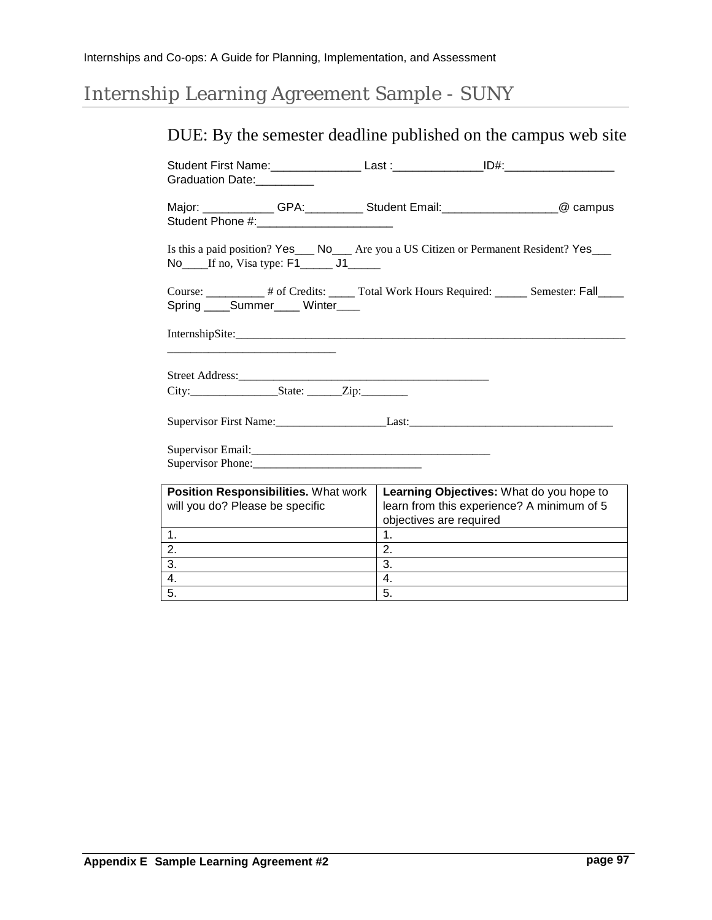## Internship Learning Agreement Sample - SUNY

### DUE: By the semester deadline published on the campus web site

Student First Name:______________ Last :______________ID#:_________________ Graduation Date:_________

Major: ___________ GPA:_________ Student Email:_________________@ campus Student Phone #:_____________________

Is this a paid position? Yes___ No___ Are you a US Citizen or Permanent Resident? Yes___ No____If no, Visa type: F1_____ J1_____

Course: _________ # of Credits: ____ Total Work Hours Required: _____ Semester: Fall____ Spring ____Summer____ Winter____

InternshipSite:______________________________________________________________________ ____________________________

Street Address:__________________________________________
City:_______________State: ______Zip:________

Supervisor First Name:___________________Last:___________________________________

Supervisor Email:_______________________________________
Supervisor Phone:____________________________

| **Position Responsibilities.** What work will you do? Please be specific | **Learning Objectives:** What do you hope to learn from this experience? A minimum of 5 objectives are required |
|---|---|
| 1. | 1. |
| 2. | 2. |
| 3. | 3. |
| 4. | 4. |
| 5. | 5. |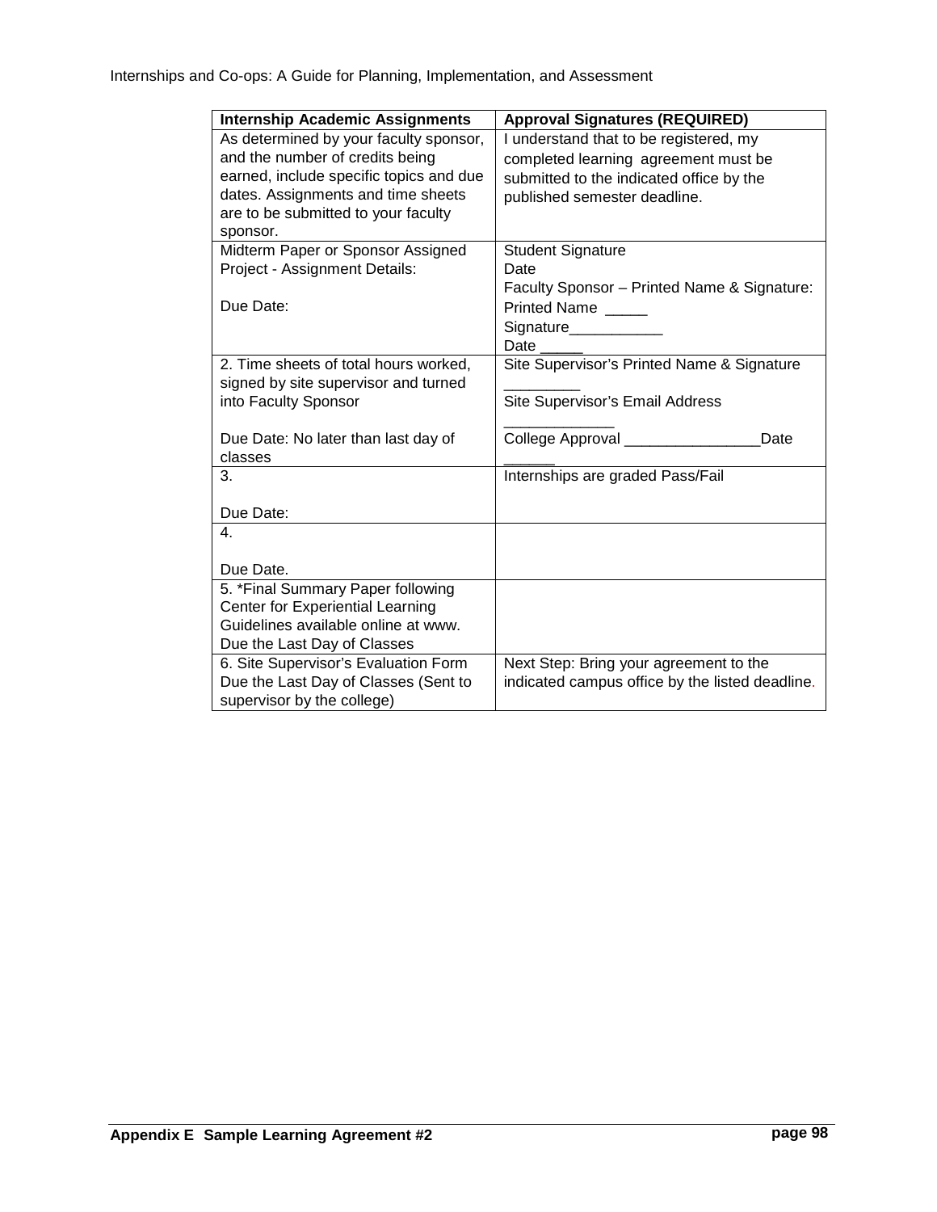| Internship Academic Assignments | Approval Signatures (REQUIRED) |
|---|---|
| As determined by your faculty sponsor, and the number of credits being earned, include specific topics and due dates. Assignments and time sheets are to be submitted to your faculty sponsor. | I understand that to be registered, my completed learning agreement must be submitted to the indicated office by the published semester deadline. |
| Midterm Paper or Sponsor Assigned Project - Assignment Details:<br><br>Due Date: | Student Signature<br>Date<br>Faculty Sponsor – Printed Name & Signature:<br>Printed Name _____<br>Signature___________<br>Date _____ |
| 2. Time sheets of total hours worked, signed by site supervisor and turned into Faculty Sponsor<br><br>Due Date: No later than last day of classes | Site Supervisor's Printed Name & Signature _________<br>Site Supervisor's Email Address _____________<br>College Approval ________________Date ______ |
| 3.<br><br>Due Date: | Internships are graded Pass/Fail |
| 4.<br><br>Due Date. | |
| 5. *Final Summary Paper following Center for Experiential Learning Guidelines available online at www. Due the Last Day of Classes | |
| 6. Site Supervisor's Evaluation Form Due the Last Day of Classes (Sent to supervisor by the college) | Next Step: Bring your agreement to the indicated campus office by the listed deadline. |

**Appendix E Sample Learning Agreement #2**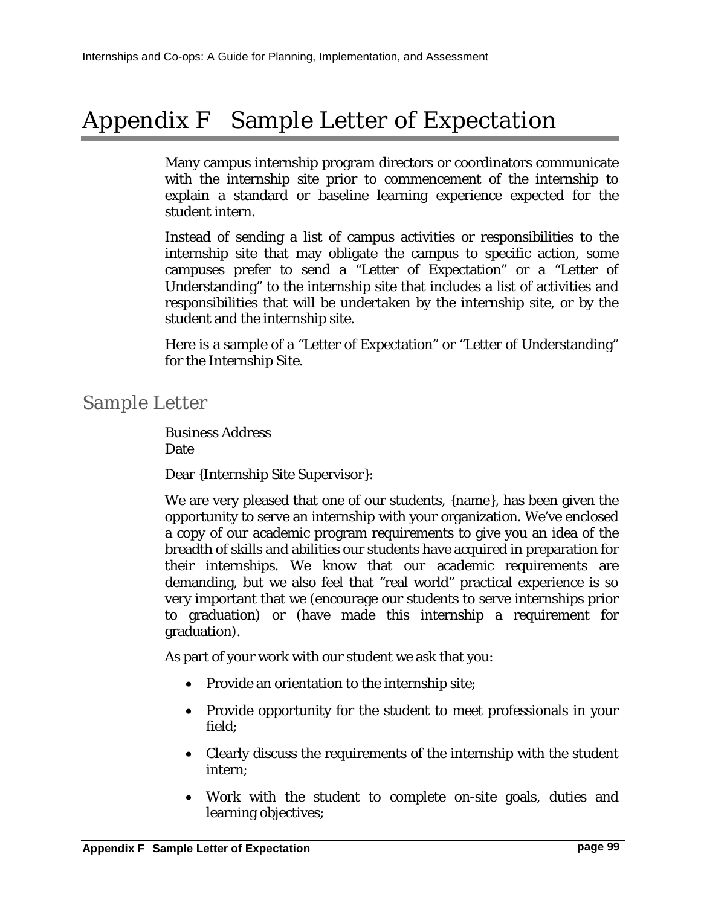# Appendix F Sample Letter of Expectation

Many campus internship program directors or coordinators communicate with the internship site prior to commencement of the internship to explain a standard or baseline learning experience expected for the student intern.

Instead of sending a list of campus activities or responsibilities to the internship site that may obligate the campus to specific action, some campuses prefer to send a "Letter of Expectation" or a "Letter of Understanding" to the internship site that includes a list of activities and responsibilities that will be undertaken by the internship site, or by the student and the internship site.

Here is a sample of a "Letter of Expectation" or "Letter of Understanding" for the Internship Site.

## Sample Letter

Business Address
Date

Dear {Internship Site Supervisor}:

We are very pleased that one of our students, {name}, has been given the opportunity to serve an internship with your organization. We've enclosed a copy of our academic program requirements to give you an idea of the breadth of skills and abilities our students have acquired in preparation for their internships. We know that our academic requirements are demanding, but we also feel that "real world" practical experience is so very important that we (encourage our students to serve internships prior to graduation) or (have made this internship a requirement for graduation).

As part of your work with our student we ask that you:

- Provide an orientation to the internship site;
- Provide opportunity for the student to meet professionals in your field;
- Clearly discuss the requirements of the internship with the student intern;
- Work with the student to complete on-site goals, duties and learning objectives;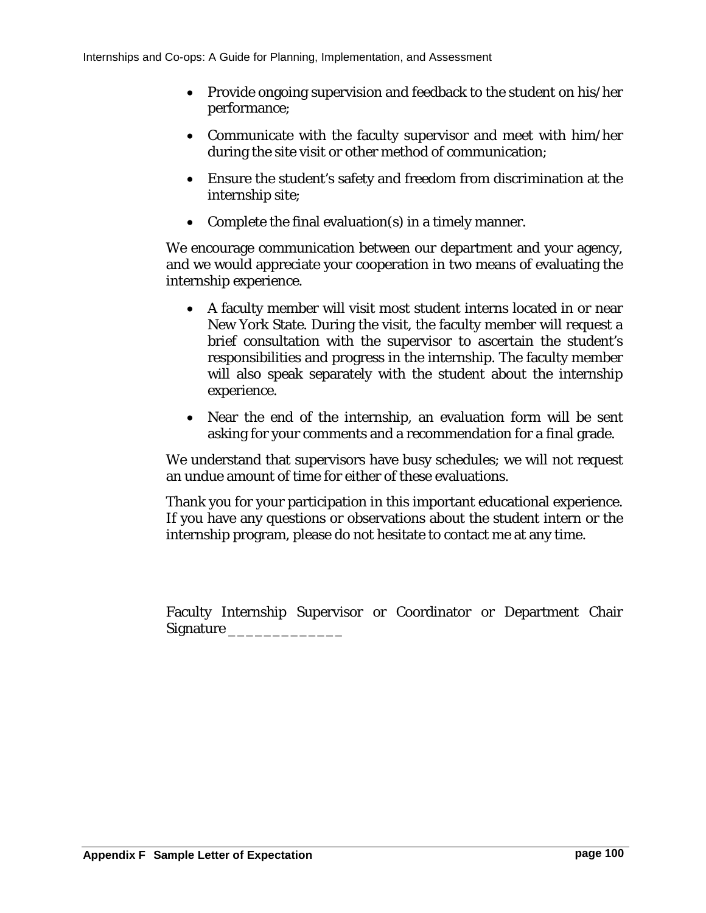- Provide ongoing supervision and feedback to the student on his/her performance;
- Communicate with the faculty supervisor and meet with him/her during the site visit or other method of communication;
- Ensure the student's safety and freedom from discrimination at the internship site;
- Complete the final evaluation(s) in a timely manner.

We encourage communication between our department and your agency, and we would appreciate your cooperation in two means of evaluating the internship experience.

- A faculty member will visit most student interns located in or near New York State. During the visit, the faculty member will request a brief consultation with the supervisor to ascertain the student's responsibilities and progress in the internship. The faculty member will also speak separately with the student about the internship experience.
- Near the end of the internship, an evaluation form will be sent asking for your comments and a recommendation for a final grade.

We understand that supervisors have busy schedules; we will not request an undue amount of time for either of these evaluations.

Thank you for your participation in this important educational experience. If you have any questions or observations about the student intern or the internship program, please do not hesitate to contact me at any time.

Faculty Internship Supervisor or Coordinator or Department Chair Signature _____________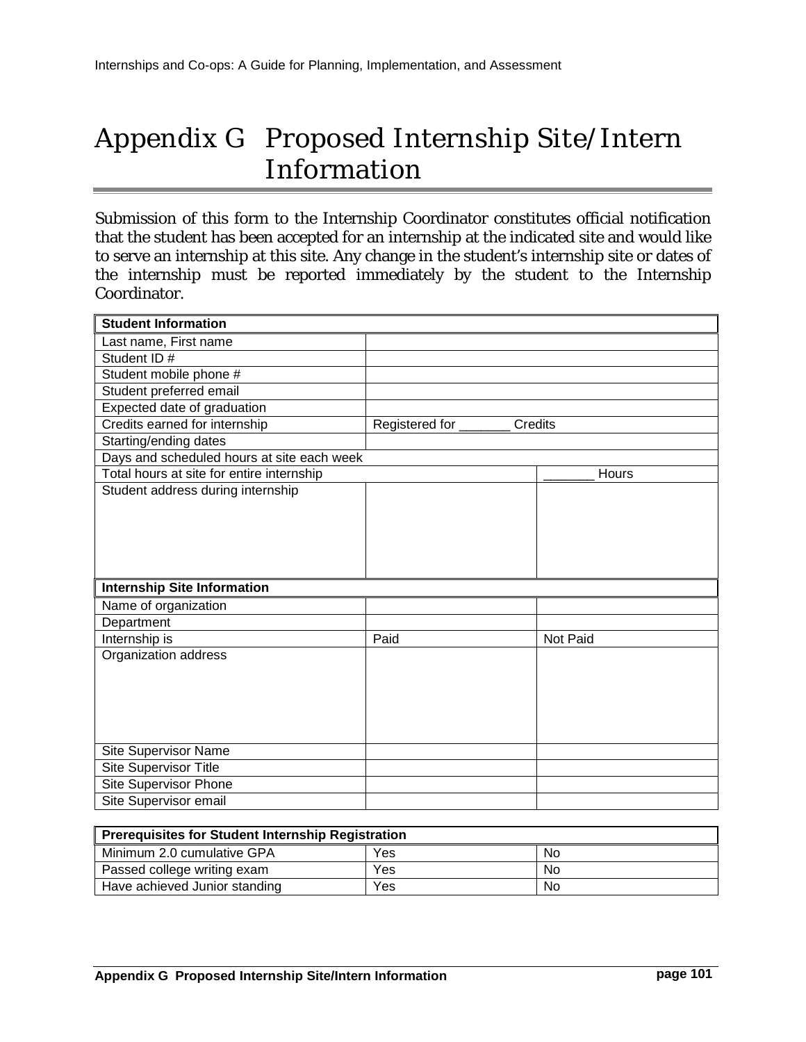# Appendix G Proposed Internship Site/Intern Information

Submission of this form to the Internship Coordinator constitutes official notification that the student has been accepted for an internship at the indicated site and would like to serve an internship at this site. Any change in the student's internship site or dates of the internship must be reported immediately by the student to the Internship Coordinator.

| **Student Information** | | |
|---|---|---|
| Last name, First name | | |
| Student ID # | | |
| Student mobile phone # | | |
| Student preferred email | | |
| Expected date of graduation | | |
| Credits earned for internship | Registered for _______ Credits | |
| Starting/ending dates | | |
| Days and scheduled hours at site each week | | |
| Total hours at site for entire internship | | _______ Hours |
| Student address during internship | | |
| **Internship Site Information** | | |
| Name of organization | | |
| Department | | |
| Internship is | Paid | Not Paid |
| Organization address | | |
| Site Supervisor Name | | |
| Site Supervisor Title | | |
| Site Supervisor Phone | | |
| Site Supervisor email | | |

| **Prerequisites for Student Internship Registration** | | |
|---|---|---|
| Minimum 2.0 cumulative GPA | Yes | No |
| Passed college writing exam | Yes | No |
| Have achieved Junior standing | Yes | No |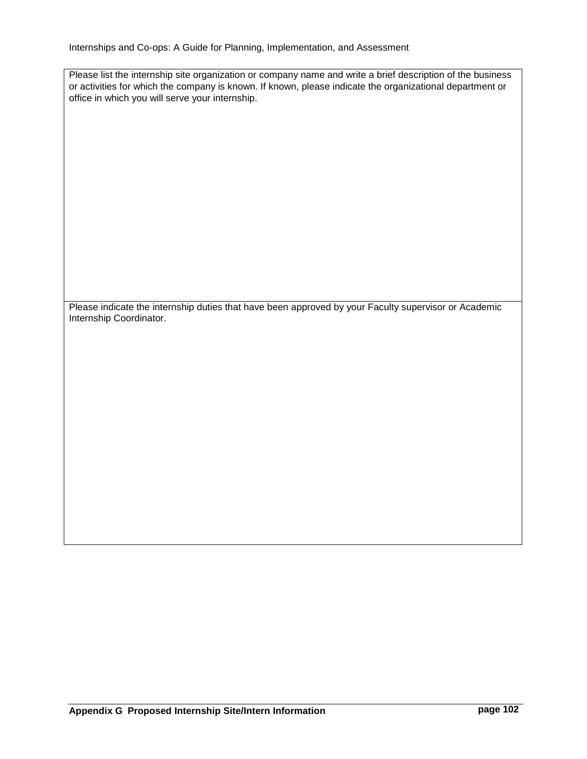| Please list the internship site organization or company name and write a brief description of the business or activities for which the company is known. If known, please indicate the organizational department or office in which you will serve your internship. |
| --- |
| Please indicate the internship duties that have been approved by your Faculty supervisor or Academic Internship Coordinator. |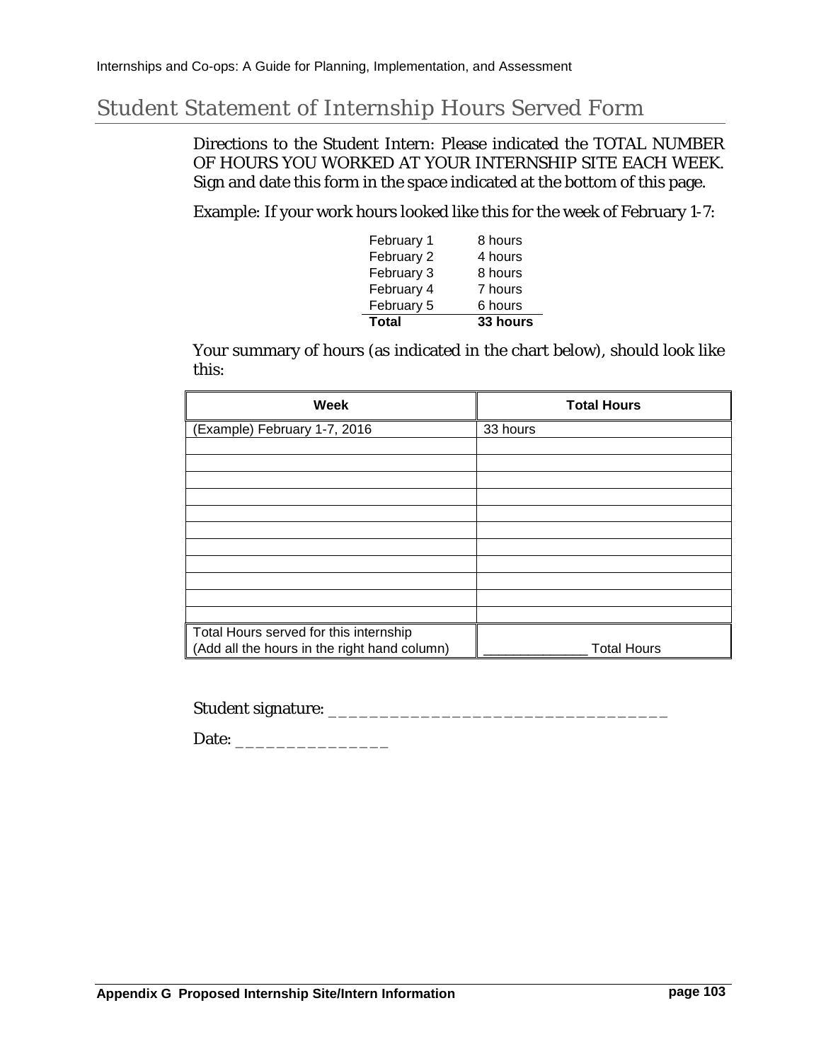# Student Statement of Internship Hours Served Form

Directions to the Student Intern: Please indicated the TOTAL NUMBER OF HOURS YOU WORKED AT YOUR INTERNSHIP SITE EACH WEEK. Sign and date this form in the space indicated at the bottom of this page.

Example: If your work hours looked like this for the week of February 1-7:

| | |
|---|---|
| February 1 | 8 hours |
| February 2 | 4 hours |
| February 3 | 8 hours |
| February 4 | 7 hours |
| February 5 | 6 hours |
| **Total** | **33 hours** |

Your summary of hours (as indicated in the chart below), should look like this:

| Week | Total Hours |
|---|---|
| (Example) February 1-7, 2016 | 33 hours |
| | |
| | |
| | |
| | |
| | |
| | |
| | |
| | |
| | |
| | |
| | |
| Total Hours served for this internship (Add all the hours in the right hand column) | _____________ Total Hours |

Student signature: _________________________________

Date: _______________